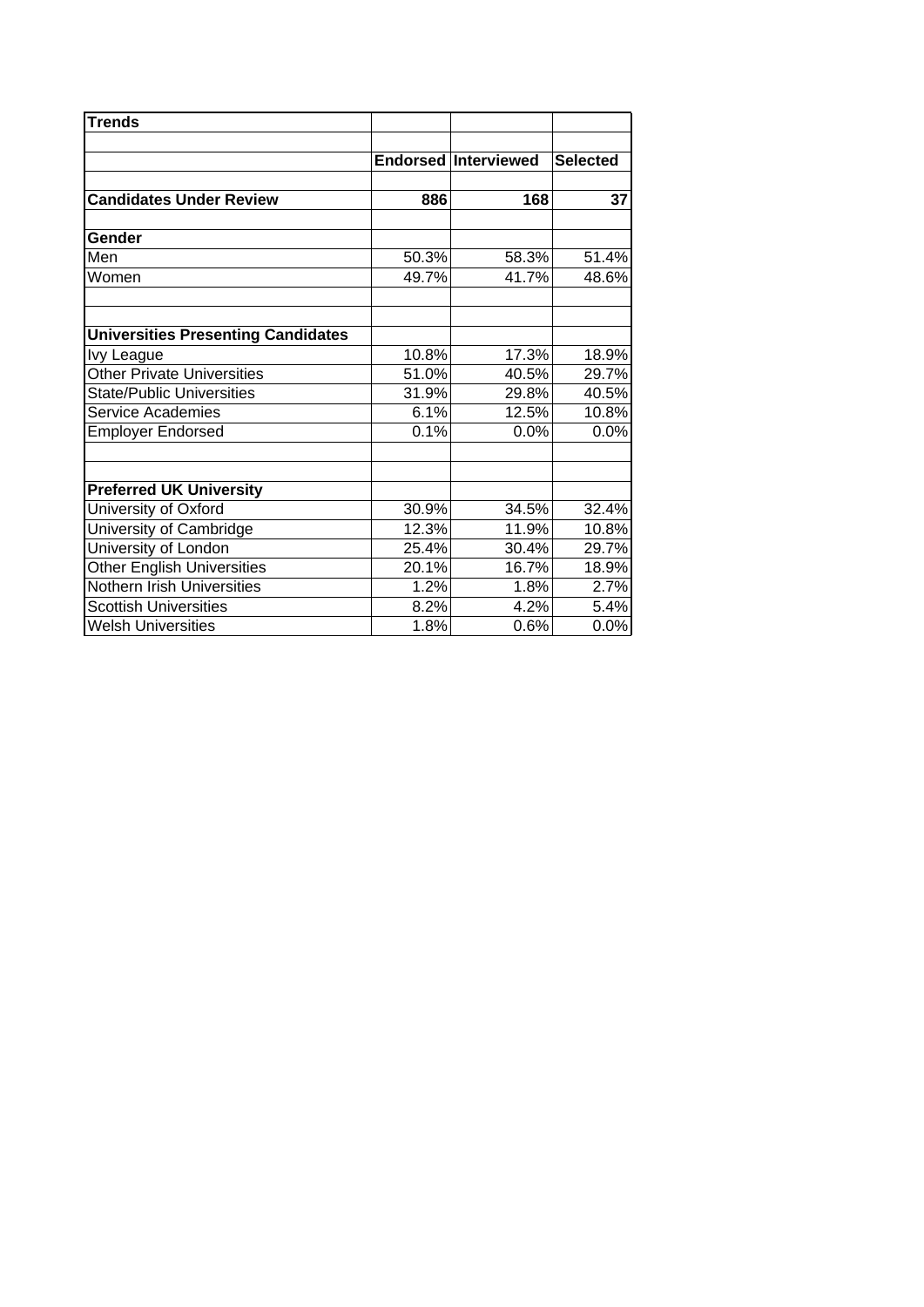| Trends | | | |
|---|---|---|---|
| | | | |
| | Endorsed | Interviewed | Selected |
| | | | |
| **Candidates Under Review** | **886** | **168** | **37** |
| | | | |
| **Gender** | | | |
| Men | 50.3% | 58.3% | 51.4% |
| Women | 49.7% | 41.7% | 48.6% |
| | | | |
| | | | |
| **Universities Presenting Candidates** | | | |
| Ivy League | 10.8% | 17.3% | 18.9% |
| Other Private Universities | 51.0% | 40.5% | 29.7% |
| State/Public Universities | 31.9% | 29.8% | 40.5% |
| Service Academies | 6.1% | 12.5% | 10.8% |
| Employer Endorsed | 0.1% | 0.0% | 0.0% |
| | | | |
| | | | |
| **Preferred UK University** | | | |
| University of Oxford | 30.9% | 34.5% | 32.4% |
| University of Cambridge | 12.3% | 11.9% | 10.8% |
| University of London | 25.4% | 30.4% | 29.7% |
| Other English Universities | 20.1% | 16.7% | 18.9% |
| Nothern Irish Universities | 1.2% | 1.8% | 2.7% |
| Scottish Universities | 8.2% | 4.2% | 5.4% |
| Welsh Universities | 1.8% | 0.6% | 0.0% |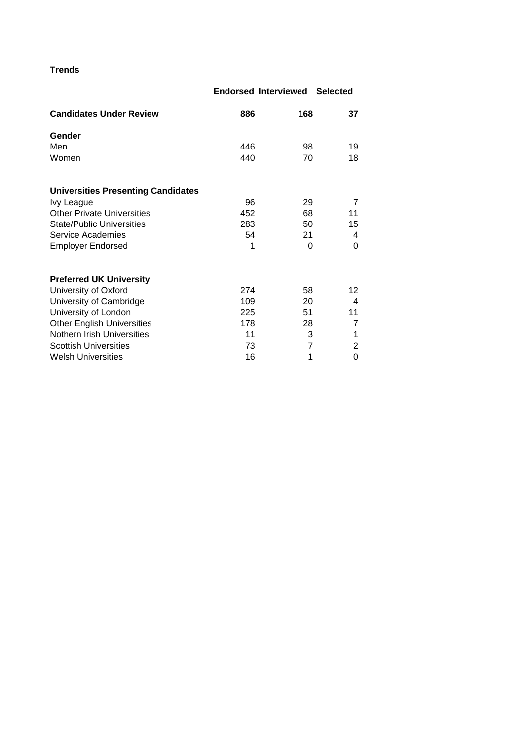**Trends**

| | Endorsed | Interviewed | Selected |
|---|---|---|---|
| **Candidates Under Review** | **886** | **168** | **37** |
| **Gender** | | | |
| Men | 446 | 98 | 19 |
| Women | 440 | 70 | 18 |
| **Universities Presenting Candidates** | | | |
| Ivy League | 96 | 29 | 7 |
| Other Private Universities | 452 | 68 | 11 |
| State/Public Universities | 283 | 50 | 15 |
| Service Academies | 54 | 21 | 4 |
| Employer Endorsed | 1 | 0 | 0 |
| **Preferred UK University** | | | |
| University of Oxford | 274 | 58 | 12 |
| University of Cambridge | 109 | 20 | 4 |
| University of London | 225 | 51 | 11 |
| Other English Universities | 178 | 28 | 7 |
| Nothern Irish Universities | 11 | 3 | 1 |
| Scottish Universities | 73 | 7 | 2 |
| Welsh Universities | 16 | 1 | 0 |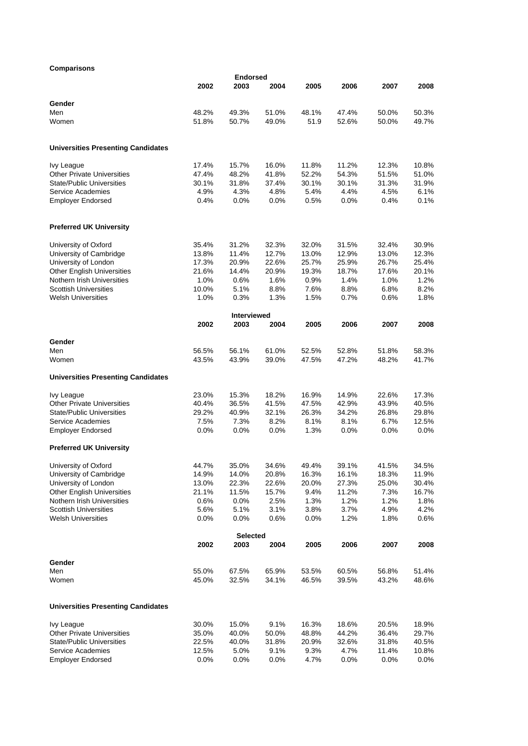**Comparisons**

**Endorsed**

| | 2002 | 2003 | 2004 | 2005 | 2006 | 2007 | 2008 |
|---|---|---|---|---|---|---|---|
| **Gender** | | | | | | | |
| Men | 48.2% | 49.3% | 51.0% | 48.1% | 47.4% | 50.0% | 50.3% |
| Women | 51.8% | 50.7% | 49.0% | 51.9 | 52.6% | 50.0% | 49.7% |
| **Universities Presenting Candidates** | | | | | | | |
| Ivy League | 17.4% | 15.7% | 16.0% | 11.8% | 11.2% | 12.3% | 10.8% |
| Other Private Universities | 47.4% | 48.2% | 41.8% | 52.2% | 54.3% | 51.5% | 51.0% |
| State/Public Universities | 30.1% | 31.8% | 37.4% | 30.1% | 30.1% | 31.3% | 31.9% |
| Service Academies | 4.9% | 4.3% | 4.8% | 5.4% | 4.4% | 4.5% | 6.1% |
| Employer Endorsed | 0.4% | 0.0% | 0.0% | 0.5% | 0.0% | 0.4% | 0.1% |
| **Preferred UK University** | | | | | | | |
| University of Oxford | 35.4% | 31.2% | 32.3% | 32.0% | 31.5% | 32.4% | 30.9% |
| University of Cambridge | 13.8% | 11.4% | 12.7% | 13.0% | 12.9% | 13.0% | 12.3% |
| University of London | 17.3% | 20.9% | 22.6% | 25.7% | 25.9% | 26.7% | 25.4% |
| Other English Universities | 21.6% | 14.4% | 20.9% | 19.3% | 18.7% | 17.6% | 20.1% |
| Nothern Irish Universities | 1.0% | 0.6% | 1.6% | 0.9% | 1.4% | 1.0% | 1.2% |
| Scottish Universities | 10.0% | 5.1% | 8.8% | 7.6% | 8.8% | 6.8% | 8.2% |
| Welsh Universities | 1.0% | 0.3% | 1.3% | 1.5% | 0.7% | 0.6% | 1.8% |

**Interviewed**

| | 2002 | 2003 | 2004 | 2005 | 2006 | 2007 | 2008 |
|---|---|---|---|---|---|---|---|
| **Gender** | | | | | | | |
| Men | 56.5% | 56.1% | 61.0% | 52.5% | 52.8% | 51.8% | 58.3% |
| Women | 43.5% | 43.9% | 39.0% | 47.5% | 47.2% | 48.2% | 41.7% |
| **Universities Presenting Candidates** | | | | | | | |
| Ivy League | 23.0% | 15.3% | 18.2% | 16.9% | 14.9% | 22.6% | 17.3% |
| Other Private Universities | 40.4% | 36.5% | 41.5% | 47.5% | 42.9% | 43.9% | 40.5% |
| State/Public Universities | 29.2% | 40.9% | 32.1% | 26.3% | 34.2% | 26.8% | 29.8% |
| Service Academies | 7.5% | 7.3% | 8.2% | 8.1% | 8.1% | 6.7% | 12.5% |
| Employer Endorsed | 0.0% | 0.0% | 0.0% | 1.3% | 0.0% | 0.0% | 0.0% |
| **Preferred UK University** | | | | | | | |
| University of Oxford | 44.7% | 35.0% | 34.6% | 49.4% | 39.1% | 41.5% | 34.5% |
| University of Cambridge | 14.9% | 14.0% | 20.8% | 16.3% | 16.1% | 18.3% | 11.9% |
| University of London | 13.0% | 22.3% | 22.6% | 20.0% | 27.3% | 25.0% | 30.4% |
| Other English Universities | 21.1% | 11.5% | 15.7% | 9.4% | 11.2% | 7.3% | 16.7% |
| Nothern Irish Universities | 0.6% | 0.0% | 2.5% | 1.3% | 1.2% | 1.2% | 1.8% |
| Scottish Universities | 5.6% | 5.1% | 3.1% | 3.8% | 3.7% | 4.9% | 4.2% |
| Welsh Universities | 0.0% | 0.0% | 0.6% | 0.0% | 1.2% | 1.8% | 0.6% |

**Selected**

| | 2002 | 2003 | 2004 | 2005 | 2006 | 2007 | 2008 |
|---|---|---|---|---|---|---|---|
| **Gender** | | | | | | | |
| Men | 55.0% | 67.5% | 65.9% | 53.5% | 60.5% | 56.8% | 51.4% |
| Women | 45.0% | 32.5% | 34.1% | 46.5% | 39.5% | 43.2% | 48.6% |
| **Universities Presenting Candidates** | | | | | | | |
| Ivy League | 30.0% | 15.0% | 9.1% | 16.3% | 18.6% | 20.5% | 18.9% |
| Other Private Universities | 35.0% | 40.0% | 50.0% | 48.8% | 44.2% | 36.4% | 29.7% |
| State/Public Universities | 22.5% | 40.0% | 31.8% | 20.9% | 32.6% | 31.8% | 40.5% |
| Service Academies | 12.5% | 5.0% | 9.1% | 9.3% | 4.7% | 11.4% | 10.8% |
| Employer Endorsed | 0.0% | 0.0% | 0.0% | 4.7% | 0.0% | 0.0% | 0.0% |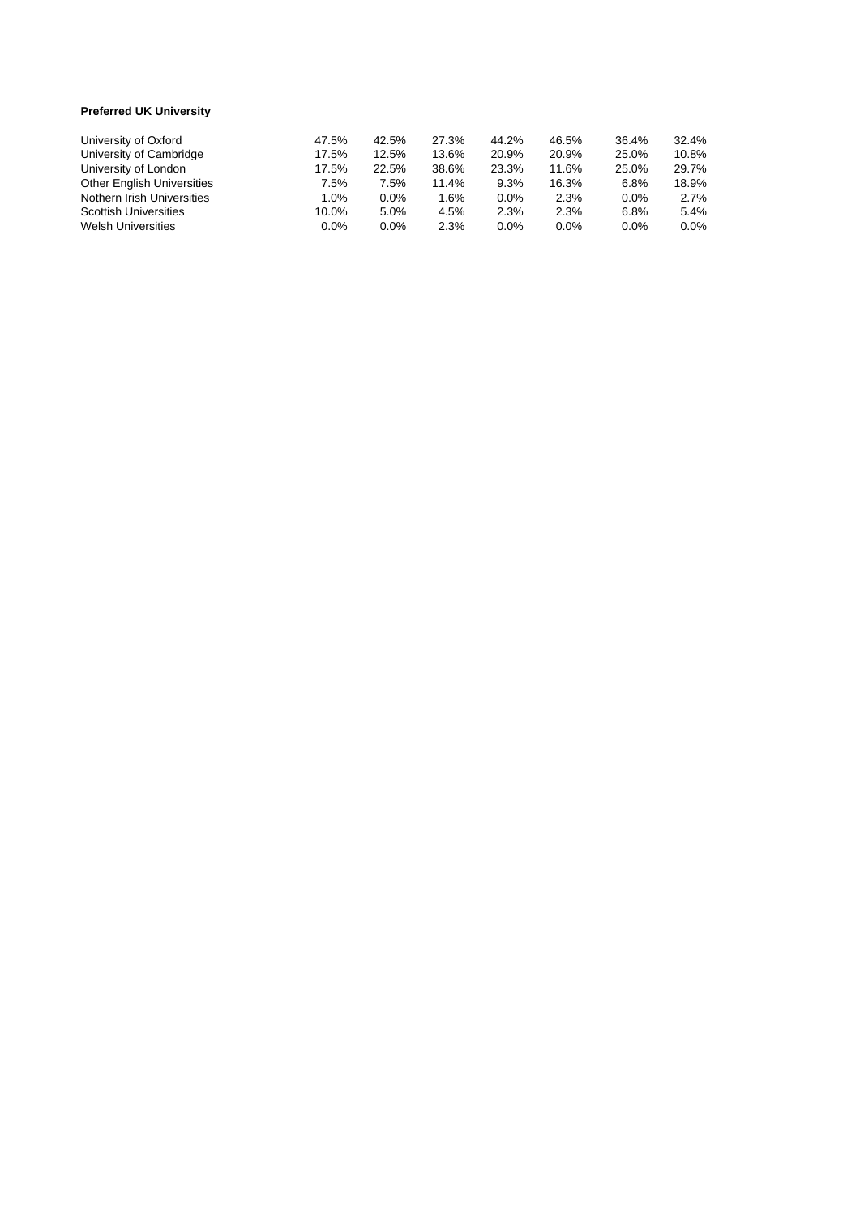**Preferred UK University**

| | | | | | | | |
|---|---|---|---|---|---|---|---|
| University of Oxford | 47.5% | 42.5% | 27.3% | 44.2% | 46.5% | 36.4% | 32.4% |
| University of Cambridge | 17.5% | 12.5% | 13.6% | 20.9% | 20.9% | 25.0% | 10.8% |
| University of London | 17.5% | 22.5% | 38.6% | 23.3% | 11.6% | 25.0% | 29.7% |
| Other English Universities | 7.5% | 7.5% | 11.4% | 9.3% | 16.3% | 6.8% | 18.9% |
| Nothern Irish Universities | 1.0% | 0.0% | 1.6% | 0.0% | 2.3% | 0.0% | 2.7% |
| Scottish Universities | 10.0% | 5.0% | 4.5% | 2.3% | 2.3% | 6.8% | 5.4% |
| Welsh Universities | 0.0% | 0.0% | 2.3% | 0.0% | 0.0% | 0.0% | 0.0% |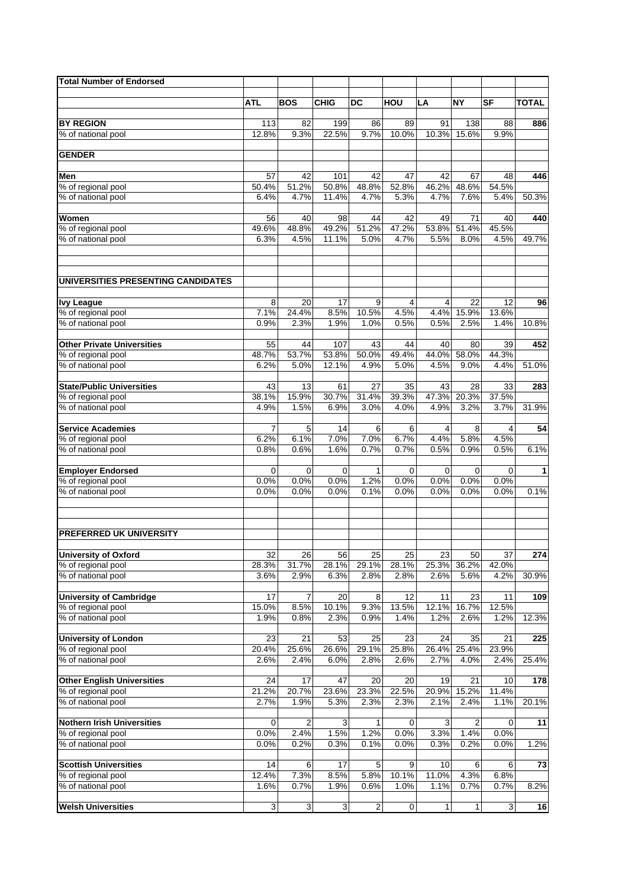| Total Number of Endorsed | | | | | | | | | |
|---|---|---|---|---|---|---|---|---|---|
| | ATL | BOS | CHIG | DC | HOU | LA | NY | SF | TOTAL |
| **BY REGION** | 113 | 82 | 199 | 86 | 89 | 91 | 138 | 88 | **886** |
| % of national pool | 12.8% | 9.3% | 22.5% | 9.7% | 10.0% | 10.3% | 15.6% | 9.9% | |
| **GENDER** | | | | | | | | | |
| **Men** | 57 | 42 | 101 | 42 | 47 | 42 | 67 | 48 | **446** |
| % of regional pool | 50.4% | 51.2% | 50.8% | 48.8% | 52.8% | 46.2% | 48.6% | 54.5% | |
| % of national pool | 6.4% | 4.7% | 11.4% | 4.7% | 5.3% | 4.7% | 7.6% | 5.4% | 50.3% |
| **Women** | 56 | 40 | 98 | 44 | 42 | 49 | 71 | 40 | **440** |
| % of regional pool | 49.6% | 48.8% | 49.2% | 51.2% | 47.2% | 53.8% | 51.4% | 45.5% | |
| % of national pool | 6.3% | 4.5% | 11.1% | 5.0% | 4.7% | 5.5% | 8.0% | 4.5% | 49.7% |
| **UNIVERSITIES PRESENTING CANDIDATES** | | | | | | | | | |
| **Ivy League** | 8 | 20 | 17 | 9 | 4 | 4 | 22 | 12 | **96** |
| % of regional pool | 7.1% | 24.4% | 8.5% | 10.5% | 4.5% | 4.4% | 15.9% | 13.6% | |
| % of national pool | 0.9% | 2.3% | 1.9% | 1.0% | 0.5% | 0.5% | 2.5% | 1.4% | 10.8% |
| **Other Private Universities** | 55 | 44 | 107 | 43 | 44 | 40 | 80 | 39 | **452** |
| % of regional pool | 48.7% | 53.7% | 53.8% | 50.0% | 49.4% | 44.0% | 58.0% | 44.3% | |
| % of national pool | 6.2% | 5.0% | 12.1% | 4.9% | 5.0% | 4.5% | 9.0% | 4.4% | 51.0% |
| **State/Public Universities** | 43 | 13 | 61 | 27 | 35 | 43 | 28 | 33 | **283** |
| % of regional pool | 38.1% | 15.9% | 30.7% | 31.4% | 39.3% | 47.3% | 20.3% | 37.5% | |
| % of national pool | 4.9% | 1.5% | 6.9% | 3.0% | 4.0% | 4.9% | 3.2% | 3.7% | 31.9% |
| **Service Academies** | 7 | 5 | 14 | 6 | 6 | 4 | 8 | 4 | **54** |
| % of regional pool | 6.2% | 6.1% | 7.0% | 7.0% | 6.7% | 4.4% | 5.8% | 4.5% | |
| % of national pool | 0.8% | 0.6% | 1.6% | 0.7% | 0.7% | 0.5% | 0.9% | 0.5% | 6.1% |
| **Employer Endorsed** | 0 | 0 | 0 | 1 | 0 | 0 | 0 | 0 | **1** |
| % of regional pool | 0.0% | 0.0% | 0.0% | 1.2% | 0.0% | 0.0% | 0.0% | 0.0% | |
| % of national pool | 0.0% | 0.0% | 0.0% | 0.1% | 0.0% | 0.0% | 0.0% | 0.0% | 0.1% |
| **PREFERRED UK UNIVERSITY** | | | | | | | | | |
| **University of Oxford** | 32 | 26 | 56 | 25 | 25 | 23 | 50 | 37 | **274** |
| % of regional pool | 28.3% | 31.7% | 28.1% | 29.1% | 28.1% | 25.3% | 36.2% | 42.0% | |
| % of national pool | 3.6% | 2.9% | 6.3% | 2.8% | 2.8% | 2.6% | 5.6% | 4.2% | 30.9% |
| **University of Cambridge** | 17 | 7 | 20 | 8 | 12 | 11 | 23 | 11 | **109** |
| % of regional pool | 15.0% | 8.5% | 10.1% | 9.3% | 13.5% | 12.1% | 16.7% | 12.5% | |
| % of national pool | 1.9% | 0.8% | 2.3% | 0.9% | 1.4% | 1.2% | 2.6% | 1.2% | 12.3% |
| **University of London** | 23 | 21 | 53 | 25 | 23 | 24 | 35 | 21 | **225** |
| % of regional pool | 20.4% | 25.6% | 26.6% | 29.1% | 25.8% | 26.4% | 25.4% | 23.9% | |
| % of national pool | 2.6% | 2.4% | 6.0% | 2.8% | 2.6% | 2.7% | 4.0% | 2.4% | 25.4% |
| **Other English Universities** | 24 | 17 | 47 | 20 | 20 | 19 | 21 | 10 | **178** |
| % of regional pool | 21.2% | 20.7% | 23.6% | 23.3% | 22.5% | 20.9% | 15.2% | 11.4% | |
| % of national pool | 2.7% | 1.9% | 5.3% | 2.3% | 2.3% | 2.1% | 2.4% | 1.1% | 20.1% |
| **Nothern Irish Universities** | 0 | 2 | 3 | 1 | 0 | 3 | 2 | 0 | **11** |
| % of regional pool | 0.0% | 2.4% | 1.5% | 1.2% | 0.0% | 3.3% | 1.4% | 0.0% | |
| % of national pool | 0.0% | 0.2% | 0.3% | 0.1% | 0.0% | 0.3% | 0.2% | 0.0% | 1.2% |
| **Scottish Universities** | 14 | 6 | 17 | 5 | 9 | 10 | 6 | 6 | **73** |
| % of regional pool | 12.4% | 7.3% | 8.5% | 5.8% | 10.1% | 11.0% | 4.3% | 6.8% | |
| % of national pool | 1.6% | 0.7% | 1.9% | 0.6% | 1.0% | 1.1% | 0.7% | 0.7% | 8.2% |
| **Welsh Universities** | 3 | 3 | 3 | 2 | 0 | 1 | 1 | 3 | **16** |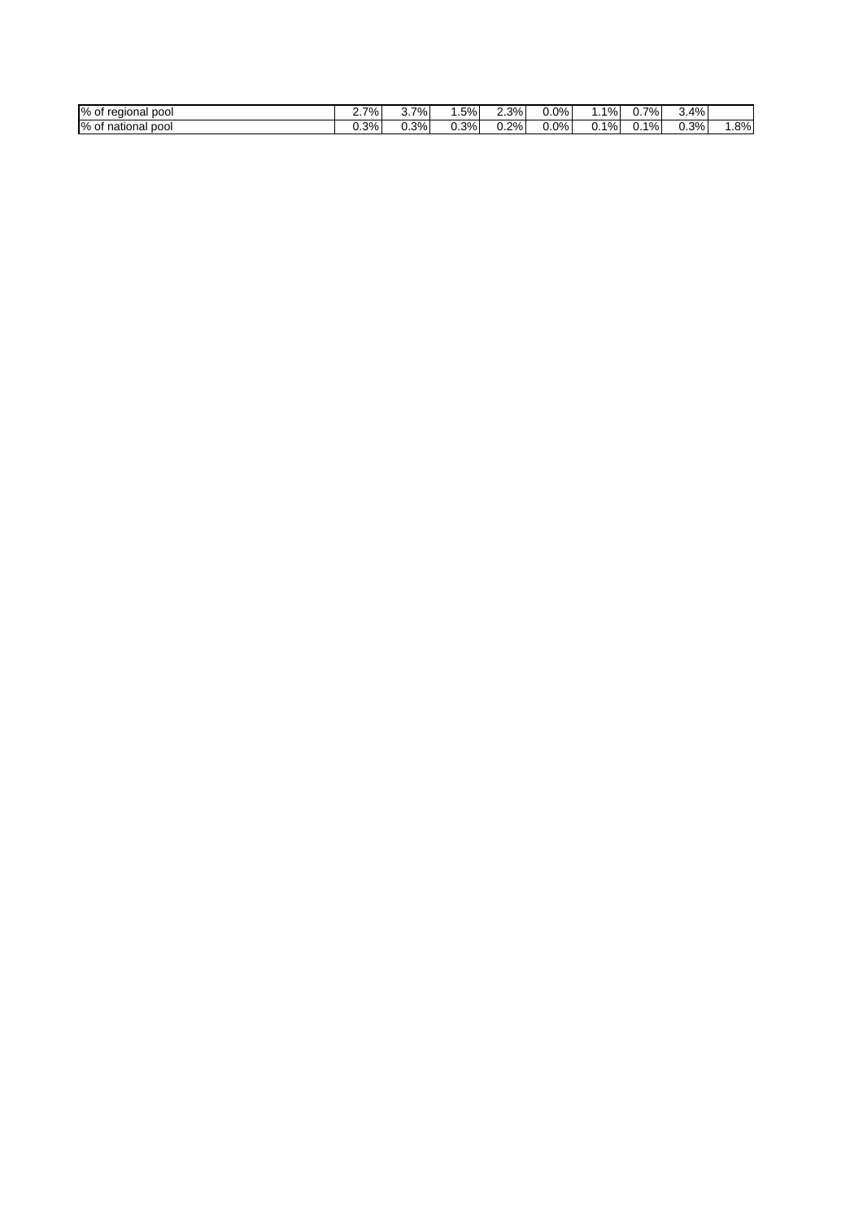| | | | | | | | | | |
|---|---|---|---|---|---|---|---|---|---|
| % of regional pool | 2.7% | 3.7% | 1.5% | 2.3% | 0.0% | 1.1% | 0.7% | 3.4% | |
| % of national pool | 0.3% | 0.3% | 0.3% | 0.2% | 0.0% | 0.1% | 0.1% | 0.3% | 1.8% |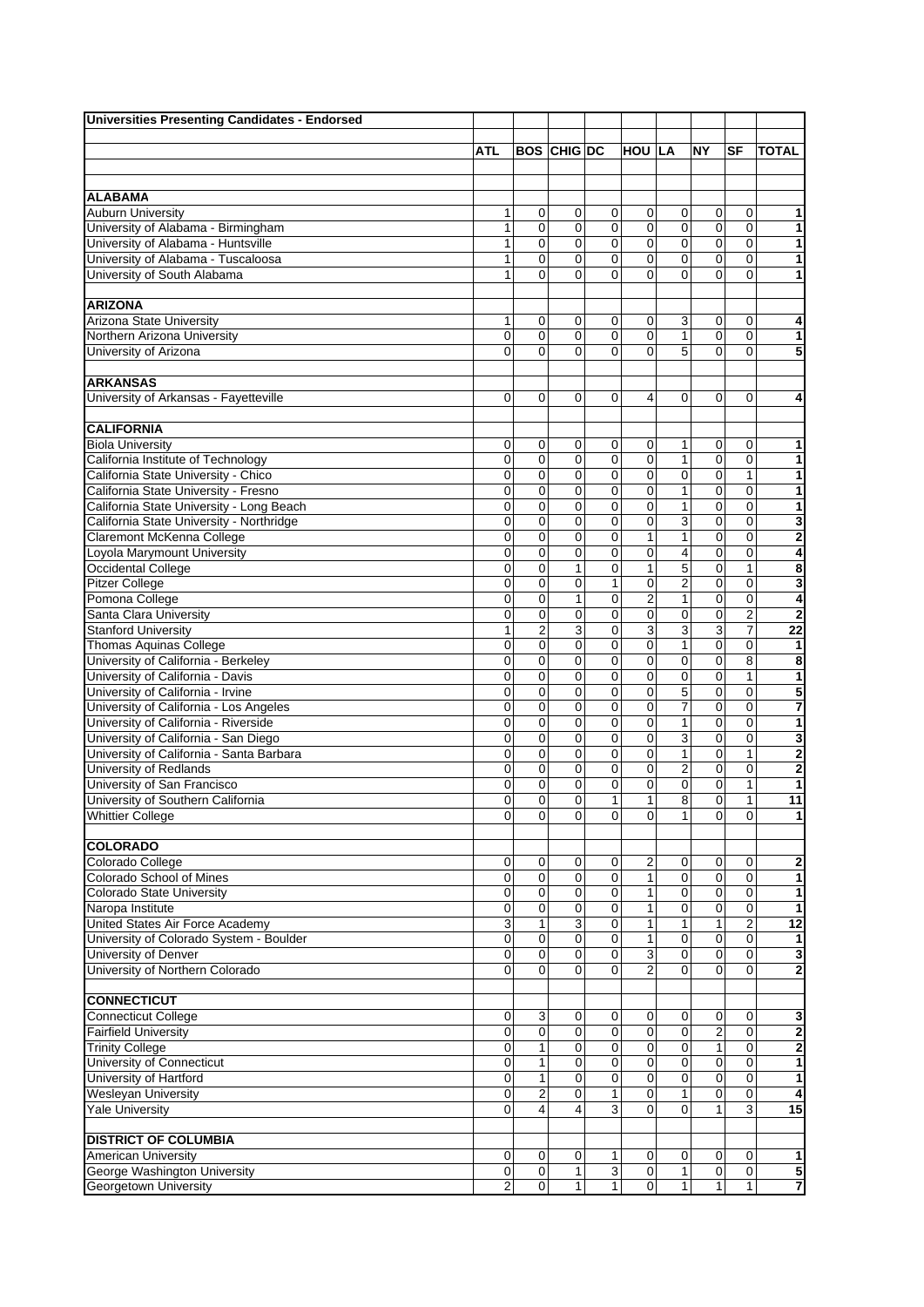**Universities Presenting Candidates - Endorsed**

| | ATL | BOS | CHIG | DC | HOU | LA | NY | SF | TOTAL |
|---|---|---|---|---|---|---|---|---|---|
| **ALABAMA** | | | | | | | | | |
| Auburn University | 1 | 0 | 0 | 0 | 0 | 0 | 0 | 0 | 1 |
| University of Alabama - Birmingham | 1 | 0 | 0 | 0 | 0 | 0 | 0 | 0 | 1 |
| University of Alabama - Huntsville | 1 | 0 | 0 | 0 | 0 | 0 | 0 | 0 | 1 |
| University of Alabama - Tuscaloosa | 1 | 0 | 0 | 0 | 0 | 0 | 0 | 0 | 1 |
| University of South Alabama | 1 | 0 | 0 | 0 | 0 | 0 | 0 | 0 | 1 |
| **ARIZONA** | | | | | | | | | |
| Arizona State University | 1 | 0 | 0 | 0 | 0 | 3 | 0 | 0 | 4 |
| Northern Arizona University | 0 | 0 | 0 | 0 | 0 | 1 | 0 | 0 | 1 |
| University of Arizona | 0 | 0 | 0 | 0 | 0 | 5 | 0 | 0 | 5 |
| **ARKANSAS** | | | | | | | | | |
| University of Arkansas - Fayetteville | 0 | 0 | 0 | 0 | 4 | 0 | 0 | 0 | 4 |
| **CALIFORNIA** | | | | | | | | | |
| Biola University | 0 | 0 | 0 | 0 | 0 | 1 | 0 | 0 | 1 |
| California Institute of Technology | 0 | 0 | 0 | 0 | 0 | 1 | 0 | 0 | 1 |
| California State University - Chico | 0 | 0 | 0 | 0 | 0 | 0 | 0 | 1 | 1 |
| California State University - Fresno | 0 | 0 | 0 | 0 | 0 | 1 | 0 | 0 | 1 |
| California State University - Long Beach | 0 | 0 | 0 | 0 | 0 | 1 | 0 | 0 | 1 |
| California State University - Northridge | 0 | 0 | 0 | 0 | 0 | 3 | 0 | 0 | 3 |
| Claremont McKenna College | 0 | 0 | 0 | 0 | 1 | 1 | 0 | 0 | 2 |
| Loyola Marymount University | 0 | 0 | 0 | 0 | 0 | 4 | 0 | 0 | 4 |
| Occidental College | 0 | 0 | 1 | 0 | 1 | 5 | 0 | 1 | 8 |
| Pitzer College | 0 | 0 | 0 | 1 | 0 | 2 | 0 | 0 | 3 |
| Pomona College | 0 | 0 | 1 | 0 | 2 | 1 | 0 | 0 | 4 |
| Santa Clara University | 0 | 0 | 0 | 0 | 0 | 0 | 0 | 2 | 2 |
| Stanford University | 1 | 2 | 3 | 0 | 3 | 3 | 3 | 7 | 22 |
| Thomas Aquinas College | 0 | 0 | 0 | 0 | 0 | 1 | 0 | 0 | 1 |
| University of California - Berkeley | 0 | 0 | 0 | 0 | 0 | 0 | 0 | 8 | 8 |
| University of California - Davis | 0 | 0 | 0 | 0 | 0 | 0 | 0 | 1 | 1 |
| University of California - Irvine | 0 | 0 | 0 | 0 | 0 | 5 | 0 | 0 | 5 |
| University of California - Los Angeles | 0 | 0 | 0 | 0 | 0 | 7 | 0 | 0 | 7 |
| University of California - Riverside | 0 | 0 | 0 | 0 | 0 | 1 | 0 | 0 | 1 |
| University of California - San Diego | 0 | 0 | 0 | 0 | 0 | 3 | 0 | 0 | 3 |
| University of California - Santa Barbara | 0 | 0 | 0 | 0 | 0 | 1 | 0 | 1 | 2 |
| University of Redlands | 0 | 0 | 0 | 0 | 0 | 2 | 0 | 0 | 2 |
| University of San Francisco | 0 | 0 | 0 | 0 | 0 | 0 | 0 | 1 | 1 |
| University of Southern California | 0 | 0 | 0 | 1 | 1 | 8 | 0 | 1 | 11 |
| Whittier College | 0 | 0 | 0 | 0 | 0 | 1 | 0 | 0 | 1 |
| **COLORADO** | | | | | | | | | |
| Colorado College | 0 | 0 | 0 | 0 | 2 | 0 | 0 | 0 | 2 |
| Colorado School of Mines | 0 | 0 | 0 | 0 | 1 | 0 | 0 | 0 | 1 |
| Colorado State University | 0 | 0 | 0 | 0 | 1 | 0 | 0 | 0 | 1 |
| Naropa Institute | 0 | 0 | 0 | 0 | 1 | 0 | 0 | 0 | 1 |
| United States Air Force Academy | 3 | 1 | 3 | 0 | 1 | 1 | 1 | 2 | 12 |
| University of Colorado System - Boulder | 0 | 0 | 0 | 0 | 1 | 0 | 0 | 0 | 1 |
| University of Denver | 0 | 0 | 0 | 0 | 3 | 0 | 0 | 0 | 3 |
| University of Northern Colorado | 0 | 0 | 0 | 0 | 2 | 0 | 0 | 0 | 2 |
| **CONNECTICUT** | | | | | | | | | |
| Connecticut College | 0 | 3 | 0 | 0 | 0 | 0 | 0 | 0 | 3 |
| Fairfield University | 0 | 0 | 0 | 0 | 0 | 0 | 2 | 0 | 2 |
| Trinity College | 0 | 1 | 0 | 0 | 0 | 0 | 1 | 0 | 2 |
| University of Connecticut | 0 | 1 | 0 | 0 | 0 | 0 | 0 | 0 | 1 |
| University of Hartford | 0 | 1 | 0 | 0 | 0 | 0 | 0 | 0 | 1 |
| Wesleyan University | 0 | 2 | 0 | 1 | 0 | 1 | 0 | 0 | 4 |
| Yale University | 0 | 4 | 4 | 3 | 0 | 0 | 1 | 3 | 15 |
| **DISTRICT OF COLUMBIA** | | | | | | | | | |
| American University | 0 | 0 | 0 | 1 | 0 | 0 | 0 | 0 | 1 |
| George Washington University | 0 | 0 | 1 | 3 | 0 | 1 | 0 | 0 | 5 |
| Georgetown University | 2 | 0 | 1 | 1 | 0 | 1 | 1 | 1 | 7 |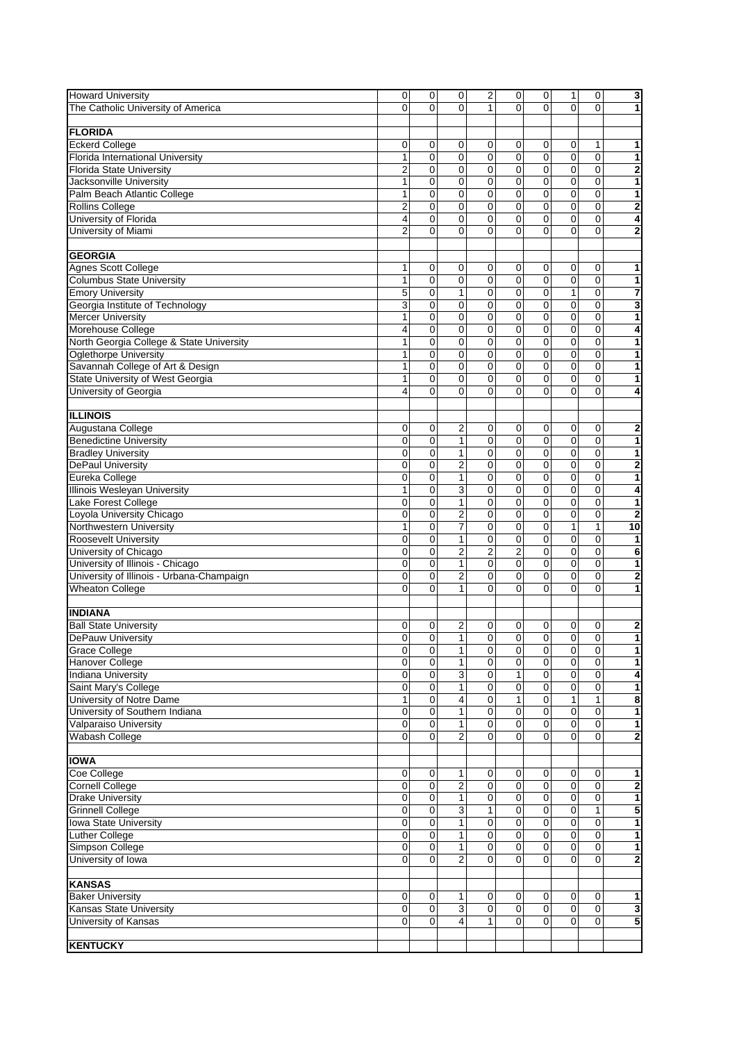| | | | | | | | | | |
|---|---|---|---|---|---|---|---|---|---|
| Howard University | 0 | 0 | 0 | 2 | 0 | 0 | 1 | 0 | **3** |
| The Catholic University of America | 0 | 0 | 0 | 1 | 0 | 0 | 0 | 0 | **1** |
| | | | | | | | | | |
| **FLORIDA** | | | | | | | | | |
| Eckerd College | 0 | 0 | 0 | 0 | 0 | 0 | 0 | 1 | **1** |
| Florida International University | 1 | 0 | 0 | 0 | 0 | 0 | 0 | 0 | **1** |
| Florida State University | 2 | 0 | 0 | 0 | 0 | 0 | 0 | 0 | **2** |
| Jacksonville University | 1 | 0 | 0 | 0 | 0 | 0 | 0 | 0 | **1** |
| Palm Beach Atlantic College | 1 | 0 | 0 | 0 | 0 | 0 | 0 | 0 | **1** |
| Rollins College | 2 | 0 | 0 | 0 | 0 | 0 | 0 | 0 | **2** |
| University of Florida | 4 | 0 | 0 | 0 | 0 | 0 | 0 | 0 | **4** |
| University of Miami | 2 | 0 | 0 | 0 | 0 | 0 | 0 | 0 | **2** |
| | | | | | | | | | |
| **GEORGIA** | | | | | | | | | |
| Agnes Scott College | 1 | 0 | 0 | 0 | 0 | 0 | 0 | 0 | **1** |
| Columbus State University | 1 | 0 | 0 | 0 | 0 | 0 | 0 | 0 | **1** |
| Emory University | 5 | 0 | 1 | 0 | 0 | 0 | 1 | 0 | **7** |
| Georgia Institute of Technology | 3 | 0 | 0 | 0 | 0 | 0 | 0 | 0 | **3** |
| Mercer University | 1 | 0 | 0 | 0 | 0 | 0 | 0 | 0 | **1** |
| Morehouse College | 4 | 0 | 0 | 0 | 0 | 0 | 0 | 0 | **4** |
| North Georgia College & State University | 1 | 0 | 0 | 0 | 0 | 0 | 0 | 0 | **1** |
| Oglethorpe University | 1 | 0 | 0 | 0 | 0 | 0 | 0 | 0 | **1** |
| Savannah College of Art & Design | 1 | 0 | 0 | 0 | 0 | 0 | 0 | 0 | **1** |
| State University of West Georgia | 1 | 0 | 0 | 0 | 0 | 0 | 0 | 0 | **1** |
| University of Georgia | 4 | 0 | 0 | 0 | 0 | 0 | 0 | 0 | **4** |
| | | | | | | | | | |
| **ILLINOIS** | | | | | | | | | |
| Augustana College | 0 | 0 | 2 | 0 | 0 | 0 | 0 | 0 | **2** |
| Benedictine University | 0 | 0 | 1 | 0 | 0 | 0 | 0 | 0 | **1** |
| Bradley University | 0 | 0 | 1 | 0 | 0 | 0 | 0 | 0 | **1** |
| DePaul University | 0 | 0 | 2 | 0 | 0 | 0 | 0 | 0 | **2** |
| Eureka College | 0 | 0 | 1 | 0 | 0 | 0 | 0 | 0 | **1** |
| Illinois Wesleyan University | 1 | 0 | 3 | 0 | 0 | 0 | 0 | 0 | **4** |
| Lake Forest College | 0 | 0 | 1 | 0 | 0 | 0 | 0 | 0 | **1** |
| Loyola University Chicago | 0 | 0 | 2 | 0 | 0 | 0 | 0 | 0 | **2** |
| Northwestern University | 1 | 0 | 7 | 0 | 0 | 0 | 1 | 1 | **10** |
| Roosevelt University | 0 | 0 | 1 | 0 | 0 | 0 | 0 | 0 | **1** |
| University of Chicago | 0 | 0 | 2 | 2 | 2 | 0 | 0 | 0 | **6** |
| University of Illinois - Chicago | 0 | 0 | 1 | 0 | 0 | 0 | 0 | 0 | **1** |
| University of Illinois - Urbana-Champaign | 0 | 0 | 2 | 0 | 0 | 0 | 0 | 0 | **2** |
| Wheaton College | 0 | 0 | 1 | 0 | 0 | 0 | 0 | 0 | **1** |
| | | | | | | | | | |
| **INDIANA** | | | | | | | | | |
| Ball State University | 0 | 0 | 2 | 0 | 0 | 0 | 0 | 0 | **2** |
| DePauw University | 0 | 0 | 1 | 0 | 0 | 0 | 0 | 0 | **1** |
| Grace College | 0 | 0 | 1 | 0 | 0 | 0 | 0 | 0 | **1** |
| Hanover College | 0 | 0 | 1 | 0 | 0 | 0 | 0 | 0 | **1** |
| Indiana University | 0 | 0 | 3 | 0 | 1 | 0 | 0 | 0 | **4** |
| Saint Mary's College | 0 | 0 | 1 | 0 | 0 | 0 | 0 | 0 | **1** |
| University of Notre Dame | 1 | 0 | 4 | 0 | 1 | 0 | 1 | 1 | **8** |
| University of Southern Indiana | 0 | 0 | 1 | 0 | 0 | 0 | 0 | 0 | **1** |
| Valparaiso University | 0 | 0 | 1 | 0 | 0 | 0 | 0 | 0 | **1** |
| Wabash College | 0 | 0 | 2 | 0 | 0 | 0 | 0 | 0 | **2** |
| | | | | | | | | | |
| **IOWA** | | | | | | | | | |
| Coe College | 0 | 0 | 1 | 0 | 0 | 0 | 0 | 0 | **1** |
| Cornell College | 0 | 0 | 2 | 0 | 0 | 0 | 0 | 0 | **2** |
| Drake University | 0 | 0 | 1 | 0 | 0 | 0 | 0 | 0 | **1** |
| Grinnell College | 0 | 0 | 3 | 1 | 0 | 0 | 0 | 1 | **5** |
| Iowa State University | 0 | 0 | 1 | 0 | 0 | 0 | 0 | 0 | **1** |
| Luther College | 0 | 0 | 1 | 0 | 0 | 0 | 0 | 0 | **1** |
| Simpson College | 0 | 0 | 1 | 0 | 0 | 0 | 0 | 0 | **1** |
| University of Iowa | 0 | 0 | 2 | 0 | 0 | 0 | 0 | 0 | **2** |
| | | | | | | | | | |
| **KANSAS** | | | | | | | | | |
| Baker University | 0 | 0 | 1 | 0 | 0 | 0 | 0 | 0 | **1** |
| Kansas State University | 0 | 0 | 3 | 0 | 0 | 0 | 0 | 0 | **3** |
| University of Kansas | 0 | 0 | 4 | 1 | 0 | 0 | 0 | 0 | **5** |
| | | | | | | | | | |
| **KENTUCKY** | | | | | | | | | |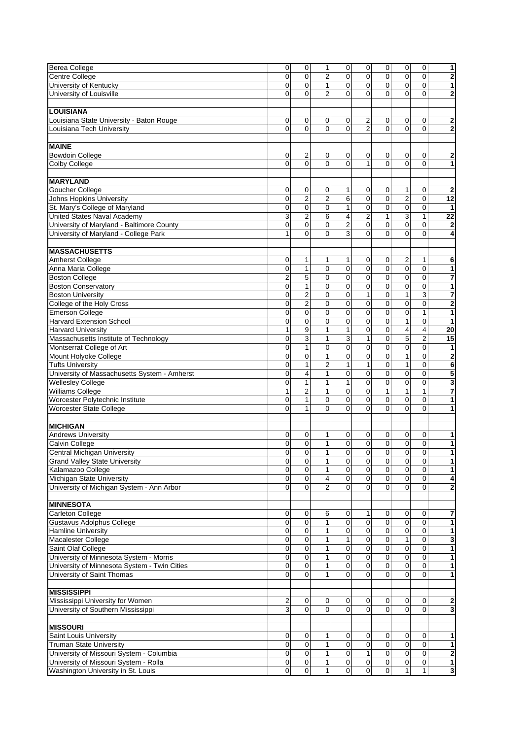| | | | | | | | | | |
|---|---|---|---|---|---|---|---|---|---|
| Berea College | 0 | 0 | 1 | 0 | 0 | 0 | 0 | 0 | **1** |
| Centre College | 0 | 0 | 2 | 0 | 0 | 0 | 0 | 0 | **2** |
| University of Kentucky | 0 | 0 | 1 | 0 | 0 | 0 | 0 | 0 | **1** |
| University of Louisville | 0 | 0 | 2 | 0 | 0 | 0 | 0 | 0 | **2** |
| | | | | | | | | | |
| **LOUISIANA** | | | | | | | | | |
| Louisiana State University - Baton Rouge | 0 | 0 | 0 | 0 | 2 | 0 | 0 | 0 | **2** |
| Louisiana Tech University | 0 | 0 | 0 | 0 | 2 | 0 | 0 | 0 | **2** |
| | | | | | | | | | |
| **MAINE** | | | | | | | | | |
| Bowdoin College | 0 | 2 | 0 | 0 | 0 | 0 | 0 | 0 | **2** |
| Colby College | 0 | 0 | 0 | 0 | 1 | 0 | 0 | 0 | **1** |
| | | | | | | | | | |
| **MARYLAND** | | | | | | | | | |
| Goucher College | 0 | 0 | 0 | 1 | 0 | 0 | 1 | 0 | **2** |
| Johns Hopkins University | 0 | 2 | 2 | 6 | 0 | 0 | 2 | 0 | **12** |
| St. Mary's College of Maryland | 0 | 0 | 0 | 1 | 0 | 0 | 0 | 0 | **1** |
| United States Naval Academy | 3 | 2 | 6 | 4 | 2 | 1 | 3 | 1 | **22** |
| University of Maryland - Baltimore County | 0 | 0 | 0 | 2 | 0 | 0 | 0 | 0 | **2** |
| University of Maryland - College Park | 1 | 0 | 0 | 3 | 0 | 0 | 0 | 0 | **4** |
| | | | | | | | | | |
| **MASSACHUSETTS** | | | | | | | | | |
| Amherst College | 0 | 1 | 1 | 1 | 0 | 0 | 2 | 1 | **6** |
| Anna Maria College | 0 | 1 | 0 | 0 | 0 | 0 | 0 | 0 | **1** |
| Boston College | 2 | 5 | 0 | 0 | 0 | 0 | 0 | 0 | **7** |
| Boston Conservatory | 0 | 1 | 0 | 0 | 0 | 0 | 0 | 0 | **1** |
| Boston University | 0 | 2 | 0 | 0 | 1 | 0 | 1 | 3 | **7** |
| College of the Holy Cross | 0 | 2 | 0 | 0 | 0 | 0 | 0 | 0 | **2** |
| Emerson College | 0 | 0 | 0 | 0 | 0 | 0 | 0 | 1 | **1** |
| Harvard Extension School | 0 | 0 | 0 | 0 | 0 | 0 | 1 | 0 | **1** |
| Harvard University | 1 | 9 | 1 | 1 | 0 | 0 | 4 | 4 | **20** |
| Massachusetts Institute of Technology | 0 | 3 | 1 | 3 | 1 | 0 | 5 | 2 | **15** |
| Montserrat College of Art | 0 | 1 | 0 | 0 | 0 | 0 | 0 | 0 | **1** |
| Mount Holyoke College | 0 | 0 | 1 | 0 | 0 | 0 | 1 | 0 | **2** |
| Tufts University | 0 | 1 | 2 | 1 | 1 | 0 | 1 | 0 | **6** |
| University of Massachusetts System - Amherst | 0 | 4 | 1 | 0 | 0 | 0 | 0 | 0 | **5** |
| Wellesley College | 0 | 1 | 1 | 1 | 0 | 0 | 0 | 0 | **3** |
| Williams College | 1 | 2 | 1 | 0 | 0 | 1 | 1 | 1 | **7** |
| Worcester Polytechnic Institute | 0 | 1 | 0 | 0 | 0 | 0 | 0 | 0 | **1** |
| Worcester State College | 0 | 1 | 0 | 0 | 0 | 0 | 0 | 0 | **1** |
| | | | | | | | | | |
| **MICHIGAN** | | | | | | | | | |
| Andrews University | 0 | 0 | 1 | 0 | 0 | 0 | 0 | 0 | **1** |
| Calvin College | 0 | 0 | 1 | 0 | 0 | 0 | 0 | 0 | **1** |
| Central Michigan University | 0 | 0 | 1 | 0 | 0 | 0 | 0 | 0 | **1** |
| Grand Valley State University | 0 | 0 | 1 | 0 | 0 | 0 | 0 | 0 | **1** |
| Kalamazoo College | 0 | 0 | 1 | 0 | 0 | 0 | 0 | 0 | **1** |
| Michigan State University | 0 | 0 | 4 | 0 | 0 | 0 | 0 | 0 | **4** |
| University of Michigan System - Ann Arbor | 0 | 0 | 2 | 0 | 0 | 0 | 0 | 0 | **2** |
| | | | | | | | | | |
| **MINNESOTA** | | | | | | | | | |
| Carleton College | 0 | 0 | 6 | 0 | 1 | 0 | 0 | 0 | **7** |
| Gustavus Adolphus College | 0 | 0 | 1 | 0 | 0 | 0 | 0 | 0 | **1** |
| Hamline University | 0 | 0 | 1 | 0 | 0 | 0 | 0 | 0 | **1** |
| Macalester College | 0 | 0 | 1 | 1 | 0 | 0 | 1 | 0 | **3** |
| Saint Olaf College | 0 | 0 | 1 | 0 | 0 | 0 | 0 | 0 | **1** |
| University of Minnesota System - Morris | 0 | 0 | 1 | 0 | 0 | 0 | 0 | 0 | **1** |
| University of Minnesota System - Twin Cities | 0 | 0 | 1 | 0 | 0 | 0 | 0 | 0 | **1** |
| University of Saint Thomas | 0 | 0 | 1 | 0 | 0 | 0 | 0 | 0 | **1** |
| | | | | | | | | | |
| **MISSISSIPPI** | | | | | | | | | |
| Mississippi University for Women | 2 | 0 | 0 | 0 | 0 | 0 | 0 | 0 | **2** |
| University of Southern Mississippi | 3 | 0 | 0 | 0 | 0 | 0 | 0 | 0 | **3** |
| | | | | | | | | | |
| **MISSOURI** | | | | | | | | | |
| Saint Louis University | 0 | 0 | 1 | 0 | 0 | 0 | 0 | 0 | **1** |
| Truman State University | 0 | 0 | 1 | 0 | 0 | 0 | 0 | 0 | **1** |
| University of Missouri System - Columbia | 0 | 0 | 1 | 0 | 1 | 0 | 0 | 0 | **2** |
| University of Missouri System - Rolla | 0 | 0 | 1 | 0 | 0 | 0 | 0 | 0 | **1** |
| Washington University in St. Louis | 0 | 0 | 1 | 0 | 0 | 0 | 1 | 1 | **3** |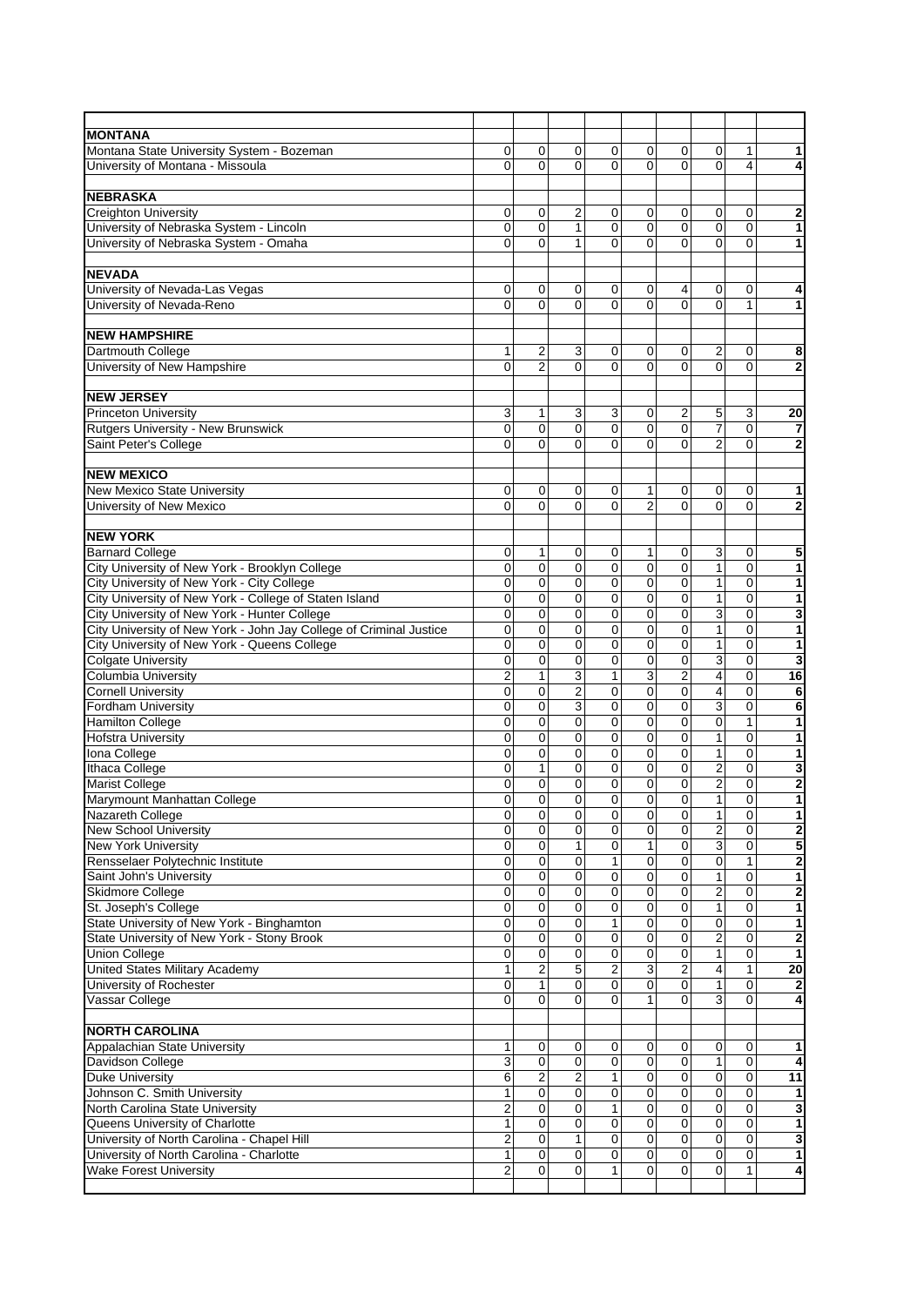| | | | | | | | | | |
|---|---|---|---|---|---|---|---|---|---|
| **MONTANA** | | | | | | | | | |
| Montana State University System - Bozeman | 0 | 0 | 0 | 0 | 0 | 0 | 0 | 1 | **1** |
| University of Montana - Missoula | 0 | 0 | 0 | 0 | 0 | 0 | 0 | 4 | **4** |
| | | | | | | | | | |
| **NEBRASKA** | | | | | | | | | |
| Creighton University | 0 | 0 | 2 | 0 | 0 | 0 | 0 | 0 | **2** |
| University of Nebraska System - Lincoln | 0 | 0 | 1 | 0 | 0 | 0 | 0 | 0 | **1** |
| University of Nebraska System - Omaha | 0 | 0 | 1 | 0 | 0 | 0 | 0 | 0 | **1** |
| | | | | | | | | | |
| **NEVADA** | | | | | | | | | |
| University of Nevada-Las Vegas | 0 | 0 | 0 | 0 | 0 | 4 | 0 | 0 | **4** |
| University of Nevada-Reno | 0 | 0 | 0 | 0 | 0 | 0 | 0 | 1 | **1** |
| | | | | | | | | | |
| **NEW HAMPSHIRE** | | | | | | | | | |
| Dartmouth College | 1 | 2 | 3 | 0 | 0 | 0 | 2 | 0 | **8** |
| University of New Hampshire | 0 | 2 | 0 | 0 | 0 | 0 | 0 | 0 | **2** |
| | | | | | | | | | |
| **NEW JERSEY** | | | | | | | | | |
| Princeton University | 3 | 1 | 3 | 3 | 0 | 2 | 5 | 3 | **20** |
| Rutgers University - New Brunswick | 0 | 0 | 0 | 0 | 0 | 0 | 7 | 0 | **7** |
| Saint Peter's College | 0 | 0 | 0 | 0 | 0 | 0 | 2 | 0 | **2** |
| | | | | | | | | | |
| **NEW MEXICO** | | | | | | | | | |
| New Mexico State University | 0 | 0 | 0 | 0 | 1 | 0 | 0 | 0 | **1** |
| University of New Mexico | 0 | 0 | 0 | 0 | 2 | 0 | 0 | 0 | **2** |
| | | | | | | | | | |
| **NEW YORK** | | | | | | | | | |
| Barnard College | 0 | 1 | 0 | 0 | 1 | 0 | 3 | 0 | **5** |
| City University of New York - Brooklyn College | 0 | 0 | 0 | 0 | 0 | 0 | 1 | 0 | **1** |
| City University of New York - City College | 0 | 0 | 0 | 0 | 0 | 0 | 1 | 0 | **1** |
| City University of New York - College of Staten Island | 0 | 0 | 0 | 0 | 0 | 0 | 1 | 0 | **1** |
| City University of New York - Hunter College | 0 | 0 | 0 | 0 | 0 | 0 | 3 | 0 | **3** |
| City University of New York - John Jay College of Criminal Justice | 0 | 0 | 0 | 0 | 0 | 0 | 1 | 0 | **1** |
| City University of New York - Queens College | 0 | 0 | 0 | 0 | 0 | 0 | 1 | 0 | **1** |
| Colgate University | 0 | 0 | 0 | 0 | 0 | 0 | 3 | 0 | **3** |
| Columbia University | 2 | 1 | 3 | 1 | 3 | 2 | 4 | 0 | **16** |
| Cornell University | 0 | 0 | 2 | 0 | 0 | 0 | 4 | 0 | **6** |
| Fordham University | 0 | 0 | 3 | 0 | 0 | 0 | 3 | 0 | **6** |
| Hamilton College | 0 | 0 | 0 | 0 | 0 | 0 | 0 | 1 | **1** |
| Hofstra University | 0 | 0 | 0 | 0 | 0 | 0 | 1 | 0 | **1** |
| Iona College | 0 | 0 | 0 | 0 | 0 | 0 | 1 | 0 | **1** |
| Ithaca College | 0 | 1 | 0 | 0 | 0 | 0 | 2 | 0 | **3** |
| Marist College | 0 | 0 | 0 | 0 | 0 | 0 | 2 | 0 | **2** |
| Marymount Manhattan College | 0 | 0 | 0 | 0 | 0 | 0 | 1 | 0 | **1** |
| Nazareth College | 0 | 0 | 0 | 0 | 0 | 0 | 1 | 0 | **1** |
| New School University | 0 | 0 | 0 | 0 | 0 | 0 | 2 | 0 | **2** |
| New York University | 0 | 0 | 1 | 0 | 1 | 0 | 3 | 0 | **5** |
| Rensselaer Polytechnic Institute | 0 | 0 | 0 | 1 | 0 | 0 | 0 | 1 | **2** |
| Saint John's University | 0 | 0 | 0 | 0 | 0 | 0 | 1 | 0 | **1** |
| Skidmore College | 0 | 0 | 0 | 0 | 0 | 0 | 2 | 0 | **2** |
| St. Joseph's College | 0 | 0 | 0 | 0 | 0 | 0 | 1 | 0 | **1** |
| State University of New York - Binghamton | 0 | 0 | 0 | 1 | 0 | 0 | 0 | 0 | **1** |
| State University of New York - Stony Brook | 0 | 0 | 0 | 0 | 0 | 0 | 2 | 0 | **2** |
| Union College | 0 | 0 | 0 | 0 | 0 | 0 | 1 | 0 | **1** |
| United States Military Academy | 1 | 2 | 5 | 2 | 3 | 2 | 4 | 1 | **20** |
| University of Rochester | 0 | 1 | 0 | 0 | 0 | 0 | 1 | 0 | **2** |
| Vassar College | 0 | 0 | 0 | 0 | 1 | 0 | 3 | 0 | **4** |
| | | | | | | | | | |
| **NORTH CAROLINA** | | | | | | | | | |
| Appalachian State University | 1 | 0 | 0 | 0 | 0 | 0 | 0 | 0 | **1** |
| Davidson College | 3 | 0 | 0 | 0 | 0 | 0 | 1 | 0 | **4** |
| Duke University | 6 | 2 | 2 | 1 | 0 | 0 | 0 | 0 | **11** |
| Johnson C. Smith University | 1 | 0 | 0 | 0 | 0 | 0 | 0 | 0 | **1** |
| North Carolina State University | 2 | 0 | 0 | 1 | 0 | 0 | 0 | 0 | **3** |
| Queens University of Charlotte | 1 | 0 | 0 | 0 | 0 | 0 | 0 | 0 | **1** |
| University of North Carolina - Chapel Hill | 2 | 0 | 1 | 0 | 0 | 0 | 0 | 0 | **3** |
| University of North Carolina - Charlotte | 1 | 0 | 0 | 0 | 0 | 0 | 0 | 0 | **1** |
| Wake Forest University | 2 | 0 | 0 | 1 | 0 | 0 | 0 | 1 | **4** |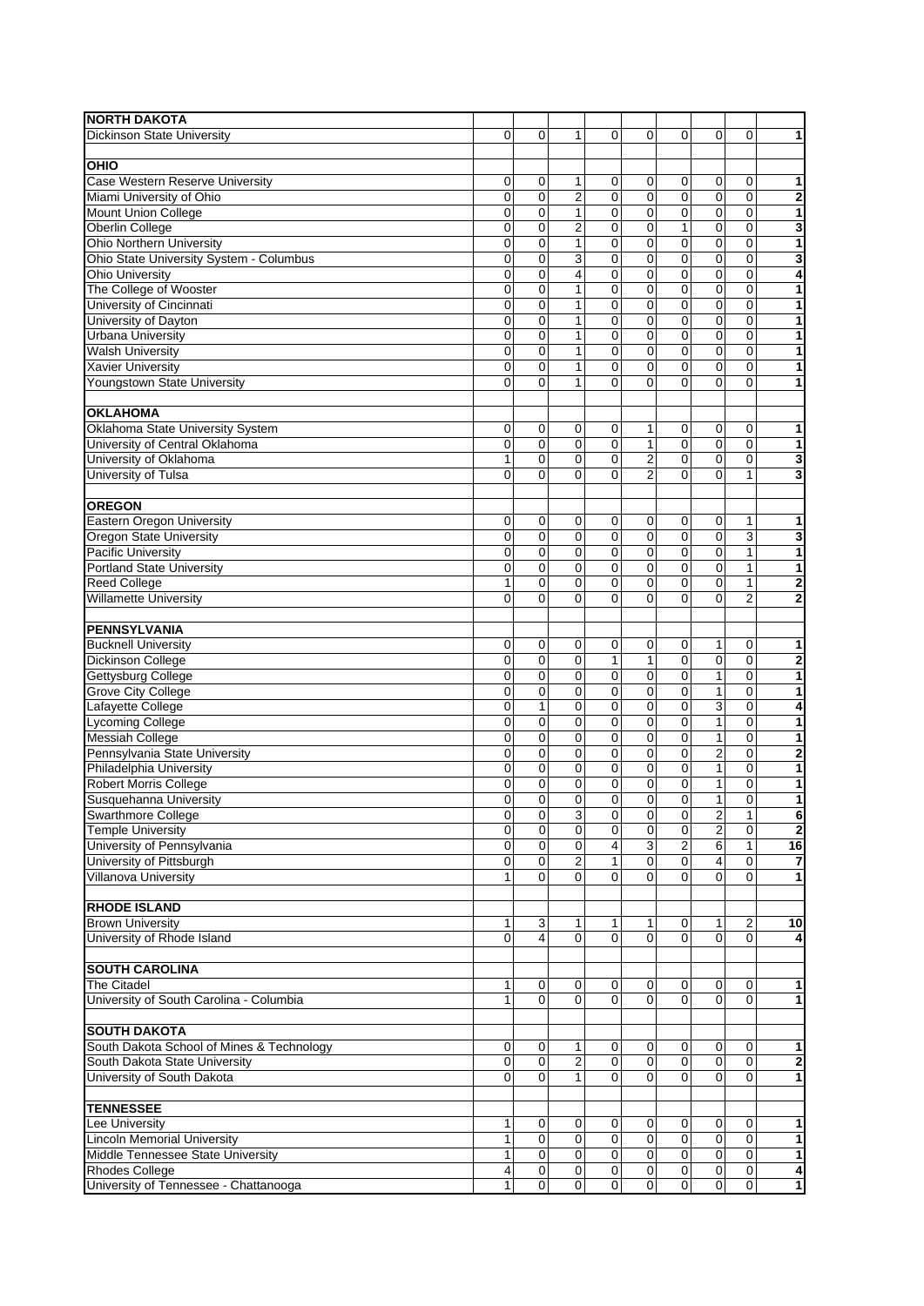| | | | | | | | | | |
|---|---|---|---|---|---|---|---|---|---|
| **NORTH DAKOTA** | | | | | | | | | |
| Dickinson State University | 0 | 0 | 1 | 0 | 0 | 0 | 0 | 0 | **1** |
| | | | | | | | | | |
| **OHIO** | | | | | | | | | |
| Case Western Reserve University | 0 | 0 | 1 | 0 | 0 | 0 | 0 | 0 | **1** |
| Miami University of Ohio | 0 | 0 | 2 | 0 | 0 | 0 | 0 | 0 | **2** |
| Mount Union College | 0 | 0 | 1 | 0 | 0 | 0 | 0 | 0 | **1** |
| Oberlin College | 0 | 0 | 2 | 0 | 0 | 1 | 0 | 0 | **3** |
| Ohio Northern University | 0 | 0 | 1 | 0 | 0 | 0 | 0 | 0 | **1** |
| Ohio State University System - Columbus | 0 | 0 | 3 | 0 | 0 | 0 | 0 | 0 | **3** |
| Ohio University | 0 | 0 | 4 | 0 | 0 | 0 | 0 | 0 | **4** |
| The College of Wooster | 0 | 0 | 1 | 0 | 0 | 0 | 0 | 0 | **1** |
| University of Cincinnati | 0 | 0 | 1 | 0 | 0 | 0 | 0 | 0 | **1** |
| University of Dayton | 0 | 0 | 1 | 0 | 0 | 0 | 0 | 0 | **1** |
| Urbana University | 0 | 0 | 1 | 0 | 0 | 0 | 0 | 0 | **1** |
| Walsh University | 0 | 0 | 1 | 0 | 0 | 0 | 0 | 0 | **1** |
| Xavier University | 0 | 0 | 1 | 0 | 0 | 0 | 0 | 0 | **1** |
| Youngstown State University | 0 | 0 | 1 | 0 | 0 | 0 | 0 | 0 | **1** |
| | | | | | | | | | |
| **OKLAHOMA** | | | | | | | | | |
| Oklahoma State University System | 0 | 0 | 0 | 0 | 1 | 0 | 0 | 0 | **1** |
| University of Central Oklahoma | 0 | 0 | 0 | 0 | 1 | 0 | 0 | 0 | **1** |
| University of Oklahoma | 1 | 0 | 0 | 0 | 2 | 0 | 0 | 0 | **3** |
| University of Tulsa | 0 | 0 | 0 | 0 | 2 | 0 | 0 | 1 | **3** |
| | | | | | | | | | |
| **OREGON** | | | | | | | | | |
| Eastern Oregon University | 0 | 0 | 0 | 0 | 0 | 0 | 0 | 1 | **1** |
| Oregon State University | 0 | 0 | 0 | 0 | 0 | 0 | 0 | 3 | **3** |
| Pacific University | 0 | 0 | 0 | 0 | 0 | 0 | 0 | 1 | **1** |
| Portland State University | 0 | 0 | 0 | 0 | 0 | 0 | 0 | 1 | **1** |
| Reed College | 1 | 0 | 0 | 0 | 0 | 0 | 0 | 1 | **2** |
| Willamette University | 0 | 0 | 0 | 0 | 0 | 0 | 0 | 2 | **2** |
| | | | | | | | | | |
| **PENNSYLVANIA** | | | | | | | | | |
| Bucknell University | 0 | 0 | 0 | 0 | 0 | 0 | 1 | 0 | **1** |
| Dickinson College | 0 | 0 | 0 | 1 | 1 | 0 | 0 | 0 | **2** |
| Gettysburg College | 0 | 0 | 0 | 0 | 0 | 0 | 1 | 0 | **1** |
| Grove City College | 0 | 0 | 0 | 0 | 0 | 0 | 1 | 0 | **1** |
| Lafayette College | 0 | 1 | 0 | 0 | 0 | 0 | 3 | 0 | **4** |
| Lycoming College | 0 | 0 | 0 | 0 | 0 | 0 | 1 | 0 | **1** |
| Messiah College | 0 | 0 | 0 | 0 | 0 | 0 | 1 | 0 | **1** |
| Pennsylvania State University | 0 | 0 | 0 | 0 | 0 | 0 | 2 | 0 | **2** |
| Philadelphia University | 0 | 0 | 0 | 0 | 0 | 0 | 1 | 0 | **1** |
| Robert Morris College | 0 | 0 | 0 | 0 | 0 | 0 | 1 | 0 | **1** |
| Susquehanna University | 0 | 0 | 0 | 0 | 0 | 0 | 1 | 0 | **1** |
| Swarthmore College | 0 | 0 | 3 | 0 | 0 | 0 | 2 | 1 | **6** |
| Temple University | 0 | 0 | 0 | 0 | 0 | 0 | 2 | 0 | **2** |
| University of Pennsylvania | 0 | 0 | 0 | 4 | 3 | 2 | 6 | 1 | **16** |
| University of Pittsburgh | 0 | 0 | 2 | 1 | 0 | 0 | 4 | 0 | **7** |
| Villanova University | 1 | 0 | 0 | 0 | 0 | 0 | 0 | 0 | **1** |
| | | | | | | | | | |
| **RHODE ISLAND** | | | | | | | | | |
| Brown University | 1 | 3 | 1 | 1 | 1 | 0 | 1 | 2 | **10** |
| University of Rhode Island | 0 | 4 | 0 | 0 | 0 | 0 | 0 | 0 | **4** |
| | | | | | | | | | |
| **SOUTH CAROLINA** | | | | | | | | | |
| The Citadel | 1 | 0 | 0 | 0 | 0 | 0 | 0 | 0 | **1** |
| University of South Carolina - Columbia | 1 | 0 | 0 | 0 | 0 | 0 | 0 | 0 | **1** |
| | | | | | | | | | |
| **SOUTH DAKOTA** | | | | | | | | | |
| South Dakota School of Mines & Technology | 0 | 0 | 1 | 0 | 0 | 0 | 0 | 0 | **1** |
| South Dakota State University | 0 | 0 | 2 | 0 | 0 | 0 | 0 | 0 | **2** |
| University of South Dakota | 0 | 0 | 1 | 0 | 0 | 0 | 0 | 0 | **1** |
| | | | | | | | | | |
| **TENNESSEE** | | | | | | | | | |
| Lee University | 1 | 0 | 0 | 0 | 0 | 0 | 0 | 0 | **1** |
| Lincoln Memorial University | 1 | 0 | 0 | 0 | 0 | 0 | 0 | 0 | **1** |
| Middle Tennessee State University | 1 | 0 | 0 | 0 | 0 | 0 | 0 | 0 | **1** |
| Rhodes College | 4 | 0 | 0 | 0 | 0 | 0 | 0 | 0 | **4** |
| University of Tennessee - Chattanooga | 1 | 0 | 0 | 0 | 0 | 0 | 0 | 0 | **1** |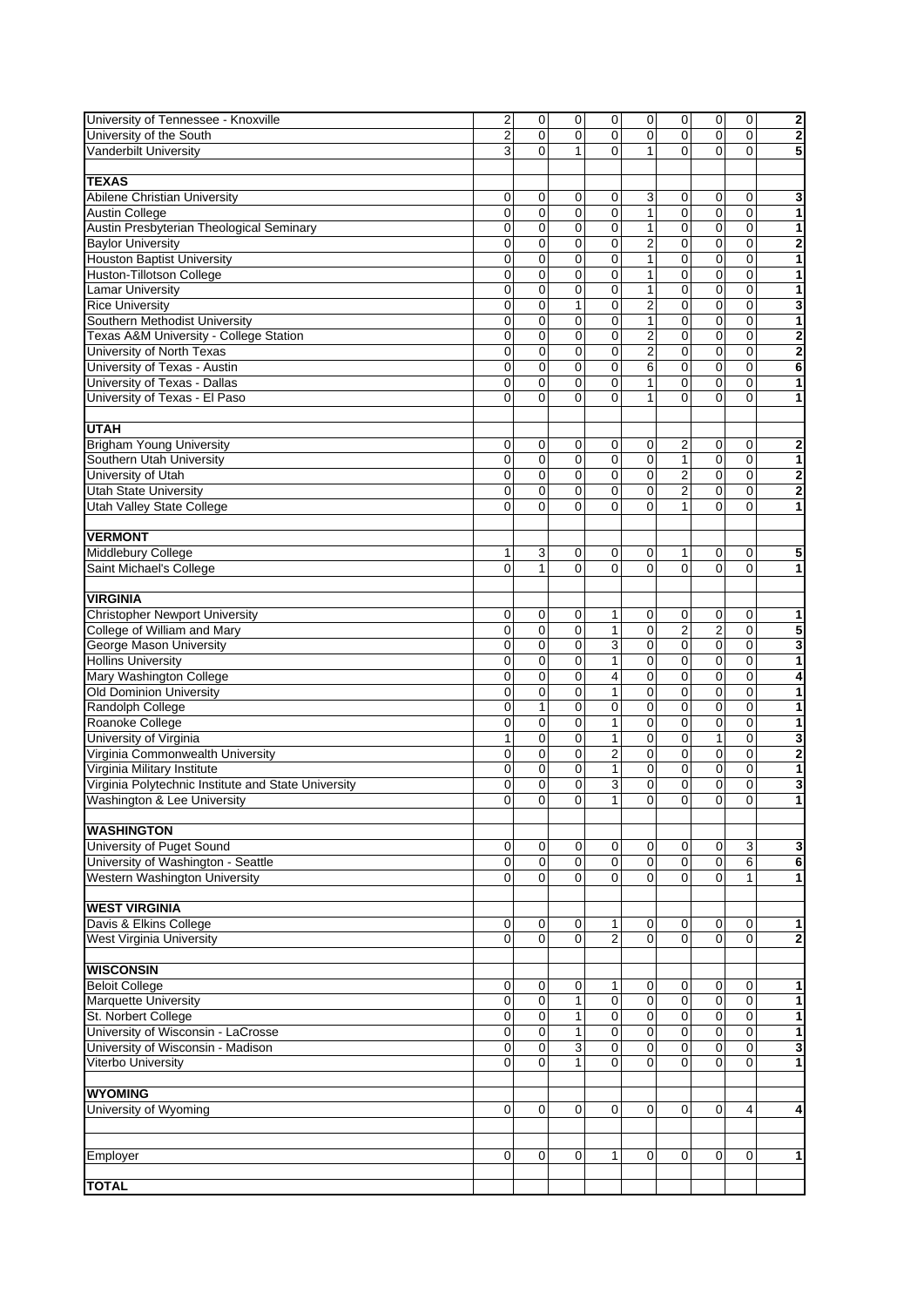| | | | | | | | | | |
|---|---|---|---|---|---|---|---|---|---|
| University of Tennessee - Knoxville | 2 | 0 | 0 | 0 | 0 | 0 | 0 | 0 | **2** |
| University of the South | 2 | 0 | 0 | 0 | 0 | 0 | 0 | 0 | **2** |
| Vanderbilt University | 3 | 0 | 1 | 0 | 1 | 0 | 0 | 0 | **5** |
| | | | | | | | | | |
| **TEXAS** | | | | | | | | | |
| Abilene Christian University | 0 | 0 | 0 | 0 | 3 | 0 | 0 | 0 | **3** |
| Austin College | 0 | 0 | 0 | 0 | 1 | 0 | 0 | 0 | **1** |
| Austin Presbyterian Theological Seminary | 0 | 0 | 0 | 0 | 1 | 0 | 0 | 0 | **1** |
| Baylor University | 0 | 0 | 0 | 0 | 2 | 0 | 0 | 0 | **2** |
| Houston Baptist University | 0 | 0 | 0 | 0 | 1 | 0 | 0 | 0 | **1** |
| Huston-Tillotson College | 0 | 0 | 0 | 0 | 1 | 0 | 0 | 0 | **1** |
| Lamar University | 0 | 0 | 0 | 0 | 1 | 0 | 0 | 0 | **1** |
| Rice University | 0 | 0 | 1 | 0 | 2 | 0 | 0 | 0 | **3** |
| Southern Methodist University | 0 | 0 | 0 | 0 | 1 | 0 | 0 | 0 | **1** |
| Texas A&M University - College Station | 0 | 0 | 0 | 0 | 2 | 0 | 0 | 0 | **2** |
| University of North Texas | 0 | 0 | 0 | 0 | 2 | 0 | 0 | 0 | **2** |
| University of Texas - Austin | 0 | 0 | 0 | 0 | 6 | 0 | 0 | 0 | **6** |
| University of Texas - Dallas | 0 | 0 | 0 | 0 | 1 | 0 | 0 | 0 | **1** |
| University of Texas - El Paso | 0 | 0 | 0 | 0 | 1 | 0 | 0 | 0 | **1** |
| | | | | | | | | | |
| **UTAH** | | | | | | | | | |
| Brigham Young University | 0 | 0 | 0 | 0 | 0 | 2 | 0 | 0 | **2** |
| Southern Utah University | 0 | 0 | 0 | 0 | 0 | 1 | 0 | 0 | **1** |
| University of Utah | 0 | 0 | 0 | 0 | 0 | 2 | 0 | 0 | **2** |
| Utah State University | 0 | 0 | 0 | 0 | 0 | 2 | 0 | 0 | **2** |
| Utah Valley State College | 0 | 0 | 0 | 0 | 0 | 1 | 0 | 0 | **1** |
| | | | | | | | | | |
| **VERMONT** | | | | | | | | | |
| Middlebury College | 1 | 3 | 0 | 0 | 0 | 1 | 0 | 0 | **5** |
| Saint Michael's College | 0 | 1 | 0 | 0 | 0 | 0 | 0 | 0 | **1** |
| | | | | | | | | | |
| **VIRGINIA** | | | | | | | | | |
| Christopher Newport University | 0 | 0 | 0 | 1 | 0 | 0 | 0 | 0 | **1** |
| College of William and Mary | 0 | 0 | 0 | 1 | 0 | 2 | 2 | 0 | **5** |
| George Mason University | 0 | 0 | 0 | 3 | 0 | 0 | 0 | 0 | **3** |
| Hollins University | 0 | 0 | 0 | 1 | 0 | 0 | 0 | 0 | **1** |
| Mary Washington College | 0 | 0 | 0 | 4 | 0 | 0 | 0 | 0 | **4** |
| Old Dominion University | 0 | 0 | 0 | 1 | 0 | 0 | 0 | 0 | **1** |
| Randolph College | 0 | 1 | 0 | 0 | 0 | 0 | 0 | 0 | **1** |
| Roanoke College | 0 | 0 | 0 | 1 | 0 | 0 | 0 | 0 | **1** |
| University of Virginia | 1 | 0 | 0 | 1 | 0 | 0 | 1 | 0 | **3** |
| Virginia Commonwealth University | 0 | 0 | 0 | 2 | 0 | 0 | 0 | 0 | **2** |
| Virginia Military Institute | 0 | 0 | 0 | 1 | 0 | 0 | 0 | 0 | **1** |
| Virginia Polytechnic Institute and State University | 0 | 0 | 0 | 3 | 0 | 0 | 0 | 0 | **3** |
| Washington & Lee University | 0 | 0 | 0 | 1 | 0 | 0 | 0 | 0 | **1** |
| | | | | | | | | | |
| **WASHINGTON** | | | | | | | | | |
| University of Puget Sound | 0 | 0 | 0 | 0 | 0 | 0 | 0 | 3 | **3** |
| University of Washington - Seattle | 0 | 0 | 0 | 0 | 0 | 0 | 0 | 6 | **6** |
| Western Washington University | 0 | 0 | 0 | 0 | 0 | 0 | 0 | 1 | **1** |
| | | | | | | | | | |
| **WEST VIRGINIA** | | | | | | | | | |
| Davis & Elkins College | 0 | 0 | 0 | 1 | 0 | 0 | 0 | 0 | **1** |
| West Virginia University | 0 | 0 | 0 | 2 | 0 | 0 | 0 | 0 | **2** |
| | | | | | | | | | |
| **WISCONSIN** | | | | | | | | | |
| Beloit College | 0 | 0 | 0 | 1 | 0 | 0 | 0 | 0 | **1** |
| Marquette University | 0 | 0 | 1 | 0 | 0 | 0 | 0 | 0 | **1** |
| St. Norbert College | 0 | 0 | 1 | 0 | 0 | 0 | 0 | 0 | **1** |
| University of Wisconsin - LaCrosse | 0 | 0 | 1 | 0 | 0 | 0 | 0 | 0 | **1** |
| University of Wisconsin - Madison | 0 | 0 | 3 | 0 | 0 | 0 | 0 | 0 | **3** |
| Viterbo University | 0 | 0 | 1 | 0 | 0 | 0 | 0 | 0 | **1** |
| | | | | | | | | | |
| **WYOMING** | | | | | | | | | |
| University of Wyoming | 0 | 0 | 0 | 0 | 0 | 0 | 0 | 4 | **4** |
| | | | | | | | | | |
| | | | | | | | | | |
| Employer | 0 | 0 | 0 | 1 | 0 | 0 | 0 | 0 | **1** |
| | | | | | | | | | |
| **TOTAL** | | | | | | | | | |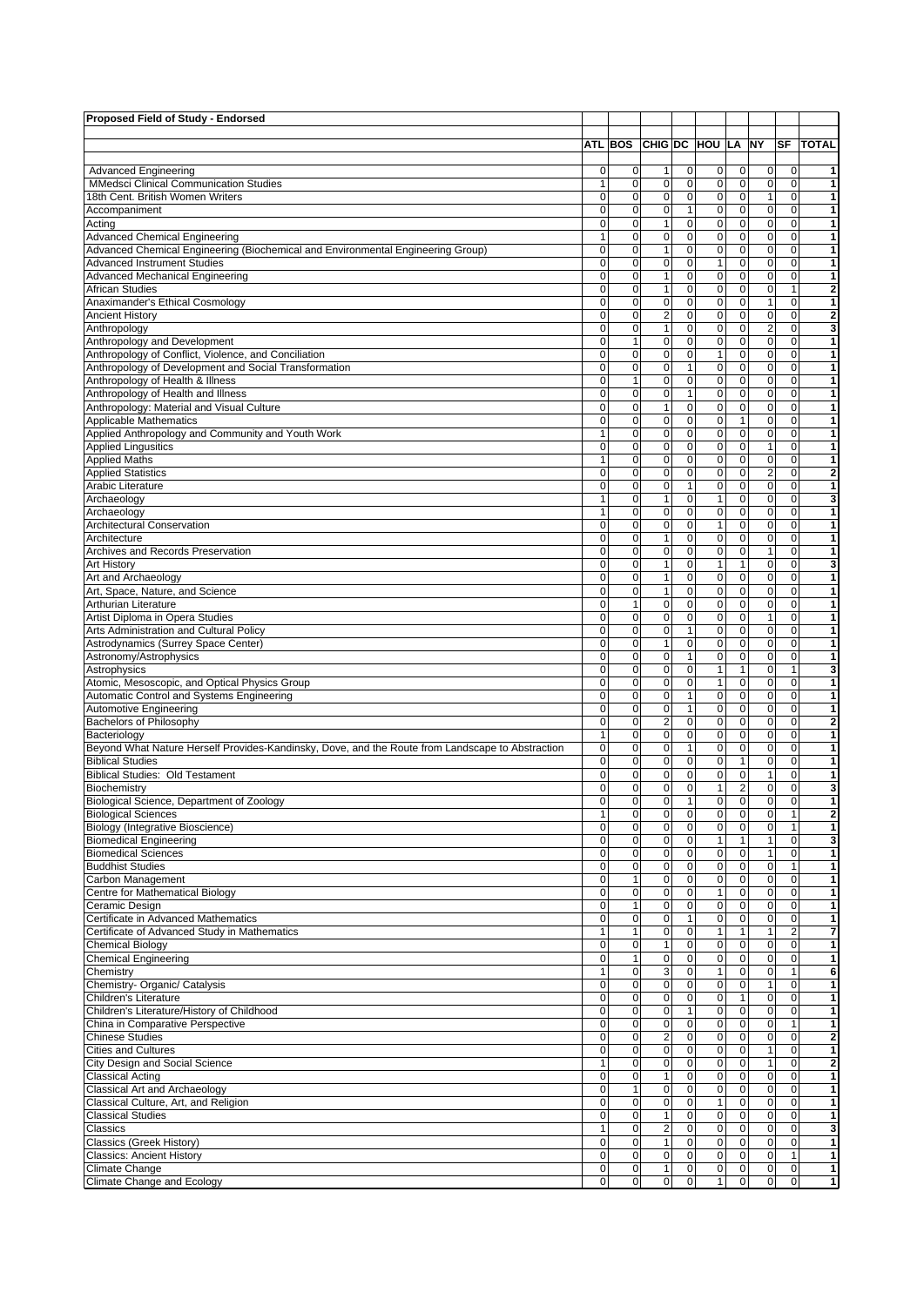**Proposed Field of Study - Endorsed**

| | ATL | BOS | CHIG | DC | HOU | LA | NY | SF | TOTAL |
|---|---|---|---|---|---|---|---|---|---|
| Advanced Engineering | 0 | 0 | 1 | 0 | 0 | 0 | 0 | 0 | 1 |
| MMedsci Clinical Communication Studies | 1 | 0 | 0 | 0 | 0 | 0 | 0 | 0 | 1 |
| 18th Cent. British Women Writers | 0 | 0 | 0 | 0 | 0 | 0 | 1 | 0 | 1 |
| Accompaniment | 0 | 0 | 0 | 1 | 0 | 0 | 0 | 0 | 1 |
| Acting | 0 | 0 | 1 | 0 | 0 | 0 | 0 | 0 | 1 |
| Advanced Chemical Engineering | 1 | 0 | 0 | 0 | 0 | 0 | 0 | 0 | 1 |
| Advanced Chemical Engineering (Biochemical and Environmental Engineering Group) | 0 | 0 | 1 | 0 | 0 | 0 | 0 | 0 | 1 |
| Advanced Instrument Studies | 0 | 0 | 0 | 0 | 1 | 0 | 0 | 0 | 1 |
| Advanced Mechanical Engineering | 0 | 0 | 1 | 0 | 0 | 0 | 0 | 0 | 1 |
| African Studies | 0 | 0 | 1 | 0 | 0 | 0 | 0 | 1 | 2 |
| Anaximander's Ethical Cosmology | 0 | 0 | 0 | 0 | 0 | 0 | 1 | 0 | 1 |
| Ancient History | 0 | 0 | 2 | 0 | 0 | 0 | 0 | 0 | 2 |
| Anthropology | 0 | 0 | 1 | 0 | 0 | 0 | 2 | 0 | 3 |
| Anthropology and Development | 0 | 1 | 0 | 0 | 0 | 0 | 0 | 0 | 1 |
| Anthropology of Conflict, Violence, and Conciliation | 0 | 0 | 0 | 0 | 1 | 0 | 0 | 0 | 1 |
| Anthropology of Development and Social Transformation | 0 | 0 | 0 | 1 | 0 | 0 | 0 | 0 | 1 |
| Anthropology of Health & Illness | 0 | 1 | 0 | 0 | 0 | 0 | 0 | 0 | 1 |
| Anthropology of Health and Illness | 0 | 0 | 0 | 1 | 0 | 0 | 0 | 0 | 1 |
| Anthropology: Material and Visual Culture | 0 | 0 | 1 | 0 | 0 | 0 | 0 | 0 | 1 |
| Applicable Mathematics | 0 | 0 | 0 | 0 | 0 | 1 | 0 | 0 | 1 |
| Applied Anthropology and Community and Youth Work | 1 | 0 | 0 | 0 | 0 | 0 | 0 | 0 | 1 |
| Applied Lingusitics | 0 | 0 | 0 | 0 | 0 | 0 | 1 | 0 | 1 |
| Applied Maths | 1 | 0 | 0 | 0 | 0 | 0 | 0 | 0 | 1 |
| Applied Statistics | 0 | 0 | 0 | 0 | 0 | 0 | 2 | 0 | 2 |
| Arabic Literature | 0 | 0 | 0 | 1 | 0 | 0 | 0 | 0 | 1 |
| Archaeology | 1 | 0 | 1 | 0 | 1 | 0 | 0 | 0 | 3 |
| Archaeology | 1 | 0 | 0 | 0 | 0 | 0 | 0 | 0 | 1 |
| Architectural Conservation | 0 | 0 | 0 | 0 | 1 | 0 | 0 | 0 | 1 |
| Architecture | 0 | 0 | 1 | 0 | 0 | 0 | 0 | 0 | 1 |
| Archives and Records Preservation | 0 | 0 | 0 | 0 | 0 | 0 | 1 | 0 | 1 |
| Art History | 0 | 0 | 1 | 0 | 1 | 1 | 0 | 0 | 3 |
| Art and Archaeology | 0 | 0 | 1 | 0 | 0 | 0 | 0 | 0 | 1 |
| Art, Space, Nature, and Science | 0 | 0 | 1 | 0 | 0 | 0 | 0 | 0 | 1 |
| Arthurian Literature | 0 | 1 | 0 | 0 | 0 | 0 | 0 | 0 | 1 |
| Artist Diploma in Opera Studies | 0 | 0 | 0 | 0 | 0 | 0 | 1 | 0 | 1 |
| Arts Administration and Cultural Policy | 0 | 0 | 0 | 1 | 0 | 0 | 0 | 0 | 1 |
| Astrodynamics (Surrey Space Center) | 0 | 0 | 1 | 0 | 0 | 0 | 0 | 0 | 1 |
| Astronomy/Astrophysics | 0 | 0 | 0 | 1 | 0 | 0 | 0 | 0 | 1 |
| Astrophysics | 0 | 0 | 0 | 0 | 1 | 1 | 0 | 1 | 3 |
| Atomic, Mesoscopic, and Optical Physics Group | 0 | 0 | 0 | 0 | 1 | 0 | 0 | 0 | 1 |
| Automatic Control and Systems Engineering | 0 | 0 | 0 | 1 | 0 | 0 | 0 | 0 | 1 |
| Automotive Engineering | 0 | 0 | 0 | 1 | 0 | 0 | 0 | 0 | 1 |
| Bachelors of Philosophy | 0 | 0 | 2 | 0 | 0 | 0 | 0 | 0 | 2 |
| Bacteriology | 1 | 0 | 0 | 0 | 0 | 0 | 0 | 0 | 1 |
| Beyond What Nature Herself Provides-Kandinsky, Dove, and the Route from Landscape to Abstraction | 0 | 0 | 0 | 1 | 0 | 0 | 0 | 0 | 1 |
| Biblical Studies | 0 | 0 | 0 | 0 | 0 | 1 | 0 | 0 | 1 |
| Biblical Studies: Old Testament | 0 | 0 | 0 | 0 | 0 | 0 | 1 | 0 | 1 |
| Biochemistry | 0 | 0 | 0 | 0 | 1 | 2 | 0 | 0 | 3 |
| Biological Science, Department of Zoology | 0 | 0 | 0 | 1 | 0 | 0 | 0 | 0 | 1 |
| Biological Sciences | 1 | 0 | 0 | 0 | 0 | 0 | 0 | 1 | 2 |
| Biology (Integrative Bioscience) | 0 | 0 | 0 | 0 | 0 | 0 | 0 | 1 | 1 |
| Biomedical Engineering | 0 | 0 | 0 | 0 | 1 | 1 | 1 | 0 | 3 |
| Biomedical Sciences | 0 | 0 | 0 | 0 | 0 | 0 | 1 | 0 | 1 |
| Buddhist Studies | 0 | 0 | 0 | 0 | 0 | 0 | 0 | 1 | 1 |
| Carbon Management | 0 | 1 | 0 | 0 | 0 | 0 | 0 | 0 | 1 |
| Centre for Mathematical Biology | 0 | 0 | 0 | 0 | 1 | 0 | 0 | 0 | 1 |
| Ceramic Design | 0 | 1 | 0 | 0 | 0 | 0 | 0 | 0 | 1 |
| Certificate in Advanced Mathematics | 0 | 0 | 0 | 1 | 0 | 0 | 0 | 0 | 1 |
| Certificate of Advanced Study in Mathematics | 1 | 1 | 0 | 0 | 1 | 1 | 1 | 2 | 7 |
| Chemical Biology | 0 | 0 | 1 | 0 | 0 | 0 | 0 | 0 | 1 |
| Chemical Engineering | 0 | 1 | 0 | 0 | 0 | 0 | 0 | 0 | 1 |
| Chemistry | 1 | 0 | 3 | 0 | 1 | 0 | 0 | 1 | 6 |
| Chemistry- Organic/ Catalysis | 0 | 0 | 0 | 0 | 0 | 0 | 1 | 0 | 1 |
| Children's Literature | 0 | 0 | 0 | 0 | 0 | 1 | 0 | 0 | 1 |
| Children's Literature/History of Childhood | 0 | 0 | 0 | 1 | 0 | 0 | 0 | 0 | 1 |
| China in Comparative Perspective | 0 | 0 | 0 | 0 | 0 | 0 | 0 | 1 | 1 |
| Chinese Studies | 0 | 0 | 2 | 0 | 0 | 0 | 0 | 0 | 2 |
| Cities and Cultures | 0 | 0 | 0 | 0 | 0 | 0 | 1 | 0 | 1 |
| City Design and Social Science | 1 | 0 | 0 | 0 | 0 | 0 | 1 | 0 | 2 |
| Classical Acting | 0 | 0 | 1 | 0 | 0 | 0 | 0 | 0 | 1 |
| Classical Art and Archaeology | 0 | 1 | 0 | 0 | 0 | 0 | 0 | 0 | 1 |
| Classical Culture, Art, and Religion | 0 | 0 | 0 | 0 | 1 | 0 | 0 | 0 | 1 |
| Classical Studies | 0 | 0 | 1 | 0 | 0 | 0 | 0 | 0 | 1 |
| Classics | 1 | 0 | 2 | 0 | 0 | 0 | 0 | 0 | 3 |
| Classics (Greek History) | 0 | 0 | 1 | 0 | 0 | 0 | 0 | 0 | 1 |
| Classics: Ancient History | 0 | 0 | 0 | 0 | 0 | 0 | 0 | 1 | 1 |
| Climate Change | 0 | 0 | 1 | 0 | 0 | 0 | 0 | 0 | 1 |
| Climate Change and Ecology | 0 | 0 | 0 | 0 | 1 | 0 | 0 | 0 | 1 |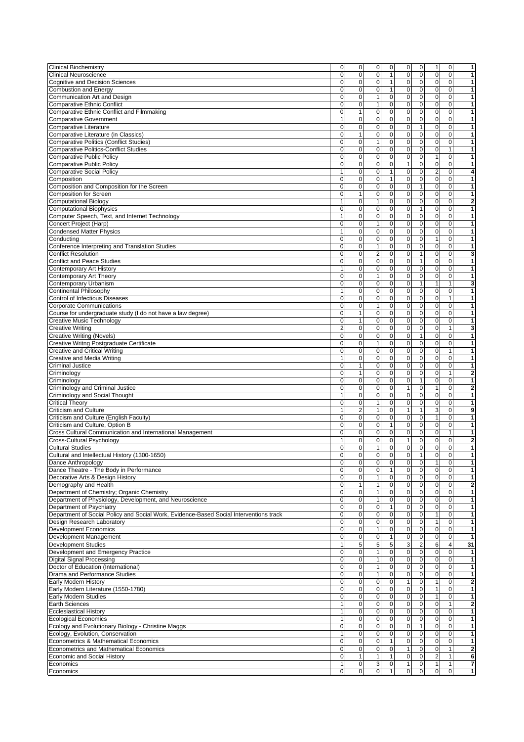| | | | | | | | | | |
|---|---|---|---|---|---|---|---|---|---|
| Clinical Biochemistry | 0 | 0 | 0 | 0 | 0 | 0 | 1 | 0 | 1 |
| Clinical Neuroscience | 0 | 0 | 0 | 1 | 0 | 0 | 0 | 0 | 1 |
| Cognitive and Decision Sciences | 0 | 0 | 0 | 1 | 0 | 0 | 0 | 0 | 1 |
| Combustion and Energy | 0 | 0 | 0 | 1 | 0 | 0 | 0 | 0 | 1 |
| Communication Art and Design | 0 | 0 | 1 | 0 | 0 | 0 | 0 | 0 | 1 |
| Comparative Ethnic Conflict | 0 | 0 | 1 | 0 | 0 | 0 | 0 | 0 | 1 |
| Comparative Ethnic Conflict and Filmmaking | 0 | 1 | 0 | 0 | 0 | 0 | 0 | 0 | 1 |
| Comparative Government | 1 | 0 | 0 | 0 | 0 | 0 | 0 | 0 | 1 |
| Comparative Literature | 0 | 0 | 0 | 0 | 0 | 1 | 0 | 0 | 1 |
| Comparative Literature (in Classics) | 0 | 1 | 0 | 0 | 0 | 0 | 0 | 0 | 1 |
| Comparative Politics (Conflict Studies) | 0 | 0 | 1 | 0 | 0 | 0 | 0 | 0 | 1 |
| Comparative Politics-Conflict Studies | 0 | 0 | 0 | 0 | 0 | 0 | 0 | 1 | 1 |
| Comparative Public Policy | 0 | 0 | 0 | 0 | 0 | 0 | 1 | 0 | 1 |
| Comparative Public Policy | 0 | 0 | 0 | 0 | 1 | 0 | 0 | 0 | 1 |
| Comparative Social Policy | 1 | 0 | 0 | 1 | 0 | 0 | 2 | 0 | 4 |
| Composition | 0 | 0 | 0 | 1 | 0 | 0 | 0 | 0 | 1 |
| Composition and Composition for the Screen | 0 | 0 | 0 | 0 | 0 | 1 | 0 | 0 | 1 |
| Composition for Screen | 0 | 1 | 0 | 0 | 0 | 0 | 0 | 0 | 1 |
| Computational Biology | 1 | 0 | 1 | 0 | 0 | 0 | 0 | 0 | 2 |
| Computational Biophysics | 0 | 0 | 0 | 0 | 0 | 1 | 0 | 0 | 1 |
| Computer Speech, Text, and Internet Technology | 1 | 0 | 0 | 0 | 0 | 0 | 0 | 0 | 1 |
| Concert Project (Harp) | 0 | 0 | 1 | 0 | 0 | 0 | 0 | 0 | 1 |
| Condensed Matter Physics | 1 | 0 | 0 | 0 | 0 | 0 | 0 | 0 | 1 |
| Conducting | 0 | 0 | 0 | 0 | 0 | 0 | 1 | 0 | 1 |
| Conference Interpreting and Translation Studies | 0 | 0 | 1 | 0 | 0 | 0 | 0 | 0 | 1 |
| Conflict Resolution | 0 | 0 | 2 | 0 | 0 | 1 | 0 | 0 | 3 |
| Conflict and Peace Studies | 0 | 0 | 0 | 0 | 0 | 1 | 0 | 0 | 1 |
| Contemporary Art History | 1 | 0 | 0 | 0 | 0 | 0 | 0 | 0 | 1 |
| Contemporary Art Theory | 0 | 0 | 1 | 0 | 0 | 0 | 0 | 0 | 1 |
| Contemporary Urbanism | 0 | 0 | 0 | 0 | 0 | 1 | 1 | 1 | 3 |
| Continental Philosophy | 1 | 0 | 0 | 0 | 0 | 0 | 0 | 0 | 1 |
| Control of Infectious Diseases | 0 | 0 | 0 | 0 | 0 | 0 | 0 | 1 | 1 |
| Corporate Communications | 0 | 0 | 1 | 0 | 0 | 0 | 0 | 0 | 1 |
| Course for undergraduate study (I do not have a law degree) | 0 | 1 | 0 | 0 | 0 | 0 | 0 | 0 | 1 |
| Creative Music Technology | 0 | 1 | 0 | 0 | 0 | 0 | 0 | 0 | 1 |
| Creative Writing | 2 | 0 | 0 | 0 | 0 | 0 | 0 | 1 | 3 |
| Creative Writing (Novels) | 0 | 0 | 0 | 0 | 0 | 1 | 0 | 0 | 1 |
| Creative Writng Postgraduate Certificate | 0 | 0 | 1 | 0 | 0 | 0 | 0 | 0 | 1 |
| Creative and Critical Writing | 0 | 0 | 0 | 0 | 0 | 0 | 0 | 1 | 1 |
| Creative and Media Writing | 1 | 0 | 0 | 0 | 0 | 0 | 0 | 0 | 1 |
| Criminal Justice | 0 | 1 | 0 | 0 | 0 | 0 | 0 | 0 | 1 |
| Criminology | 0 | 1 | 0 | 0 | 0 | 0 | 0 | 1 | 2 |
| Criminology | 0 | 0 | 0 | 0 | 0 | 1 | 0 | 0 | 1 |
| Criminology and Criminal Justice | 0 | 0 | 0 | 0 | 1 | 0 | 1 | 0 | 2 |
| Criminology and Social Thought | 1 | 0 | 0 | 0 | 0 | 0 | 0 | 0 | 1 |
| Critical Theory | 0 | 0 | 1 | 0 | 0 | 0 | 0 | 0 | 1 |
| Criticism and Culture | 1 | 2 | 1 | 0 | 1 | 1 | 3 | 0 | 9 |
| Criticism and Culture (English Faculty) | 0 | 0 | 0 | 0 | 0 | 0 | 1 | 0 | 1 |
| Criticism and Culture, Option B | 0 | 0 | 0 | 1 | 0 | 0 | 0 | 0 | 1 |
| Cross Cultural Communication and International Management | 0 | 0 | 0 | 0 | 0 | 0 | 0 | 1 | 1 |
| Cross-Cultural Psychology | 1 | 0 | 0 | 0 | 1 | 0 | 0 | 0 | 2 |
| Cultural Studies | 0 | 0 | 1 | 0 | 0 | 0 | 0 | 0 | 1 |
| Cultural and Intellectual History (1300-1650) | 0 | 0 | 0 | 0 | 0 | 1 | 0 | 0 | 1 |
| Dance Anthropology | 0 | 0 | 0 | 0 | 0 | 0 | 1 | 0 | 1 |
| Dance Theatre - The Body in Performance | 0 | 0 | 0 | 1 | 0 | 0 | 0 | 0 | 1 |
| Decorative Arts & Design History | 0 | 0 | 1 | 0 | 0 | 0 | 0 | 0 | 1 |
| Demography and Health | 0 | 1 | 1 | 0 | 0 | 0 | 0 | 0 | 2 |
| Department of Chemistry; Organic Chemistry | 0 | 0 | 1 | 0 | 0 | 0 | 0 | 0 | 1 |
| Department of Physiology, Development, and Neuroscience | 0 | 0 | 1 | 0 | 0 | 0 | 0 | 0 | 1 |
| Department of Psychiatry | 0 | 0 | 0 | 1 | 0 | 0 | 0 | 0 | 1 |
| Department of Social Policy and Social Work, Evidence-Based Social Interventions track | 0 | 0 | 0 | 0 | 0 | 0 | 1 | 0 | 1 |
| Design Research Laboratory | 0 | 0 | 0 | 0 | 0 | 0 | 1 | 0 | 1 |
| Development Economics | 0 | 0 | 1 | 0 | 0 | 0 | 0 | 0 | 1 |
| Development Management | 0 | 0 | 0 | 1 | 0 | 0 | 0 | 0 | 1 |
| Development Studies | 1 | 5 | 5 | 5 | 3 | 2 | 6 | 4 | 31 |
| Development and Emergency Practice | 0 | 0 | 1 | 0 | 0 | 0 | 0 | 0 | 1 |
| Digital Signal Processing | 0 | 0 | 1 | 0 | 0 | 0 | 0 | 0 | 1 |
| Doctor of Education (International) | 0 | 0 | 1 | 0 | 0 | 0 | 0 | 0 | 1 |
| Drama and Performance Studies | 0 | 0 | 1 | 0 | 0 | 0 | 0 | 0 | 1 |
| Early Modern History | 0 | 0 | 0 | 0 | 1 | 0 | 1 | 0 | 2 |
| Early Modern Literature (1550-1780) | 0 | 0 | 0 | 0 | 0 | 0 | 1 | 0 | 1 |
| Early Modern Studies | 0 | 0 | 0 | 0 | 0 | 0 | 1 | 0 | 1 |
| Earth Sciences | 1 | 0 | 0 | 0 | 0 | 0 | 0 | 1 | 2 |
| Ecclesiastical History | 1 | 0 | 0 | 0 | 0 | 0 | 0 | 0 | 1 |
| Ecological Economics | 1 | 0 | 0 | 0 | 0 | 0 | 0 | 0 | 1 |
| Ecology and Evolutionary Biology - Christine Maggs | 0 | 0 | 0 | 0 | 0 | 1 | 0 | 0 | 1 |
| Ecology, Evolution, Conservation | 1 | 0 | 0 | 0 | 0 | 0 | 0 | 0 | 1 |
| Econometrics & Mathematical Economics | 0 | 0 | 0 | 1 | 0 | 0 | 0 | 0 | 1 |
| Econometrics and Mathematical Economics | 0 | 0 | 0 | 0 | 1 | 0 | 0 | 1 | 2 |
| Economic and Social History | 0 | 1 | 1 | 1 | 0 | 0 | 2 | 1 | 6 |
| Economics | 1 | 0 | 3 | 0 | 1 | 0 | 1 | 1 | 7 |
| Economics | 0 | 0 | 0 | 1 | 0 | 0 | 0 | 0 | 1 |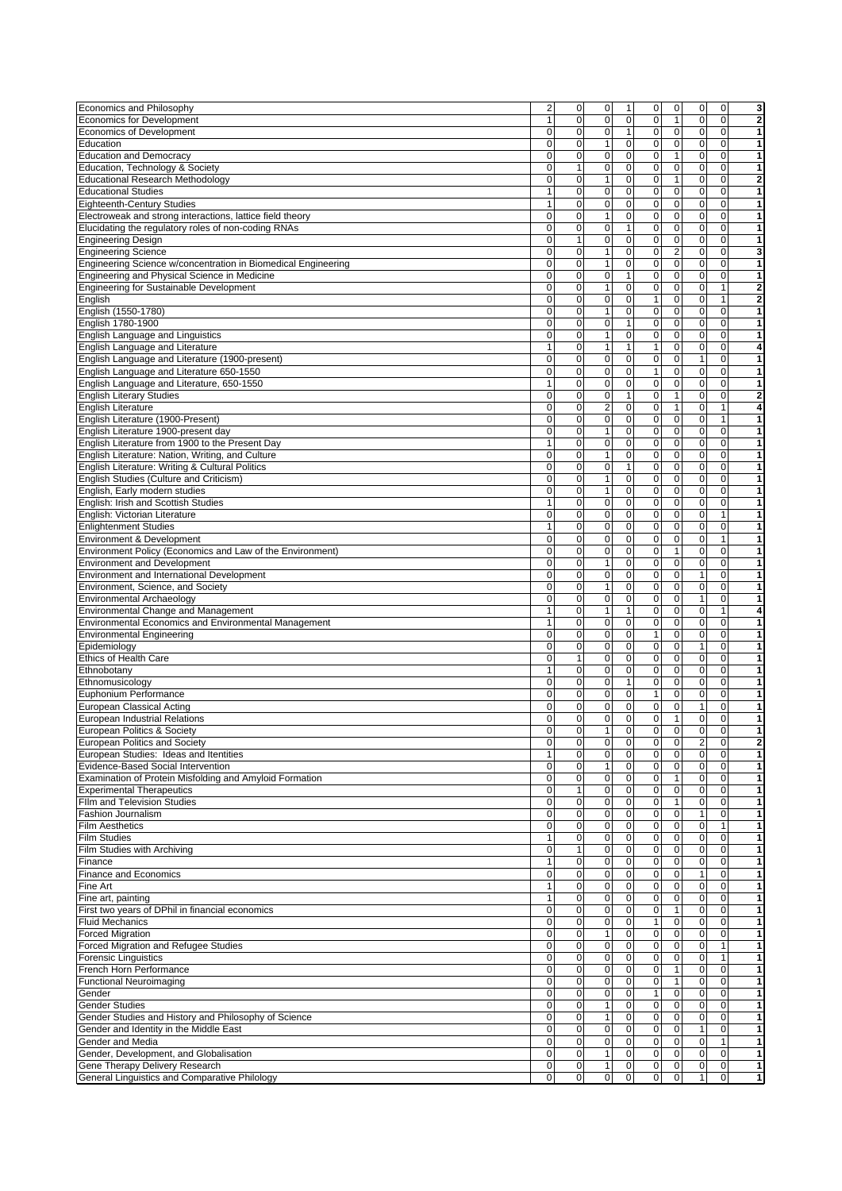| | | | | | | | | | |
|---|---|---|---|---|---|---|---|---|---|
| Economics and Philosophy | 2 | 0 | 0 | 1 | 0 | 0 | 0 | 0 | **3** |
| Economics for Development | 1 | 0 | 0 | 0 | 0 | 1 | 0 | 0 | **2** |
| Economics of Development | 0 | 0 | 0 | 1 | 0 | 0 | 0 | 0 | **1** |
| Education | 0 | 0 | 1 | 0 | 0 | 0 | 0 | 0 | **1** |
| Education and Democracy | 0 | 0 | 0 | 0 | 0 | 1 | 0 | 0 | **1** |
| Education, Technology & Society | 0 | 1 | 0 | 0 | 0 | 0 | 0 | 0 | **1** |
| Educational Research Methodology | 0 | 0 | 1 | 0 | 0 | 1 | 0 | 0 | **2** |
| Educational Studies | 1 | 0 | 0 | 0 | 0 | 0 | 0 | 0 | **1** |
| Eighteenth-Century Studies | 1 | 0 | 0 | 0 | 0 | 0 | 0 | 0 | **1** |
| Electroweak and strong interactions, lattice field theory | 0 | 0 | 1 | 0 | 0 | 0 | 0 | 0 | **1** |
| Elucidating the regulatory roles of non-coding RNAs | 0 | 0 | 0 | 1 | 0 | 0 | 0 | 0 | **1** |
| Engineering Design | 0 | 1 | 0 | 0 | 0 | 0 | 0 | 0 | **1** |
| Engineering Science | 0 | 0 | 1 | 0 | 0 | 2 | 0 | 0 | **3** |
| Engineering Science w/concentration in Biomedical Engineering | 0 | 0 | 1 | 0 | 0 | 0 | 0 | 0 | **1** |
| Engineering and Physical Science in Medicine | 0 | 0 | 0 | 1 | 0 | 0 | 0 | 0 | **1** |
| Engineering for Sustainable Development | 0 | 0 | 1 | 0 | 0 | 0 | 0 | 1 | **2** |
| English | 0 | 0 | 0 | 0 | 1 | 0 | 0 | 1 | **2** |
| English (1550-1780) | 0 | 0 | 1 | 0 | 0 | 0 | 0 | 0 | **1** |
| English 1780-1900 | 0 | 0 | 0 | 1 | 0 | 0 | 0 | 0 | **1** |
| English Language and Linguistics | 0 | 0 | 1 | 0 | 0 | 0 | 0 | 0 | **1** |
| English Language and Literature | 1 | 0 | 1 | 1 | 1 | 0 | 0 | 0 | **4** |
| English Language and Literature (1900-present) | 0 | 0 | 0 | 0 | 0 | 0 | 1 | 0 | **1** |
| English Language and Literature 650-1550 | 0 | 0 | 0 | 0 | 1 | 0 | 0 | 0 | **1** |
| English Language and Literature, 650-1550 | 1 | 0 | 0 | 0 | 0 | 0 | 0 | 0 | **1** |
| English Literary Studies | 0 | 0 | 0 | 1 | 0 | 1 | 0 | 0 | **2** |
| English Literature | 0 | 0 | 2 | 0 | 0 | 1 | 0 | 1 | **4** |
| English Literature (1900-Present) | 0 | 0 | 0 | 0 | 0 | 0 | 0 | 1 | **1** |
| English Literature 1900-present day | 0 | 0 | 1 | 0 | 0 | 0 | 0 | 0 | **1** |
| English Literature from 1900 to the Present Day | 1 | 0 | 0 | 0 | 0 | 0 | 0 | 0 | **1** |
| English Literature: Nation, Writing, and Culture | 0 | 0 | 1 | 0 | 0 | 0 | 0 | 0 | **1** |
| English Literature: Writing & Cultural Politics | 0 | 0 | 0 | 1 | 0 | 0 | 0 | 0 | **1** |
| English Studies (Culture and Criticism) | 0 | 0 | 1 | 0 | 0 | 0 | 0 | 0 | **1** |
| English, Early modern studies | 0 | 0 | 1 | 0 | 0 | 0 | 0 | 0 | **1** |
| English: Irish and Scottish Studies | 1 | 0 | 0 | 0 | 0 | 0 | 0 | 0 | **1** |
| English: Victorian Literature | 0 | 0 | 0 | 0 | 0 | 0 | 0 | 1 | **1** |
| Enlightenment Studies | 1 | 0 | 0 | 0 | 0 | 0 | 0 | 0 | **1** |
| Environment & Development | 0 | 0 | 0 | 0 | 0 | 0 | 0 | 1 | **1** |
| Environment Policy (Economics and Law of the Environment) | 0 | 0 | 0 | 0 | 0 | 1 | 0 | 0 | **1** |
| Environment and Development | 0 | 0 | 1 | 0 | 0 | 0 | 0 | 0 | **1** |
| Environment and International Development | 0 | 0 | 0 | 0 | 0 | 0 | 1 | 0 | **1** |
| Environment, Science, and Society | 0 | 0 | 1 | 0 | 0 | 0 | 0 | 0 | **1** |
| Environmental Archaeology | 0 | 0 | 0 | 0 | 0 | 0 | 1 | 0 | **1** |
| Environmental Change and Management | 1 | 0 | 1 | 1 | 0 | 0 | 0 | 1 | **4** |
| Environmental Economics and Environmental Management | 1 | 0 | 0 | 0 | 0 | 0 | 0 | 0 | **1** |
| Environmental Engineering | 0 | 0 | 0 | 0 | 1 | 0 | 0 | 0 | **1** |
| Epidemiology | 0 | 0 | 0 | 0 | 0 | 0 | 1 | 0 | **1** |
| Ethics of Health Care | 0 | 1 | 0 | 0 | 0 | 0 | 0 | 0 | **1** |
| Ethnobotany | 1 | 0 | 0 | 0 | 0 | 0 | 0 | 0 | **1** |
| Ethnomusicology | 0 | 0 | 0 | 1 | 0 | 0 | 0 | 0 | **1** |
| Euphonium Performance | 0 | 0 | 0 | 0 | 1 | 0 | 0 | 0 | **1** |
| European Classical Acting | 0 | 0 | 0 | 0 | 0 | 0 | 1 | 0 | **1** |
| European Industrial Relations | 0 | 0 | 0 | 0 | 0 | 1 | 0 | 0 | **1** |
| European Politics & Society | 0 | 0 | 1 | 0 | 0 | 0 | 0 | 0 | **1** |
| European Politics and Society | 0 | 0 | 0 | 0 | 0 | 0 | 2 | 0 | **2** |
| European Studies: Ideas and Itentities | 1 | 0 | 0 | 0 | 0 | 0 | 0 | 0 | **1** |
| Evidence-Based Social Intervention | 0 | 0 | 1 | 0 | 0 | 0 | 0 | 0 | **1** |
| Examination of Protein Misfolding and Amyloid Formation | 0 | 0 | 0 | 0 | 0 | 1 | 0 | 0 | **1** |
| Experimental Therapeutics | 0 | 1 | 0 | 0 | 0 | 0 | 0 | 0 | **1** |
| FIlm and Television Studies | 0 | 0 | 0 | 0 | 0 | 1 | 0 | 0 | **1** |
| Fashion Journalism | 0 | 0 | 0 | 0 | 0 | 0 | 1 | 0 | **1** |
| Film Aesthetics | 0 | 0 | 0 | 0 | 0 | 0 | 0 | 1 | **1** |
| Film Studies | 1 | 0 | 0 | 0 | 0 | 0 | 0 | 0 | **1** |
| Film Studies with Archiving | 0 | 1 | 0 | 0 | 0 | 0 | 0 | 0 | **1** |
| Finance | 1 | 0 | 0 | 0 | 0 | 0 | 0 | 0 | **1** |
| Finance and Economics | 0 | 0 | 0 | 0 | 0 | 0 | 1 | 0 | **1** |
| Fine Art | 1 | 0 | 0 | 0 | 0 | 0 | 0 | 0 | **1** |
| Fine art, painting | 1 | 0 | 0 | 0 | 0 | 0 | 0 | 0 | **1** |
| First two years of DPhil in financial economics | 0 | 0 | 0 | 0 | 0 | 1 | 0 | 0 | **1** |
| Fluid Mechanics | 0 | 0 | 0 | 0 | 1 | 0 | 0 | 0 | **1** |
| Forced Migration | 0 | 0 | 1 | 0 | 0 | 0 | 0 | 0 | **1** |
| Forced Migration and Refugee Studies | 0 | 0 | 0 | 0 | 0 | 0 | 0 | 1 | **1** |
| Forensic Linguistics | 0 | 0 | 0 | 0 | 0 | 0 | 0 | 1 | **1** |
| French Horn Performance | 0 | 0 | 0 | 0 | 0 | 1 | 0 | 0 | **1** |
| Functional Neuroimaging | 0 | 0 | 0 | 0 | 0 | 1 | 0 | 0 | **1** |
| Gender | 0 | 0 | 0 | 0 | 1 | 0 | 0 | 0 | **1** |
| Gender Studies | 0 | 0 | 1 | 0 | 0 | 0 | 0 | 0 | **1** |
| Gender Studies and History and Philosophy of Science | 0 | 0 | 1 | 0 | 0 | 0 | 0 | 0 | **1** |
| Gender and Identity in the Middle East | 0 | 0 | 0 | 0 | 0 | 0 | 1 | 0 | **1** |
| Gender and Media | 0 | 0 | 0 | 0 | 0 | 0 | 0 | 1 | **1** |
| Gender, Development, and Globalisation | 0 | 0 | 1 | 0 | 0 | 0 | 0 | 0 | **1** |
| Gene Therapy Delivery Research | 0 | 0 | 1 | 0 | 0 | 0 | 0 | 0 | **1** |
| General Linguistics and Comparative Philology | 0 | 0 | 0 | 0 | 0 | 0 | 1 | 0 | **1** |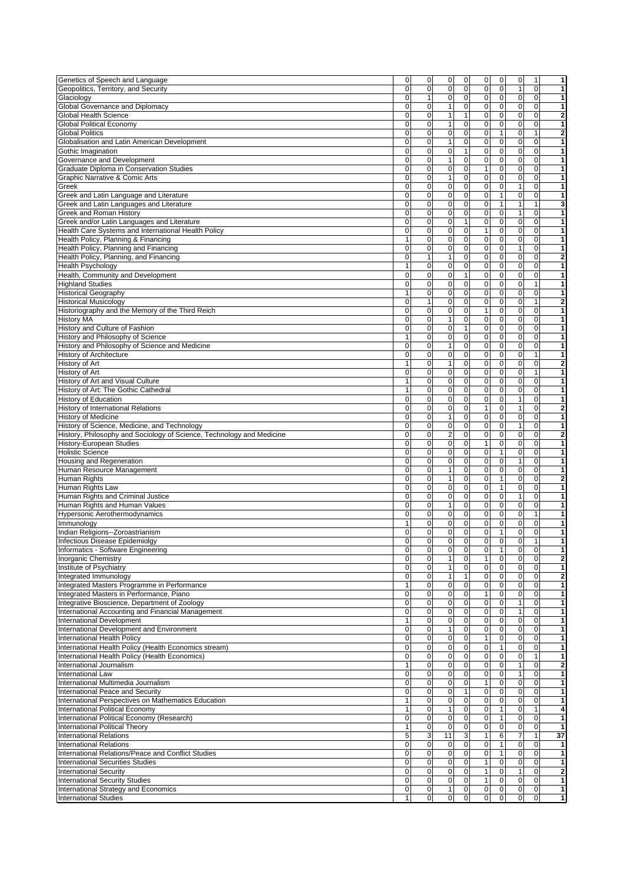| | | | | | | | | | |
|---|---|---|---|---|---|---|---|---|---|
| Genetics of Speech and Language | 0 | 0 | 0 | 0 | 0 | 0 | 0 | 1 | 1 |
| Geopolitics, Territory, and Security | 0 | 0 | 0 | 0 | 0 | 0 | 1 | 0 | 1 |
| Glaciology | 0 | 1 | 0 | 0 | 0 | 0 | 0 | 0 | 1 |
| Global Governance and Diplomacy | 0 | 0 | 1 | 0 | 0 | 0 | 0 | 0 | 1 |
| Global Health Science | 0 | 0 | 1 | 1 | 0 | 0 | 0 | 0 | 2 |
| Global Political Economy | 0 | 0 | 1 | 0 | 0 | 0 | 0 | 0 | 1 |
| Global Politics | 0 | 0 | 0 | 0 | 0 | 1 | 0 | 1 | 2 |
| Globalisation and Latin American Development | 0 | 0 | 1 | 0 | 0 | 0 | 0 | 0 | 1 |
| Gothic Imagination | 0 | 0 | 0 | 1 | 0 | 0 | 0 | 0 | 1 |
| Governance and Development | 0 | 0 | 1 | 0 | 0 | 0 | 0 | 0 | 1 |
| Graduate Diploma in Conservation Studies | 0 | 0 | 0 | 0 | 1 | 0 | 0 | 0 | 1 |
| Graphic Narrative & Comic Arts | 0 | 0 | 1 | 0 | 0 | 0 | 0 | 0 | 1 |
| Greek | 0 | 0 | 0 | 0 | 0 | 0 | 1 | 0 | 1 |
| Greek and Latin Language and Literature | 0 | 0 | 0 | 0 | 0 | 1 | 0 | 0 | 1 |
| Greek and Latin Languages and Literature | 0 | 0 | 0 | 0 | 0 | 1 | 1 | 1 | 3 |
| Greek and Roman History | 0 | 0 | 0 | 0 | 0 | 0 | 1 | 0 | 1 |
| Greek and/or Latin Languages and Literature | 0 | 0 | 0 | 1 | 0 | 0 | 0 | 0 | 1 |
| Health Care Systems and International Health Policy | 0 | 0 | 0 | 0 | 1 | 0 | 0 | 0 | 1 |
| Health Policy, Planning & Financing | 1 | 0 | 0 | 0 | 0 | 0 | 0 | 0 | 1 |
| Health Policy, Planning and Financing | 0 | 0 | 0 | 0 | 0 | 0 | 1 | 0 | 1 |
| Health Policy, Planning, and Financing | 0 | 1 | 1 | 0 | 0 | 0 | 0 | 0 | 2 |
| Health Psychology | 1 | 0 | 0 | 0 | 0 | 0 | 0 | 0 | 1 |
| Health, Community and Development | 0 | 0 | 0 | 1 | 0 | 0 | 0 | 0 | 1 |
| Highland Studies | 0 | 0 | 0 | 0 | 0 | 0 | 0 | 1 | 1 |
| Historical Geography | 1 | 0 | 0 | 0 | 0 | 0 | 0 | 0 | 1 |
| Historical Musicology | 0 | 1 | 0 | 0 | 0 | 0 | 0 | 1 | 2 |
| Historiography and the Memory of the Third Reich | 0 | 0 | 0 | 0 | 1 | 0 | 0 | 0 | 1 |
| History MA | 0 | 0 | 1 | 0 | 0 | 0 | 0 | 0 | 1 |
| History and Culture of Fashion | 0 | 0 | 0 | 1 | 0 | 0 | 0 | 0 | 1 |
| History and Philosophy of Science | 1 | 0 | 0 | 0 | 0 | 0 | 0 | 0 | 1 |
| History and Philosophy of Science and Medicine | 0 | 0 | 1 | 0 | 0 | 0 | 0 | 0 | 1 |
| History of Architecture | 0 | 0 | 0 | 0 | 0 | 0 | 0 | 1 | 1 |
| History of Art | 1 | 0 | 1 | 0 | 0 | 0 | 0 | 0 | 2 |
| History of Art | 0 | 0 | 0 | 0 | 0 | 0 | 0 | 1 | 1 |
| History of Art and Visual Culture | 1 | 0 | 0 | 0 | 0 | 0 | 0 | 0 | 1 |
| History of Art: The Gothic Cathedral | 1 | 0 | 0 | 0 | 0 | 0 | 0 | 0 | 1 |
| History of Education | 0 | 0 | 0 | 0 | 0 | 0 | 1 | 0 | 1 |
| History of International Relations | 0 | 0 | 0 | 0 | 1 | 0 | 1 | 0 | 2 |
| History of Medicine | 0 | 0 | 1 | 0 | 0 | 0 | 0 | 0 | 1 |
| History of Science, Medicine, and Technology | 0 | 0 | 0 | 0 | 0 | 0 | 1 | 0 | 1 |
| History, Philosophy and Sociology of Science, Technology and Medicine | 0 | 0 | 2 | 0 | 0 | 0 | 0 | 0 | 2 |
| History-European Studies | 0 | 0 | 0 | 0 | 1 | 0 | 0 | 0 | 1 |
| Holistic Science | 0 | 0 | 0 | 0 | 0 | 1 | 0 | 0 | 1 |
| Housing and Regeneration | 0 | 0 | 0 | 0 | 0 | 0 | 1 | 0 | 1 |
| Human Resource Management | 0 | 0 | 1 | 0 | 0 | 0 | 0 | 0 | 1 |
| Human Rights | 0 | 0 | 1 | 0 | 0 | 1 | 0 | 0 | 2 |
| Human Rights Law | 0 | 0 | 0 | 0 | 0 | 1 | 0 | 0 | 1 |
| Human Rights and Criminal Justice | 0 | 0 | 0 | 0 | 0 | 0 | 1 | 0 | 1 |
| Human Rights and Human Values | 0 | 0 | 1 | 0 | 0 | 0 | 0 | 0 | 1 |
| Hypersonic Aerothermodynamics | 0 | 0 | 0 | 0 | 0 | 0 | 0 | 1 | 1 |
| Immunology | 1 | 0 | 0 | 0 | 0 | 0 | 0 | 0 | 1 |
| Indian Religions--Zoroastrianism | 0 | 0 | 0 | 0 | 0 | 1 | 0 | 0 | 1 |
| Infectious Disease Epidemiolgy | 0 | 0 | 0 | 0 | 0 | 0 | 0 | 1 | 1 |
| Informatics - Software Engineering | 0 | 0 | 0 | 0 | 0 | 1 | 0 | 0 | 1 |
| Inorganic Chemistry | 0 | 0 | 1 | 0 | 1 | 0 | 0 | 0 | 2 |
| Institute of Psychiatry | 0 | 0 | 1 | 0 | 0 | 0 | 0 | 0 | 1 |
| Integrated Immunology | 0 | 0 | 1 | 1 | 0 | 0 | 0 | 0 | 2 |
| Integrated Masters Programme in Performance | 1 | 0 | 0 | 0 | 0 | 0 | 0 | 0 | 1 |
| Integrated Masters in Performance, Piano | 0 | 0 | 0 | 0 | 1 | 0 | 0 | 0 | 1 |
| Integrative Bioscience, Department of Zoology | 0 | 0 | 0 | 0 | 0 | 0 | 1 | 0 | 1 |
| International Accounting and Financial Management | 0 | 0 | 0 | 0 | 0 | 0 | 1 | 0 | 1 |
| International Development | 1 | 0 | 0 | 0 | 0 | 0 | 0 | 0 | 1 |
| International Development and Environment | 0 | 0 | 1 | 0 | 0 | 0 | 0 | 0 | 1 |
| International Health Policy | 0 | 0 | 0 | 0 | 1 | 0 | 0 | 0 | 1 |
| International Health Policy (Health Economics stream) | 0 | 0 | 0 | 0 | 0 | 1 | 0 | 0 | 1 |
| International Health Policy (Health Economics) | 0 | 0 | 0 | 0 | 0 | 0 | 0 | 1 | 1 |
| International Journalism | 1 | 0 | 0 | 0 | 0 | 0 | 1 | 0 | 2 |
| International Law | 0 | 0 | 0 | 0 | 0 | 0 | 1 | 0 | 1 |
| International Multimedia Journalism | 0 | 0 | 0 | 0 | 1 | 0 | 0 | 0 | 1 |
| International Peace and Security | 0 | 0 | 0 | 1 | 0 | 0 | 0 | 0 | 1 |
| International Perspectives on Mathematics Education | 1 | 0 | 0 | 0 | 0 | 0 | 0 | 0 | 1 |
| International Political Economy | 1 | 0 | 1 | 0 | 0 | 1 | 0 | 1 | 4 |
| International Political Economy (Research) | 0 | 0 | 0 | 0 | 0 | 1 | 0 | 0 | 1 |
| International Political Theory | 1 | 0 | 0 | 0 | 0 | 0 | 0 | 0 | 1 |
| International Relations | 5 | 3 | 11 | 3 | 1 | 6 | 7 | 1 | 37 |
| International Relations | 0 | 0 | 0 | 0 | 0 | 1 | 0 | 0 | 1 |
| International Relations/Peace and Conflict Studies | 0 | 0 | 0 | 0 | 0 | 1 | 0 | 0 | 1 |
| International Securities Studies | 0 | 0 | 0 | 0 | 1 | 0 | 0 | 0 | 1 |
| International Security | 0 | 0 | 0 | 0 | 1 | 0 | 1 | 0 | 2 |
| International Security Studies | 0 | 0 | 0 | 0 | 1 | 0 | 0 | 0 | 1 |
| International Strategy and Economics | 0 | 0 | 1 | 0 | 0 | 0 | 0 | 0 | 1 |
| International Studies | 1 | 0 | 0 | 0 | 0 | 0 | 0 | 0 | 1 |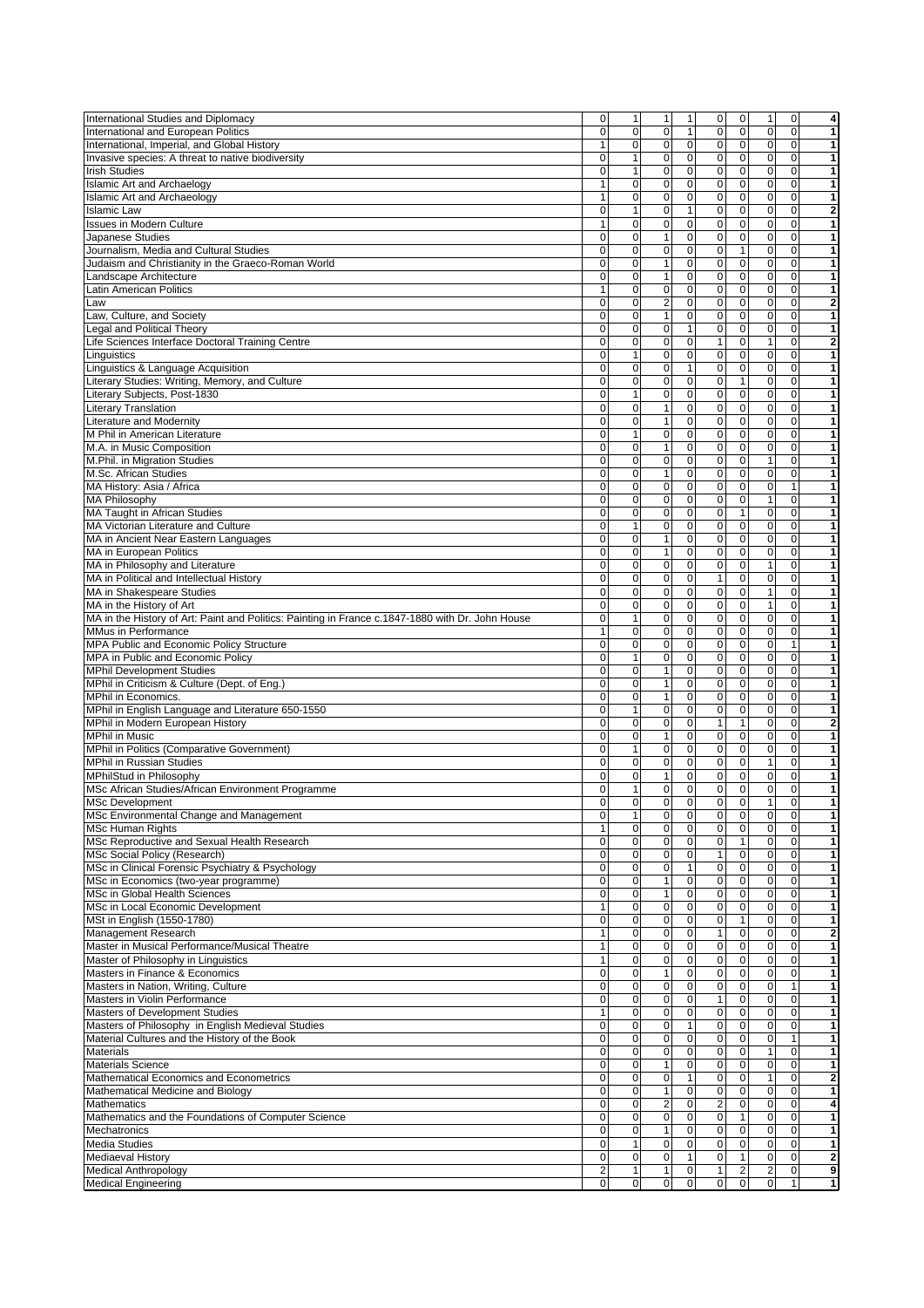| | | | | | | | | | |
|---|---|---|---|---|---|---|---|---|---|
| International Studies and Diplomacy | 0 | 1 | 1 | 1 | 0 | 0 | 1 | 0 | 4 |
| International and European Politics | 0 | 0 | 0 | 1 | 0 | 0 | 0 | 0 | 1 |
| International, Imperial, and Global History | 1 | 0 | 0 | 0 | 0 | 0 | 0 | 0 | 1 |
| Invasive species: A threat to native biodiversity | 0 | 1 | 0 | 0 | 0 | 0 | 0 | 0 | 1 |
| Irish Studies | 0 | 1 | 0 | 0 | 0 | 0 | 0 | 0 | 1 |
| Islamic Art and Archaelogy | 1 | 0 | 0 | 0 | 0 | 0 | 0 | 0 | 1 |
| Islamic Art and Archaeology | 1 | 0 | 0 | 0 | 0 | 0 | 0 | 0 | 1 |
| Islamic Law | 0 | 1 | 0 | 1 | 0 | 0 | 0 | 0 | 2 |
| Issues in Modern Culture | 1 | 0 | 0 | 0 | 0 | 0 | 0 | 0 | 1 |
| Japanese Studies | 0 | 0 | 1 | 0 | 0 | 0 | 0 | 0 | 1 |
| Journalism, Media and Cultural Studies | 0 | 0 | 0 | 0 | 0 | 1 | 0 | 0 | 1 |
| Judaism and Christianity in the Graeco-Roman World | 0 | 0 | 1 | 0 | 0 | 0 | 0 | 0 | 1 |
| Landscape Architecture | 0 | 0 | 1 | 0 | 0 | 0 | 0 | 0 | 1 |
| Latin American Politics | 1 | 0 | 0 | 0 | 0 | 0 | 0 | 0 | 1 |
| Law | 0 | 0 | 2 | 0 | 0 | 0 | 0 | 0 | 2 |
| Law, Culture, and Society | 0 | 0 | 1 | 0 | 0 | 0 | 0 | 0 | 1 |
| Legal and Political Theory | 0 | 0 | 0 | 1 | 0 | 0 | 0 | 0 | 1 |
| Life Sciences Interface Doctoral Training Centre | 0 | 0 | 0 | 0 | 1 | 0 | 1 | 0 | 2 |
| Linguistics | 0 | 1 | 0 | 0 | 0 | 0 | 0 | 0 | 1 |
| Linguistics & Language Acquisition | 0 | 0 | 0 | 1 | 0 | 0 | 0 | 0 | 1 |
| Literary Studies: Writing, Memory, and Culture | 0 | 0 | 0 | 0 | 0 | 1 | 0 | 0 | 1 |
| Literary Subjects, Post-1830 | 0 | 1 | 0 | 0 | 0 | 0 | 0 | 0 | 1 |
| Literary Translation | 0 | 0 | 1 | 0 | 0 | 0 | 0 | 0 | 1 |
| Literature and Modernity | 0 | 0 | 1 | 0 | 0 | 0 | 0 | 0 | 1 |
| M Phil in American Literature | 0 | 1 | 0 | 0 | 0 | 0 | 0 | 0 | 1 |
| M.A. in Music Composition | 0 | 0 | 1 | 0 | 0 | 0 | 0 | 0 | 1 |
| M.Phil. in Migration Studies | 0 | 0 | 0 | 0 | 0 | 0 | 1 | 0 | 1 |
| M.Sc. African Studies | 0 | 0 | 1 | 0 | 0 | 0 | 0 | 0 | 1 |
| MA History: Asia / Africa | 0 | 0 | 0 | 0 | 0 | 0 | 0 | 1 | 1 |
| MA Philosophy | 0 | 0 | 0 | 0 | 0 | 0 | 1 | 0 | 1 |
| MA Taught in African Studies | 0 | 0 | 0 | 0 | 0 | 1 | 0 | 0 | 1 |
| MA Victorian Literature and Culture | 0 | 1 | 0 | 0 | 0 | 0 | 0 | 0 | 1 |
| MA in Ancient Near Eastern Languages | 0 | 0 | 1 | 0 | 0 | 0 | 0 | 0 | 1 |
| MA in European Politics | 0 | 0 | 1 | 0 | 0 | 0 | 0 | 0 | 1 |
| MA in Philosophy and Literature | 0 | 0 | 0 | 0 | 0 | 0 | 1 | 0 | 1 |
| MA in Political and Intellectual History | 0 | 0 | 0 | 0 | 1 | 0 | 0 | 0 | 1 |
| MA in Shakespeare Studies | 0 | 0 | 0 | 0 | 0 | 0 | 1 | 0 | 1 |
| MA in the History of Art | 0 | 0 | 0 | 0 | 0 | 0 | 1 | 0 | 1 |
| MA in the History of Art: Paint and Politics: Painting in France c.1847-1880 with Dr. John House | 0 | 1 | 0 | 0 | 0 | 0 | 0 | 0 | 1 |
| MMus in Performance | 1 | 0 | 0 | 0 | 0 | 0 | 0 | 0 | 1 |
| MPA Public and Economic Policy Structure | 0 | 0 | 0 | 0 | 0 | 0 | 0 | 1 | 1 |
| MPA in Public and Economic Policy | 0 | 1 | 0 | 0 | 0 | 0 | 0 | 0 | 1 |
| MPhil Development Studies | 0 | 0 | 1 | 0 | 0 | 0 | 0 | 0 | 1 |
| MPhil in Criticism & Culture (Dept. of Eng.) | 0 | 0 | 1 | 0 | 0 | 0 | 0 | 0 | 1 |
| MPhil in Economics. | 0 | 0 | 1 | 0 | 0 | 0 | 0 | 0 | 1 |
| MPhil in English Language and Literature 650-1550 | 0 | 1 | 0 | 0 | 0 | 0 | 0 | 0 | 1 |
| MPhil in Modern European History | 0 | 0 | 0 | 0 | 1 | 1 | 0 | 0 | 2 |
| MPhil in Music | 0 | 0 | 1 | 0 | 0 | 0 | 0 | 0 | 1 |
| MPhil in Politics (Comparative Government) | 0 | 1 | 0 | 0 | 0 | 0 | 0 | 0 | 1 |
| MPhil in Russian Studies | 0 | 0 | 0 | 0 | 0 | 0 | 1 | 0 | 1 |
| MPhilStud in Philosophy | 0 | 0 | 1 | 0 | 0 | 0 | 0 | 0 | 1 |
| MSc African Studies/African Environment Programme | 0 | 1 | 0 | 0 | 0 | 0 | 0 | 0 | 1 |
| MSc Development | 0 | 0 | 0 | 0 | 0 | 0 | 1 | 0 | 1 |
| MSc Environmental Change and Management | 0 | 1 | 0 | 0 | 0 | 0 | 0 | 0 | 1 |
| MSc Human Rights | 1 | 0 | 0 | 0 | 0 | 0 | 0 | 0 | 1 |
| MSc Reproductive and Sexual Health Research | 0 | 0 | 0 | 0 | 0 | 1 | 0 | 0 | 1 |
| MSc Social Policy (Research) | 0 | 0 | 0 | 0 | 1 | 0 | 0 | 0 | 1 |
| MSc in Clinical Forensic Psychiatry & Psychology | 0 | 0 | 0 | 1 | 0 | 0 | 0 | 0 | 1 |
| MSc in Economics (two-year programme) | 0 | 0 | 1 | 0 | 0 | 0 | 0 | 0 | 1 |
| MSc in Global Health Sciences | 0 | 0 | 1 | 0 | 0 | 0 | 0 | 0 | 1 |
| MSc in Local Economic Development | 1 | 0 | 0 | 0 | 0 | 0 | 0 | 0 | 1 |
| MSt in English (1550-1780) | 0 | 0 | 0 | 0 | 0 | 1 | 0 | 0 | 1 |
| Management Research | 1 | 0 | 0 | 0 | 1 | 0 | 0 | 0 | 2 |
| Master in Musical Performance/Musical Theatre | 1 | 0 | 0 | 0 | 0 | 0 | 0 | 0 | 1 |
| Master of Philosophy in Linguistics | 1 | 0 | 0 | 0 | 0 | 0 | 0 | 0 | 1 |
| Masters in Finance & Economics | 0 | 0 | 1 | 0 | 0 | 0 | 0 | 0 | 1 |
| Masters in Nation, Writing, Culture | 0 | 0 | 0 | 0 | 0 | 0 | 0 | 1 | 1 |
| Masters in Violin Performance | 0 | 0 | 0 | 0 | 1 | 0 | 0 | 0 | 1 |
| Masters of Development Studies | 1 | 0 | 0 | 0 | 0 | 0 | 0 | 0 | 1 |
| Masters of Philosophy in English Medieval Studies | 0 | 0 | 0 | 1 | 0 | 0 | 0 | 0 | 1 |
| Material Cultures and the History of the Book | 0 | 0 | 0 | 0 | 0 | 0 | 0 | 1 | 1 |
| Materials | 0 | 0 | 0 | 0 | 0 | 0 | 1 | 0 | 1 |
| Materials Science | 0 | 0 | 1 | 0 | 0 | 0 | 0 | 0 | 1 |
| Mathematical Economics and Econometrics | 0 | 0 | 0 | 1 | 0 | 0 | 1 | 0 | 2 |
| Mathematical Medicine and Biology | 0 | 0 | 1 | 0 | 0 | 0 | 0 | 0 | 1 |
| Mathematics | 0 | 0 | 2 | 0 | 2 | 0 | 0 | 0 | 4 |
| Mathematics and the Foundations of Computer Science | 0 | 0 | 0 | 0 | 0 | 1 | 0 | 0 | 1 |
| Mechatronics | 0 | 0 | 1 | 0 | 0 | 0 | 0 | 0 | 1 |
| Media Studies | 0 | 1 | 0 | 0 | 0 | 0 | 0 | 0 | 1 |
| Mediaeval History | 0 | 0 | 0 | 1 | 0 | 1 | 0 | 0 | 2 |
| Medical Anthropology | 2 | 1 | 1 | 0 | 1 | 2 | 2 | 0 | 9 |
| Medical Engineering | 0 | 0 | 0 | 0 | 0 | 0 | 0 | 1 | 1 |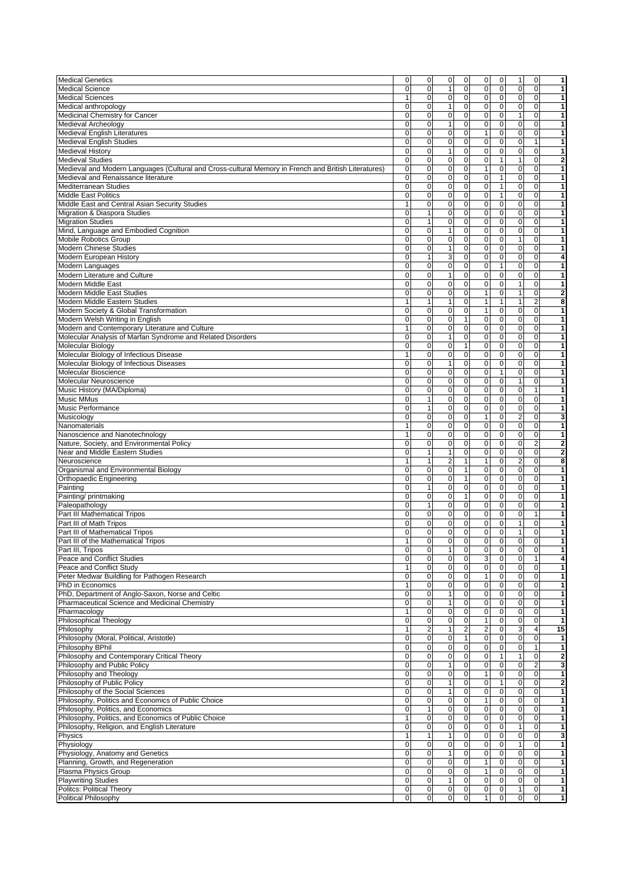| | | | | | | | | | |
|---|---|---|---|---|---|---|---|---|---|
| Medical Genetics | 0 | 0 | 0 | 0 | 0 | 0 | 1 | 0 | 1 |
| Medical Science | 0 | 0 | 1 | 0 | 0 | 0 | 0 | 0 | 1 |
| Medical Sciences | 1 | 0 | 0 | 0 | 0 | 0 | 0 | 0 | 1 |
| Medical anthropology | 0 | 0 | 1 | 0 | 0 | 0 | 0 | 0 | 1 |
| Medicinal Chemistry for Cancer | 0 | 0 | 0 | 0 | 0 | 0 | 1 | 0 | 1 |
| Medieval Archeology | 0 | 0 | 1 | 0 | 0 | 0 | 0 | 0 | 1 |
| Medieval English Literatures | 0 | 0 | 0 | 0 | 1 | 0 | 0 | 0 | 1 |
| Medieval English Studies | 0 | 0 | 0 | 0 | 0 | 0 | 0 | 1 | 1 |
| Medieval History | 0 | 0 | 1 | 0 | 0 | 0 | 0 | 0 | 1 |
| Medieval Studies | 0 | 0 | 0 | 0 | 0 | 1 | 1 | 0 | 2 |
| Medieval and Modern Languages (Cultural and Cross-cultural Memory in French and British Literatures) | 0 | 0 | 0 | 0 | 1 | 0 | 0 | 0 | 1 |
| Medieval and Renaissance literature | 0 | 0 | 0 | 0 | 0 | 1 | 0 | 0 | 1 |
| Mediterranean Studies | 0 | 0 | 0 | 0 | 0 | 1 | 0 | 0 | 1 |
| Middle East Politics | 0 | 0 | 0 | 0 | 0 | 1 | 0 | 0 | 1 |
| Middle East and Central Asian Security Studies | 1 | 0 | 0 | 0 | 0 | 0 | 0 | 0 | 1 |
| Migration & Diaspora Studies | 0 | 1 | 0 | 0 | 0 | 0 | 0 | 0 | 1 |
| Migration Studies | 0 | 1 | 0 | 0 | 0 | 0 | 0 | 0 | 1 |
| Mind, Language and Embodied Cognition | 0 | 0 | 1 | 0 | 0 | 0 | 0 | 0 | 1 |
| Mobile Robotics Group | 0 | 0 | 0 | 0 | 0 | 0 | 1 | 0 | 1 |
| Modern Chinese Studies | 0 | 0 | 1 | 0 | 0 | 0 | 0 | 0 | 1 |
| Modern European History | 0 | 1 | 3 | 0 | 0 | 0 | 0 | 0 | 4 |
| Modern Languages | 0 | 0 | 0 | 0 | 0 | 1 | 0 | 0 | 1 |
| Modern Literature and Culture | 0 | 0 | 1 | 0 | 0 | 0 | 0 | 0 | 1 |
| Modern Middle East | 0 | 0 | 0 | 0 | 0 | 0 | 1 | 0 | 1 |
| Modern Middle East Studies | 0 | 0 | 0 | 0 | 1 | 0 | 1 | 0 | 2 |
| Modern Middle Eastern Studies | 1 | 1 | 1 | 0 | 1 | 1 | 1 | 2 | 8 |
| Modern Society & Global Transformation | 0 | 0 | 0 | 0 | 1 | 0 | 0 | 0 | 1 |
| Modern Welsh Writing in English | 0 | 0 | 0 | 1 | 0 | 0 | 0 | 0 | 1 |
| Modern and Contemporary Literature and Culture | 1 | 0 | 0 | 0 | 0 | 0 | 0 | 0 | 1 |
| Molecular Analysis of Marfan Syndrome and Related Disorders | 0 | 0 | 1 | 0 | 0 | 0 | 0 | 0 | 1 |
| Molecular Biology | 0 | 0 | 0 | 1 | 0 | 0 | 0 | 0 | 1 |
| Molecular Biology of Infectious Disease | 1 | 0 | 0 | 0 | 0 | 0 | 0 | 0 | 1 |
| Molecular Biology of Infectious Diseases | 0 | 0 | 1 | 0 | 0 | 0 | 0 | 0 | 1 |
| Molecular Bioscience | 0 | 0 | 0 | 0 | 0 | 1 | 0 | 0 | 1 |
| Molecular Neuroscience | 0 | 0 | 0 | 0 | 0 | 0 | 1 | 0 | 1 |
| Music History (MA/Diploma) | 0 | 0 | 0 | 0 | 0 | 0 | 0 | 1 | 1 |
| Music MMus | 0 | 1 | 0 | 0 | 0 | 0 | 0 | 0 | 1 |
| Music Performance | 0 | 1 | 0 | 0 | 0 | 0 | 0 | 0 | 1 |
| Musicology | 0 | 0 | 0 | 0 | 1 | 0 | 2 | 0 | 3 |
| Nanomaterials | 1 | 0 | 0 | 0 | 0 | 0 | 0 | 0 | 1 |
| Nanoscience and Nanotechnology | 1 | 0 | 0 | 0 | 0 | 0 | 0 | 0 | 1 |
| Nature, Society, and Environmental Policy | 0 | 0 | 0 | 0 | 0 | 0 | 0 | 2 | 2 |
| Near and Middle Eastern Studies | 0 | 1 | 1 | 0 | 0 | 0 | 0 | 0 | 2 |
| Neuroscience | 1 | 1 | 2 | 1 | 1 | 0 | 2 | 0 | 8 |
| Organismal and Environmental Biology | 0 | 0 | 0 | 1 | 0 | 0 | 0 | 0 | 1 |
| Orthopaedic Engineering | 0 | 0 | 0 | 1 | 0 | 0 | 0 | 0 | 1 |
| Painting | 0 | 1 | 0 | 0 | 0 | 0 | 0 | 0 | 1 |
| Painting/ printmaking | 0 | 0 | 0 | 1 | 0 | 0 | 0 | 0 | 1 |
| Paleopathology | 0 | 1 | 0 | 0 | 0 | 0 | 0 | 0 | 1 |
| Part III Mathematical Tripos | 0 | 0 | 0 | 0 | 0 | 0 | 0 | 1 | 1 |
| Part III of Math Tripos | 0 | 0 | 0 | 0 | 0 | 0 | 1 | 0 | 1 |
| Part III of Mathematical Tripos | 0 | 0 | 0 | 0 | 0 | 0 | 1 | 0 | 1 |
| Part III of the Mathematical Tripos | 1 | 0 | 0 | 0 | 0 | 0 | 0 | 0 | 1 |
| Part III, Tripos | 0 | 0 | 1 | 0 | 0 | 0 | 0 | 0 | 1 |
| Peace and Conflict Studies | 0 | 0 | 0 | 0 | 3 | 0 | 0 | 1 | 4 |
| Peace and Conflict Study | 1 | 0 | 0 | 0 | 0 | 0 | 0 | 0 | 1 |
| Peter Medwar Buildling for Pathogen Research | 0 | 0 | 0 | 0 | 1 | 0 | 0 | 0 | 1 |
| PhD in Economics | 1 | 0 | 0 | 0 | 0 | 0 | 0 | 0 | 1 |
| PhD, Department of Anglo-Saxon, Norse and Celtic | 0 | 0 | 1 | 0 | 0 | 0 | 0 | 0 | 1 |
| Pharmaceutical Science and Medicinal Chemistry | 0 | 0 | 1 | 0 | 0 | 0 | 0 | 0 | 1 |
| Pharmacology | 1 | 0 | 0 | 0 | 0 | 0 | 0 | 0 | 1 |
| Philosophical Theology | 0 | 0 | 0 | 0 | 1 | 0 | 0 | 0 | 1 |
| Philosophy | 1 | 2 | 1 | 2 | 2 | 0 | 3 | 4 | 15 |
| Philosophy (Moral, Political, Aristotle) | 0 | 0 | 0 | 1 | 0 | 0 | 0 | 0 | 1 |
| Philosophy BPhil | 0 | 0 | 0 | 0 | 0 | 0 | 0 | 1 | 1 |
| Philosophy and Contemporary Critical Theory | 0 | 0 | 0 | 0 | 0 | 1 | 1 | 0 | 2 |
| Philosophy and Public Policy | 0 | 0 | 1 | 0 | 0 | 0 | 0 | 2 | 3 |
| Philosophy and Theology | 0 | 0 | 0 | 0 | 1 | 0 | 0 | 0 | 1 |
| Philosophy of Public Policy | 0 | 0 | 1 | 0 | 0 | 1 | 0 | 0 | 2 |
| Philosophy of the Social Sciences | 0 | 0 | 1 | 0 | 0 | 0 | 0 | 0 | 1 |
| Philosophy, Politics and Economics of Public Choice | 0 | 0 | 0 | 0 | 1 | 0 | 0 | 0 | 1 |
| Philosophy, Politics, and Economics | 0 | 1 | 0 | 0 | 0 | 0 | 0 | 0 | 1 |
| Philosophy, Politics, and Economics of Public Choice | 1 | 0 | 0 | 0 | 0 | 0 | 0 | 0 | 1 |
| Philosophy, Religion, and English Literature | 0 | 0 | 0 | 0 | 0 | 0 | 1 | 0 | 1 |
| Physics | 1 | 1 | 1 | 0 | 0 | 0 | 0 | 0 | 3 |
| Physiology | 0 | 0 | 0 | 0 | 0 | 0 | 1 | 0 | 1 |
| Physiology, Anatomy and Genetics | 0 | 0 | 1 | 0 | 0 | 0 | 0 | 0 | 1 |
| Planning, Growth, and Regeneration | 0 | 0 | 0 | 0 | 1 | 0 | 0 | 0 | 1 |
| Plasma Physics Group | 0 | 0 | 0 | 0 | 1 | 0 | 0 | 0 | 1 |
| Playwriting Studies | 0 | 0 | 1 | 0 | 0 | 0 | 0 | 0 | 1 |
| Politcs: Political Theory | 0 | 0 | 0 | 0 | 0 | 0 | 1 | 0 | 1 |
| Political Philosophy | 0 | 0 | 0 | 0 | 1 | 0 | 0 | 0 | 1 |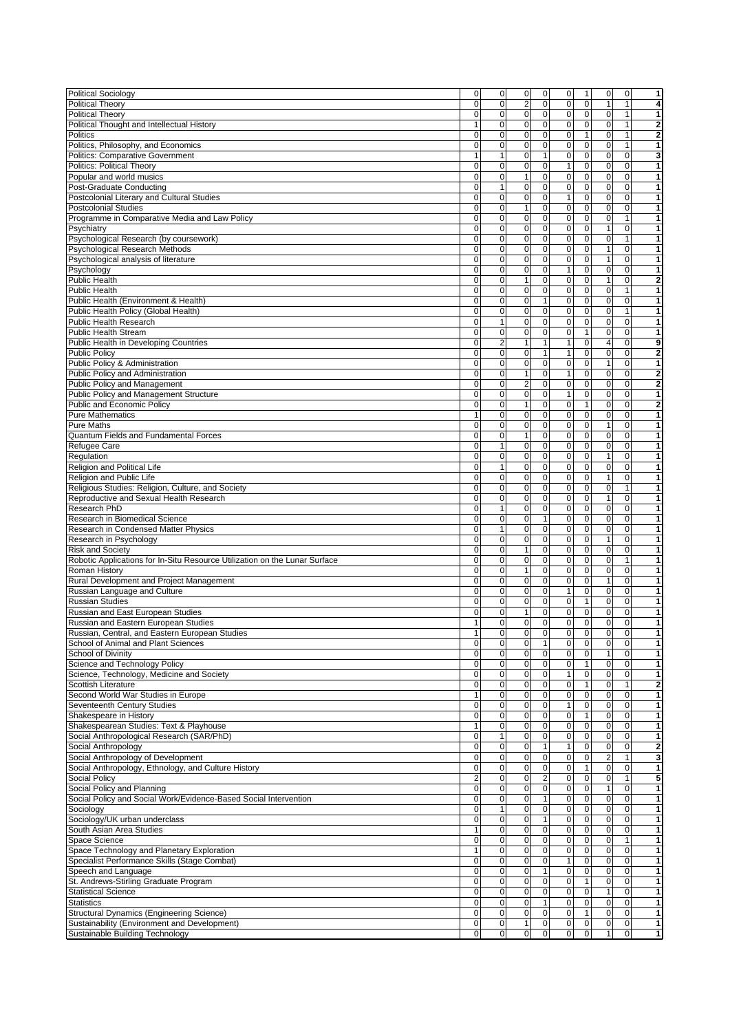| | | | | | | | | | |
|---|---|---|---|---|---|---|---|---|---|
| Political Sociology | 0 | 0 | 0 | 0 | 0 | 1 | 0 | 0 | 1 |
| Political Theory | 0 | 0 | 2 | 0 | 0 | 0 | 1 | 1 | 4 |
| Political Theory | 0 | 0 | 0 | 0 | 0 | 0 | 0 | 1 | 1 |
| Political Thought and Intellectual History | 1 | 0 | 0 | 0 | 0 | 0 | 0 | 1 | 2 |
| Politics | 0 | 0 | 0 | 0 | 0 | 1 | 0 | 1 | 2 |
| Politics, Philosophy, and Economics | 0 | 0 | 0 | 0 | 0 | 0 | 0 | 1 | 1 |
| Politics: Comparative Government | 1 | 1 | 0 | 1 | 0 | 0 | 0 | 0 | 3 |
| Politics: Political Theory | 0 | 0 | 0 | 0 | 1 | 0 | 0 | 0 | 1 |
| Popular and world musics | 0 | 0 | 1 | 0 | 0 | 0 | 0 | 0 | 1 |
| Post-Graduate Conducting | 0 | 1 | 0 | 0 | 0 | 0 | 0 | 0 | 1 |
| Postcolonial Literary and Cultural Studies | 0 | 0 | 0 | 0 | 1 | 0 | 0 | 0 | 1 |
| Postcolonial Studies | 0 | 0 | 1 | 0 | 0 | 0 | 0 | 0 | 1 |
| Programme in Comparative Media and Law Policy | 0 | 0 | 0 | 0 | 0 | 0 | 0 | 1 | 1 |
| Psychiatry | 0 | 0 | 0 | 0 | 0 | 0 | 1 | 0 | 1 |
| Psychological Research (by coursework) | 0 | 0 | 0 | 0 | 0 | 0 | 0 | 1 | 1 |
| Psychological Research Methods | 0 | 0 | 0 | 0 | 0 | 0 | 1 | 0 | 1 |
| Psychological analysis of literature | 0 | 0 | 0 | 0 | 0 | 0 | 1 | 0 | 1 |
| Psychology | 0 | 0 | 0 | 0 | 1 | 0 | 0 | 0 | 1 |
| Public Health | 0 | 0 | 1 | 0 | 0 | 0 | 1 | 0 | 2 |
| Public Health | 0 | 0 | 0 | 0 | 0 | 0 | 0 | 1 | 1 |
| Public Health (Environment & Health) | 0 | 0 | 0 | 1 | 0 | 0 | 0 | 0 | 1 |
| Public Health Policy (Global Health) | 0 | 0 | 0 | 0 | 0 | 0 | 0 | 1 | 1 |
| Public Health Research | 0 | 1 | 0 | 0 | 0 | 0 | 0 | 0 | 1 |
| Public Health Stream | 0 | 0 | 0 | 0 | 0 | 1 | 0 | 0 | 1 |
| Public Health in Developing Countries | 0 | 2 | 1 | 1 | 1 | 0 | 4 | 0 | 9 |
| Public Policy | 0 | 0 | 0 | 1 | 1 | 0 | 0 | 0 | 2 |
| Public Policy & Administration | 0 | 0 | 0 | 0 | 0 | 0 | 1 | 0 | 1 |
| Public Policy and Administration | 0 | 0 | 1 | 0 | 1 | 0 | 0 | 0 | 2 |
| Public Policy and Management | 0 | 0 | 2 | 0 | 0 | 0 | 0 | 0 | 2 |
| Public Policy and Management Structure | 0 | 0 | 0 | 0 | 1 | 0 | 0 | 0 | 1 |
| Public and Economic Policy | 0 | 0 | 1 | 0 | 0 | 1 | 0 | 0 | 2 |
| Pure Mathematics | 1 | 0 | 0 | 0 | 0 | 0 | 0 | 0 | 1 |
| Pure Maths | 0 | 0 | 0 | 0 | 0 | 0 | 1 | 0 | 1 |
| Quantum Fields and Fundamental Forces | 0 | 0 | 1 | 0 | 0 | 0 | 0 | 0 | 1 |
| Refugee Care | 0 | 1 | 0 | 0 | 0 | 0 | 0 | 0 | 1 |
| Regulation | 0 | 0 | 0 | 0 | 0 | 0 | 1 | 0 | 1 |
| Religion and Political Life | 0 | 1 | 0 | 0 | 0 | 0 | 0 | 0 | 1 |
| Religion and Public Life | 0 | 0 | 0 | 0 | 0 | 0 | 1 | 0 | 1 |
| Religious Studies: Religion, Culture, and Society | 0 | 0 | 0 | 0 | 0 | 0 | 0 | 1 | 1 |
| Reproductive and Sexual Health Research | 0 | 0 | 0 | 0 | 0 | 0 | 1 | 0 | 1 |
| Research PhD | 0 | 1 | 0 | 0 | 0 | 0 | 0 | 0 | 1 |
| Research in Biomedical Science | 0 | 0 | 0 | 1 | 0 | 0 | 0 | 0 | 1 |
| Research in Condensed Matter Physics | 0 | 1 | 0 | 0 | 0 | 0 | 0 | 0 | 1 |
| Research in Psychology | 0 | 0 | 0 | 0 | 0 | 0 | 1 | 0 | 1 |
| Risk and Society | 0 | 0 | 1 | 0 | 0 | 0 | 0 | 0 | 1 |
| Robotic Applications for In-Situ Resource Utilization on the Lunar Surface | 0 | 0 | 0 | 0 | 0 | 0 | 0 | 1 | 1 |
| Roman History | 0 | 0 | 1 | 0 | 0 | 0 | 0 | 0 | 1 |
| Rural Development and Project Management | 0 | 0 | 0 | 0 | 0 | 0 | 1 | 0 | 1 |
| Russian Language and Culture | 0 | 0 | 0 | 0 | 1 | 0 | 0 | 0 | 1 |
| Russian Studies | 0 | 0 | 0 | 0 | 0 | 1 | 0 | 0 | 1 |
| Russian and East European Studies | 0 | 0 | 1 | 0 | 0 | 0 | 0 | 0 | 1 |
| Russian and Eastern European Studies | 1 | 0 | 0 | 0 | 0 | 0 | 0 | 0 | 1 |
| Russian, Central, and Eastern European Studies | 1 | 0 | 0 | 0 | 0 | 0 | 0 | 0 | 1 |
| School of Animal and Plant Sciences | 0 | 0 | 0 | 1 | 0 | 0 | 0 | 0 | 1 |
| School of Divinity | 0 | 0 | 0 | 0 | 0 | 0 | 1 | 0 | 1 |
| Science and Technology Policy | 0 | 0 | 0 | 0 | 0 | 1 | 0 | 0 | 1 |
| Science, Technology, Medicine and Society | 0 | 0 | 0 | 0 | 1 | 0 | 0 | 0 | 1 |
| Scottish Literature | 0 | 0 | 0 | 0 | 0 | 1 | 0 | 1 | 2 |
| Second World War Studies in Europe | 1 | 0 | 0 | 0 | 0 | 0 | 0 | 0 | 1 |
| Seventeenth Century Studies | 0 | 0 | 0 | 0 | 1 | 0 | 0 | 0 | 1 |
| Shakespeare in History | 0 | 0 | 0 | 0 | 0 | 1 | 0 | 0 | 1 |
| Shakespearean Studies: Text & Playhouse | 1 | 0 | 0 | 0 | 0 | 0 | 0 | 0 | 1 |
| Social Anthropological Research (SAR/PhD) | 0 | 1 | 0 | 0 | 0 | 0 | 0 | 0 | 1 |
| Social Anthropology | 0 | 0 | 0 | 1 | 1 | 0 | 0 | 0 | 2 |
| Social Anthropology of Development | 0 | 0 | 0 | 0 | 0 | 0 | 2 | 1 | 3 |
| Social Anthropology, Ethnology, and Culture History | 0 | 0 | 0 | 0 | 0 | 1 | 0 | 0 | 1 |
| Social Policy | 2 | 0 | 0 | 2 | 0 | 0 | 0 | 1 | 5 |
| Social Policy and Planning | 0 | 0 | 0 | 0 | 0 | 0 | 1 | 0 | 1 |
| Social Policy and Social Work/Evidence-Based Social Intervention | 0 | 0 | 0 | 1 | 0 | 0 | 0 | 0 | 1 |
| Sociology | 0 | 1 | 0 | 0 | 0 | 0 | 0 | 0 | 1 |
| Sociology/UK urban underclass | 0 | 0 | 0 | 1 | 0 | 0 | 0 | 0 | 1 |
| South Asian Area Studies | 1 | 0 | 0 | 0 | 0 | 0 | 0 | 0 | 1 |
| Space Science | 0 | 0 | 0 | 0 | 0 | 0 | 0 | 1 | 1 |
| Space Technology and Planetary Exploration | 1 | 0 | 0 | 0 | 0 | 0 | 0 | 0 | 1 |
| Specialist Performance Skills (Stage Combat) | 0 | 0 | 0 | 0 | 1 | 0 | 0 | 0 | 1 |
| Speech and Language | 0 | 0 | 0 | 1 | 0 | 0 | 0 | 0 | 1 |
| St. Andrews-Stirling Graduate Program | 0 | 0 | 0 | 0 | 0 | 1 | 0 | 0 | 1 |
| Statistical Science | 0 | 0 | 0 | 0 | 0 | 0 | 1 | 0 | 1 |
| Statistics | 0 | 0 | 0 | 1 | 0 | 0 | 0 | 0 | 1 |
| Structural Dynamics (Engineering Science) | 0 | 0 | 0 | 0 | 0 | 1 | 0 | 0 | 1 |
| Sustainability (Environment and Development) | 0 | 0 | 1 | 0 | 0 | 0 | 0 | 0 | 1 |
| Sustainable Building Technology | 0 | 0 | 0 | 0 | 0 | 0 | 1 | 0 | 1 |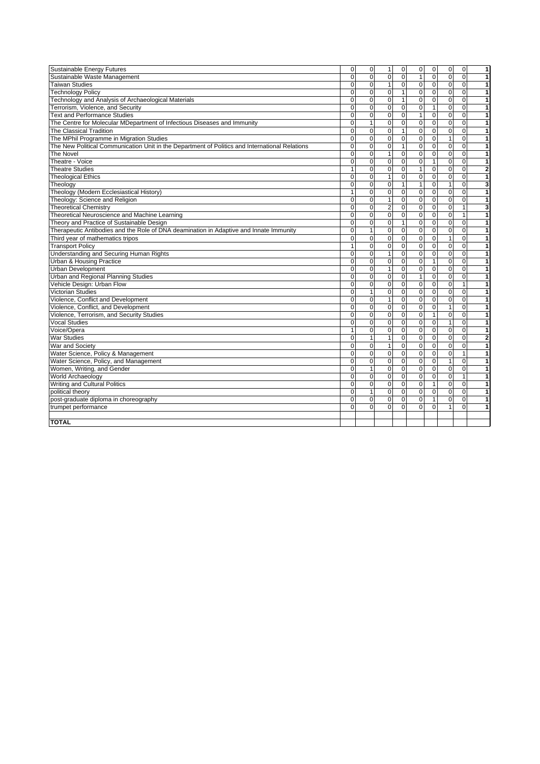| | | | | | | | | | |
|---|---|---|---|---|---|---|---|---|---|
| Sustainable Energy Futures | 0 | 0 | 1 | 0 | 0 | 0 | 0 | 0 | **1** |
| Sustainable Waste Management | 0 | 0 | 0 | 0 | 1 | 0 | 0 | 0 | **1** |
| Taiwan Studies | 0 | 0 | 1 | 0 | 0 | 0 | 0 | 0 | **1** |
| Technology Policy | 0 | 0 | 0 | 1 | 0 | 0 | 0 | 0 | **1** |
| Technology and Analysis of Archaeological Materials | 0 | 0 | 0 | 1 | 0 | 0 | 0 | 0 | **1** |
| Terrorism, Violence, and Security | 0 | 0 | 0 | 0 | 0 | 1 | 0 | 0 | **1** |
| Text and Performance Studies | 0 | 0 | 0 | 0 | 1 | 0 | 0 | 0 | **1** |
| The Centre for Molecular MDepartment of Infectious Diseases and Immunity | 0 | 1 | 0 | 0 | 0 | 0 | 0 | 0 | **1** |
| The Classical Tradition | 0 | 0 | 0 | 1 | 0 | 0 | 0 | 0 | **1** |
| The MPhil Programme in Migration Studies | 0 | 0 | 0 | 0 | 0 | 0 | 1 | 0 | **1** |
| The New Political Communication Unit in the Department of Politics and International Relations | 0 | 0 | 0 | 1 | 0 | 0 | 0 | 0 | **1** |
| The Novel | 0 | 0 | 1 | 0 | 0 | 0 | 0 | 0 | **1** |
| Theatre - Voice | 0 | 0 | 0 | 0 | 0 | 1 | 0 | 0 | **1** |
| Theatre Studies | 1 | 0 | 0 | 0 | 1 | 0 | 0 | 0 | **2** |
| Theological Ethics | 0 | 0 | 1 | 0 | 0 | 0 | 0 | 0 | **1** |
| Theology | 0 | 0 | 0 | 1 | 1 | 0 | 1 | 0 | **3** |
| Theology (Modern Ecclesiastical History) | 1 | 0 | 0 | 0 | 0 | 0 | 0 | 0 | **1** |
| Theology: Science and Religion | 0 | 0 | 1 | 0 | 0 | 0 | 0 | 0 | **1** |
| Theoretical Chemistry | 0 | 0 | 2 | 0 | 0 | 0 | 0 | 1 | **3** |
| Theoretical Neuroscience and Machine Learning | 0 | 0 | 0 | 0 | 0 | 0 | 0 | 1 | **1** |
| Theory and Practice of Sustainable Design | 0 | 0 | 0 | 1 | 0 | 0 | 0 | 0 | **1** |
| Therapeutic Antibodies and the Role of DNA deamination in Adaptive and Innate Immunity | 0 | 1 | 0 | 0 | 0 | 0 | 0 | 0 | **1** |
| Third year of mathematics tripos | 0 | 0 | 0 | 0 | 0 | 0 | 1 | 0 | **1** |
| Transport Policy | 1 | 0 | 0 | 0 | 0 | 0 | 0 | 0 | **1** |
| Understanding and Securing Human Rights | 0 | 0 | 1 | 0 | 0 | 0 | 0 | 0 | **1** |
| Urban & Housing Practice | 0 | 0 | 0 | 0 | 0 | 1 | 0 | 0 | **1** |
| Urban Development | 0 | 0 | 1 | 0 | 0 | 0 | 0 | 0 | **1** |
| Urban and Regional Planning Studies | 0 | 0 | 0 | 0 | 1 | 0 | 0 | 0 | **1** |
| Vehicle Design: Urban Flow | 0 | 0 | 0 | 0 | 0 | 0 | 0 | 1 | **1** |
| Victorian Studies | 0 | 1 | 0 | 0 | 0 | 0 | 0 | 0 | **1** |
| Violence, Conflict and Development | 0 | 0 | 1 | 0 | 0 | 0 | 0 | 0 | **1** |
| Violence, Conflict, and Development | 0 | 0 | 0 | 0 | 0 | 0 | 1 | 0 | **1** |
| Violence, Terrorism, and Security Studies | 0 | 0 | 0 | 0 | 0 | 1 | 0 | 0 | **1** |
| Vocal Studies | 0 | 0 | 0 | 0 | 0 | 0 | 1 | 0 | **1** |
| Voice/Opera | 1 | 0 | 0 | 0 | 0 | 0 | 0 | 0 | **1** |
| War Studies | 0 | 1 | 1 | 0 | 0 | 0 | 0 | 0 | **2** |
| War and Society | 0 | 0 | 1 | 0 | 0 | 0 | 0 | 0 | **1** |
| Water Science, Policy & Management | 0 | 0 | 0 | 0 | 0 | 0 | 0 | 1 | **1** |
| Water Science, Policy, and Management | 0 | 0 | 0 | 0 | 0 | 0 | 1 | 0 | **1** |
| Women, Writing, and Gender | 0 | 1 | 0 | 0 | 0 | 0 | 0 | 0 | **1** |
| World Archaeology | 0 | 0 | 0 | 0 | 0 | 0 | 0 | 1 | **1** |
| Writing and Cultural Politics | 0 | 0 | 0 | 0 | 0 | 1 | 0 | 0 | **1** |
| political theory | 0 | 1 | 0 | 0 | 0 | 0 | 0 | 0 | **1** |
| post-graduate diploma in choreography | 0 | 0 | 0 | 0 | 0 | 1 | 0 | 0 | **1** |
| trumpet performance | 0 | 0 | 0 | 0 | 0 | 0 | 1 | 0 | **1** |
| | | | | | | | | | |
| **TOTAL** | | | | | | | | | |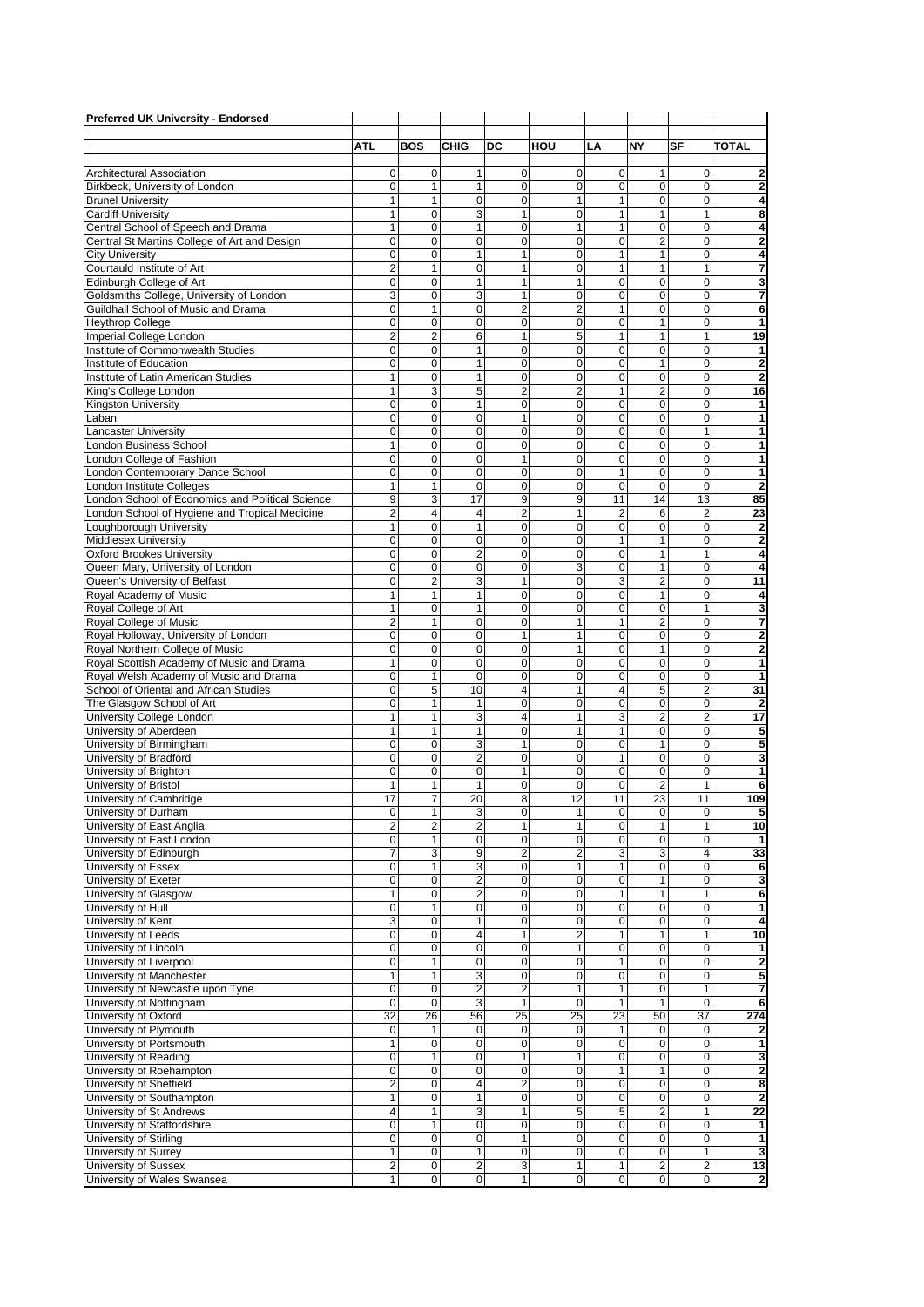**Preferred UK University - Endorsed**

| | ATL | BOS | CHIG | DC | HOU | LA | NY | SF | TOTAL |
|---|---|---|---|---|---|---|---|---|---|
| Architectural Association | 0 | 0 | 1 | 0 | 0 | 0 | 1 | 0 | 2 |
| Birkbeck, University of London | 0 | 1 | 1 | 0 | 0 | 0 | 0 | 0 | 2 |
| Brunel University | 1 | 1 | 0 | 0 | 1 | 1 | 0 | 0 | 4 |
| Cardiff University | 1 | 0 | 3 | 1 | 0 | 1 | 1 | 1 | 8 |
| Central School of Speech and Drama | 1 | 0 | 1 | 0 | 1 | 1 | 0 | 0 | 4 |
| Central St Martins College of Art and Design | 0 | 0 | 0 | 0 | 0 | 0 | 2 | 0 | 2 |
| City University | 0 | 0 | 1 | 1 | 0 | 1 | 1 | 0 | 4 |
| Courtauld Institute of Art | 2 | 1 | 0 | 1 | 0 | 1 | 1 | 1 | 7 |
| Edinburgh College of Art | 0 | 0 | 1 | 1 | 1 | 0 | 0 | 0 | 3 |
| Goldsmiths College, University of London | 3 | 0 | 3 | 1 | 0 | 0 | 0 | 0 | 7 |
| Guildhall School of Music and Drama | 0 | 1 | 0 | 2 | 2 | 1 | 0 | 0 | 6 |
| Heythrop College | 0 | 0 | 0 | 0 | 0 | 0 | 1 | 0 | 1 |
| Imperial College London | 2 | 2 | 6 | 1 | 5 | 1 | 1 | 1 | 19 |
| Institute of Commonwealth Studies | 0 | 0 | 1 | 0 | 0 | 0 | 0 | 0 | 1 |
| Institute of Education | 0 | 0 | 1 | 0 | 0 | 0 | 1 | 0 | 2 |
| Institute of Latin American Studies | 1 | 0 | 1 | 0 | 0 | 0 | 0 | 0 | 2 |
| King's College London | 1 | 3 | 5 | 2 | 2 | 1 | 2 | 0 | 16 |
| Kingston University | 0 | 0 | 1 | 0 | 0 | 0 | 0 | 0 | 1 |
| Laban | 0 | 0 | 0 | 1 | 0 | 0 | 0 | 0 | 1 |
| Lancaster University | 0 | 0 | 0 | 0 | 0 | 0 | 0 | 1 | 1 |
| London Business School | 1 | 0 | 0 | 0 | 0 | 0 | 0 | 0 | 1 |
| London College of Fashion | 0 | 0 | 0 | 1 | 0 | 0 | 0 | 0 | 1 |
| London Contemporary Dance School | 0 | 0 | 0 | 0 | 0 | 1 | 0 | 0 | 1 |
| London Institute Colleges | 1 | 1 | 0 | 0 | 0 | 0 | 0 | 0 | 2 |
| London School of Economics and Political Science | 9 | 3 | 17 | 9 | 9 | 11 | 14 | 13 | 85 |
| London School of Hygiene and Tropical Medicine | 2 | 4 | 4 | 2 | 1 | 2 | 6 | 2 | 23 |
| Loughborough University | 1 | 0 | 1 | 0 | 0 | 0 | 0 | 0 | 2 |
| Middlesex University | 0 | 0 | 0 | 0 | 0 | 1 | 1 | 0 | 2 |
| Oxford Brookes University | 0 | 0 | 2 | 0 | 0 | 0 | 1 | 1 | 4 |
| Queen Mary, University of London | 0 | 0 | 0 | 0 | 3 | 0 | 1 | 0 | 4 |
| Queen's University of Belfast | 0 | 2 | 3 | 1 | 0 | 3 | 2 | 0 | 11 |
| Royal Academy of Music | 1 | 1 | 1 | 0 | 0 | 0 | 1 | 0 | 4 |
| Royal College of Art | 1 | 0 | 1 | 0 | 0 | 0 | 0 | 1 | 3 |
| Royal College of Music | 2 | 1 | 0 | 0 | 1 | 1 | 2 | 0 | 7 |
| Royal Holloway, University of London | 0 | 0 | 0 | 1 | 1 | 0 | 0 | 0 | 2 |
| Royal Northern College of Music | 0 | 0 | 0 | 0 | 1 | 0 | 1 | 0 | 2 |
| Royal Scottish Academy of Music and Drama | 1 | 0 | 0 | 0 | 0 | 0 | 0 | 0 | 1 |
| Royal Welsh Academy of Music and Drama | 0 | 1 | 0 | 0 | 0 | 0 | 0 | 0 | 1 |
| School of Oriental and African Studies | 0 | 5 | 10 | 4 | 1 | 4 | 5 | 2 | 31 |
| The Glasgow School of Art | 0 | 1 | 1 | 0 | 0 | 0 | 0 | 0 | 2 |
| University College London | 1 | 1 | 3 | 4 | 1 | 3 | 2 | 2 | 17 |
| University of Aberdeen | 1 | 1 | 1 | 0 | 1 | 1 | 0 | 0 | 5 |
| University of Birmingham | 0 | 0 | 3 | 1 | 0 | 0 | 1 | 0 | 5 |
| University of Bradford | 0 | 0 | 2 | 0 | 0 | 1 | 0 | 0 | 3 |
| University of Brighton | 0 | 0 | 0 | 1 | 0 | 0 | 0 | 0 | 1 |
| University of Bristol | 1 | 1 | 1 | 0 | 0 | 0 | 2 | 1 | 6 |
| University of Cambridge | 17 | 7 | 20 | 8 | 12 | 11 | 23 | 11 | 109 |
| University of Durham | 0 | 1 | 3 | 0 | 1 | 0 | 0 | 0 | 5 |
| University of East Anglia | 2 | 2 | 2 | 1 | 1 | 0 | 1 | 1 | 10 |
| University of East London | 0 | 1 | 0 | 0 | 0 | 0 | 0 | 0 | 1 |
| University of Edinburgh | 7 | 3 | 9 | 2 | 2 | 3 | 3 | 4 | 33 |
| University of Essex | 0 | 1 | 3 | 0 | 1 | 1 | 0 | 0 | 6 |
| University of Exeter | 0 | 0 | 2 | 0 | 0 | 0 | 1 | 0 | 3 |
| University of Glasgow | 1 | 0 | 2 | 0 | 0 | 1 | 1 | 1 | 6 |
| University of Hull | 0 | 1 | 0 | 0 | 0 | 0 | 0 | 0 | 1 |
| University of Kent | 3 | 0 | 1 | 0 | 0 | 0 | 0 | 0 | 4 |
| University of Leeds | 0 | 0 | 4 | 1 | 2 | 1 | 1 | 1 | 10 |
| University of Lincoln | 0 | 0 | 0 | 0 | 1 | 0 | 0 | 0 | 1 |
| University of Liverpool | 0 | 1 | 0 | 0 | 0 | 1 | 0 | 0 | 2 |
| University of Manchester | 1 | 1 | 3 | 0 | 0 | 0 | 0 | 0 | 5 |
| University of Newcastle upon Tyne | 0 | 0 | 2 | 2 | 1 | 1 | 0 | 1 | 7 |
| University of Nottingham | 0 | 0 | 3 | 1 | 0 | 1 | 1 | 0 | 6 |
| University of Oxford | 32 | 26 | 56 | 25 | 25 | 23 | 50 | 37 | 274 |
| University of Plymouth | 0 | 1 | 0 | 0 | 0 | 1 | 0 | 0 | 2 |
| University of Portsmouth | 1 | 0 | 0 | 0 | 0 | 0 | 0 | 0 | 1 |
| University of Reading | 0 | 1 | 0 | 1 | 1 | 0 | 0 | 0 | 3 |
| University of Roehampton | 0 | 0 | 0 | 0 | 0 | 1 | 1 | 0 | 2 |
| University of Sheffield | 2 | 0 | 4 | 2 | 0 | 0 | 0 | 0 | 8 |
| University of Southampton | 1 | 0 | 1 | 0 | 0 | 0 | 0 | 0 | 2 |
| University of St Andrews | 4 | 1 | 3 | 1 | 5 | 5 | 2 | 1 | 22 |
| University of Staffordshire | 0 | 1 | 0 | 0 | 0 | 0 | 0 | 0 | 1 |
| University of Stirling | 0 | 0 | 0 | 1 | 0 | 0 | 0 | 0 | 1 |
| University of Surrey | 1 | 0 | 1 | 0 | 0 | 0 | 0 | 1 | 3 |
| University of Sussex | 2 | 0 | 2 | 3 | 1 | 1 | 2 | 2 | 13 |
| University of Wales Swansea | 1 | 0 | 0 | 1 | 0 | 0 | 0 | 0 | 2 |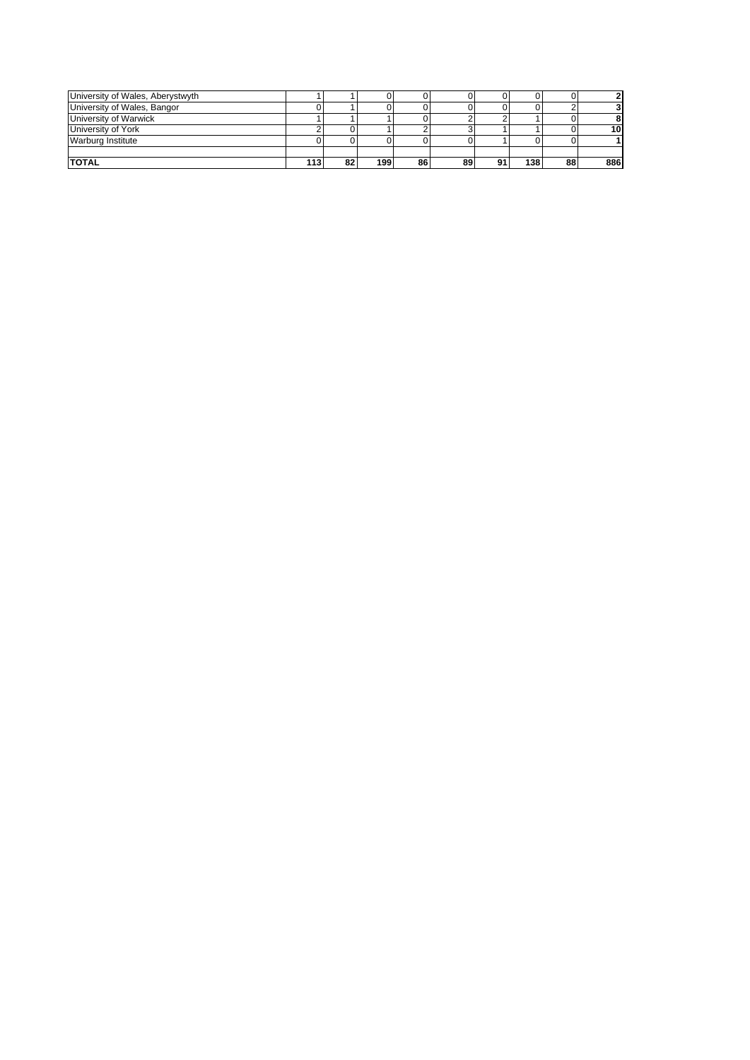| | | | | | | | | | |
|---|---|---|---|---|---|---|---|---|---|
| University of Wales, Aberystwyth | 1 | 1 | 0 | 0 | 0 | 0 | 0 | 0 | **2** |
| University of Wales, Bangor | 0 | 1 | 0 | 0 | 0 | 0 | 0 | 2 | **3** |
| University of Warwick | 1 | 1 | 1 | 0 | 2 | 2 | 1 | 0 | **8** |
| University of York | 2 | 0 | 1 | 2 | 3 | 1 | 1 | 0 | **10** |
| Warburg Institute | 0 | 0 | 0 | 0 | 0 | 1 | 0 | 0 | **1** |
| | | | | | | | | | |
| **TOTAL** | **113** | **82** | **199** | **86** | **89** | **91** | **138** | **88** | **886** |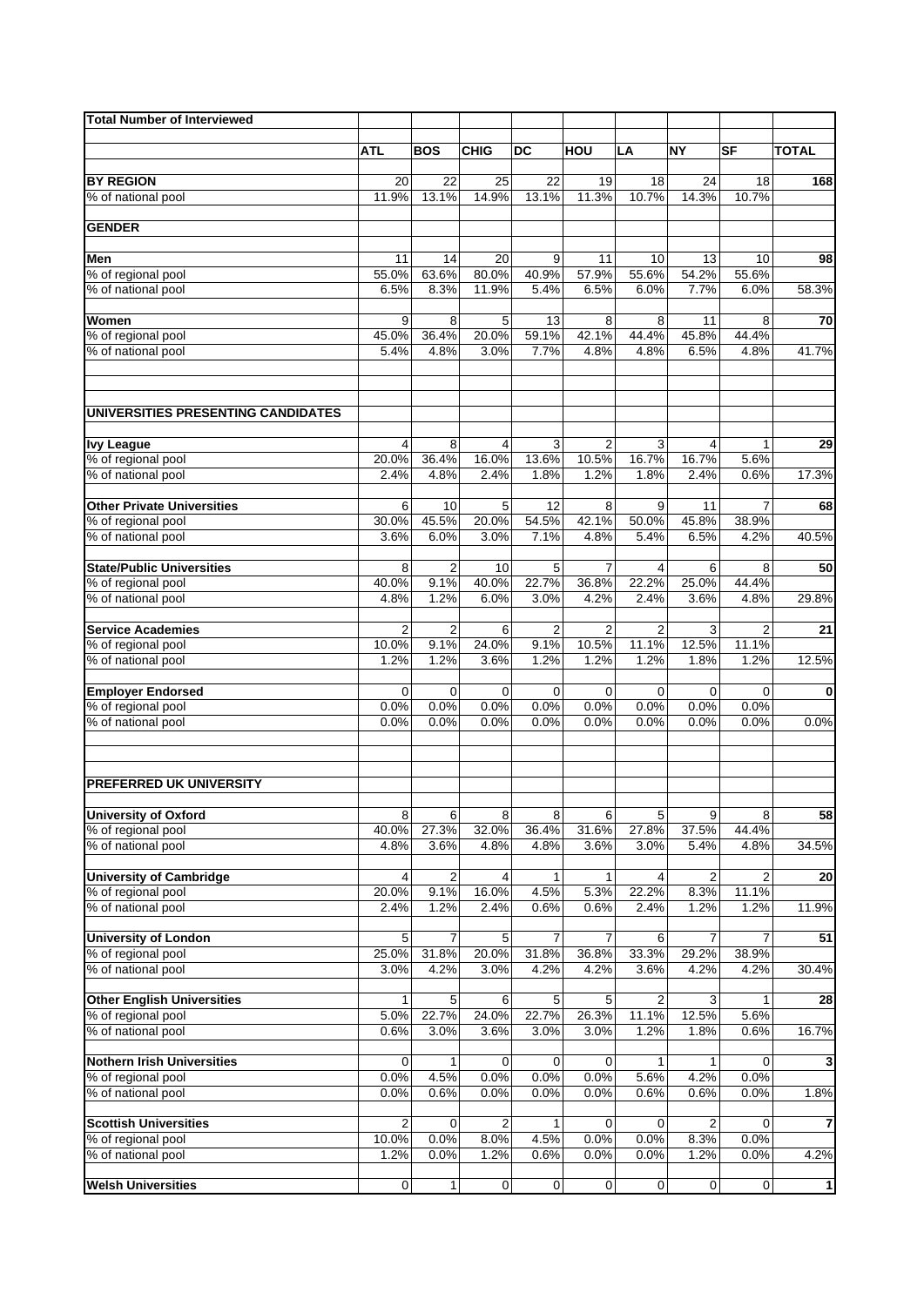| Total Number of Interviewed | | | | | | | | | |
|---|---|---|---|---|---|---|---|---|---|
| | **ATL** | **BOS** | **CHIG** | **DC** | **HOU** | **LA** | **NY** | **SF** | **TOTAL** |
| **BY REGION** | 20 | 22 | 25 | 22 | 19 | 18 | 24 | 18 | **168** |
| % of national pool | 11.9% | 13.1% | 14.9% | 13.1% | 11.3% | 10.7% | 14.3% | 10.7% | |
| **GENDER** | | | | | | | | | |
| **Men** | 11 | 14 | 20 | 9 | 11 | 10 | 13 | 10 | **98** |
| % of regional pool | 55.0% | 63.6% | 80.0% | 40.9% | 57.9% | 55.6% | 54.2% | 55.6% | |
| % of national pool | 6.5% | 8.3% | 11.9% | 5.4% | 6.5% | 6.0% | 7.7% | 6.0% | 58.3% |
| **Women** | 9 | 8 | 5 | 13 | 8 | 8 | 11 | 8 | **70** |
| % of regional pool | 45.0% | 36.4% | 20.0% | 59.1% | 42.1% | 44.4% | 45.8% | 44.4% | |
| % of national pool | 5.4% | 4.8% | 3.0% | 7.7% | 4.8% | 4.8% | 6.5% | 4.8% | 41.7% |
| **UNIVERSITIES PRESENTING CANDIDATES** | | | | | | | | | |
| **Ivy League** | 4 | 8 | 4 | 3 | 2 | 3 | 4 | 1 | **29** |
| % of regional pool | 20.0% | 36.4% | 16.0% | 13.6% | 10.5% | 16.7% | 16.7% | 5.6% | |
| % of national pool | 2.4% | 4.8% | 2.4% | 1.8% | 1.2% | 1.8% | 2.4% | 0.6% | 17.3% |
| **Other Private Universities** | 6 | 10 | 5 | 12 | 8 | 9 | 11 | 7 | **68** |
| % of regional pool | 30.0% | 45.5% | 20.0% | 54.5% | 42.1% | 50.0% | 45.8% | 38.9% | |
| % of national pool | 3.6% | 6.0% | 3.0% | 7.1% | 4.8% | 5.4% | 6.5% | 4.2% | 40.5% |
| **State/Public Universities** | 8 | 2 | 10 | 5 | 7 | 4 | 6 | 8 | **50** |
| % of regional pool | 40.0% | 9.1% | 40.0% | 22.7% | 36.8% | 22.2% | 25.0% | 44.4% | |
| % of national pool | 4.8% | 1.2% | 6.0% | 3.0% | 4.2% | 2.4% | 3.6% | 4.8% | 29.8% |
| **Service Academies** | 2 | 2 | 6 | 2 | 2 | 2 | 3 | 2 | **21** |
| % of regional pool | 10.0% | 9.1% | 24.0% | 9.1% | 10.5% | 11.1% | 12.5% | 11.1% | |
| % of national pool | 1.2% | 1.2% | 3.6% | 1.2% | 1.2% | 1.2% | 1.8% | 1.2% | 12.5% |
| **Employer Endorsed** | 0 | 0 | 0 | 0 | 0 | 0 | 0 | 0 | **0** |
| % of regional pool | 0.0% | 0.0% | 0.0% | 0.0% | 0.0% | 0.0% | 0.0% | 0.0% | |
| % of national pool | 0.0% | 0.0% | 0.0% | 0.0% | 0.0% | 0.0% | 0.0% | 0.0% | 0.0% |
| **PREFERRED UK UNIVERSITY** | | | | | | | | | |
| **University of Oxford** | 8 | 6 | 8 | 8 | 6 | 5 | 9 | 8 | **58** |
| % of regional pool | 40.0% | 27.3% | 32.0% | 36.4% | 31.6% | 27.8% | 37.5% | 44.4% | |
| % of national pool | 4.8% | 3.6% | 4.8% | 4.8% | 3.6% | 3.0% | 5.4% | 4.8% | 34.5% |
| **University of Cambridge** | 4 | 2 | 4 | 1 | 1 | 4 | 2 | 2 | **20** |
| % of regional pool | 20.0% | 9.1% | 16.0% | 4.5% | 5.3% | 22.2% | 8.3% | 11.1% | |
| % of national pool | 2.4% | 1.2% | 2.4% | 0.6% | 0.6% | 2.4% | 1.2% | 1.2% | 11.9% |
| **University of London** | 5 | 7 | 5 | 7 | 7 | 6 | 7 | 7 | **51** |
| % of regional pool | 25.0% | 31.8% | 20.0% | 31.8% | 36.8% | 33.3% | 29.2% | 38.9% | |
| % of national pool | 3.0% | 4.2% | 3.0% | 4.2% | 4.2% | 3.6% | 4.2% | 4.2% | 30.4% |
| **Other English Universities** | 1 | 5 | 6 | 5 | 5 | 2 | 3 | 1 | **28** |
| % of regional pool | 5.0% | 22.7% | 24.0% | 22.7% | 26.3% | 11.1% | 12.5% | 5.6% | |
| % of national pool | 0.6% | 3.0% | 3.6% | 3.0% | 3.0% | 1.2% | 1.8% | 0.6% | 16.7% |
| **Nothern Irish Universities** | 0 | 1 | 0 | 0 | 0 | 1 | 1 | 0 | **3** |
| % of regional pool | 0.0% | 4.5% | 0.0% | 0.0% | 0.0% | 5.6% | 4.2% | 0.0% | |
| % of national pool | 0.0% | 0.6% | 0.0% | 0.0% | 0.0% | 0.6% | 0.6% | 0.0% | 1.8% |
| **Scottish Universities** | 2 | 0 | 2 | 1 | 0 | 0 | 2 | 0 | **7** |
| % of regional pool | 10.0% | 0.0% | 8.0% | 4.5% | 0.0% | 0.0% | 8.3% | 0.0% | |
| % of national pool | 1.2% | 0.0% | 1.2% | 0.6% | 0.0% | 0.0% | 1.2% | 0.0% | 4.2% |
| **Welsh Universities** | 0 | 1 | 0 | 0 | 0 | 0 | 0 | 0 | **1** |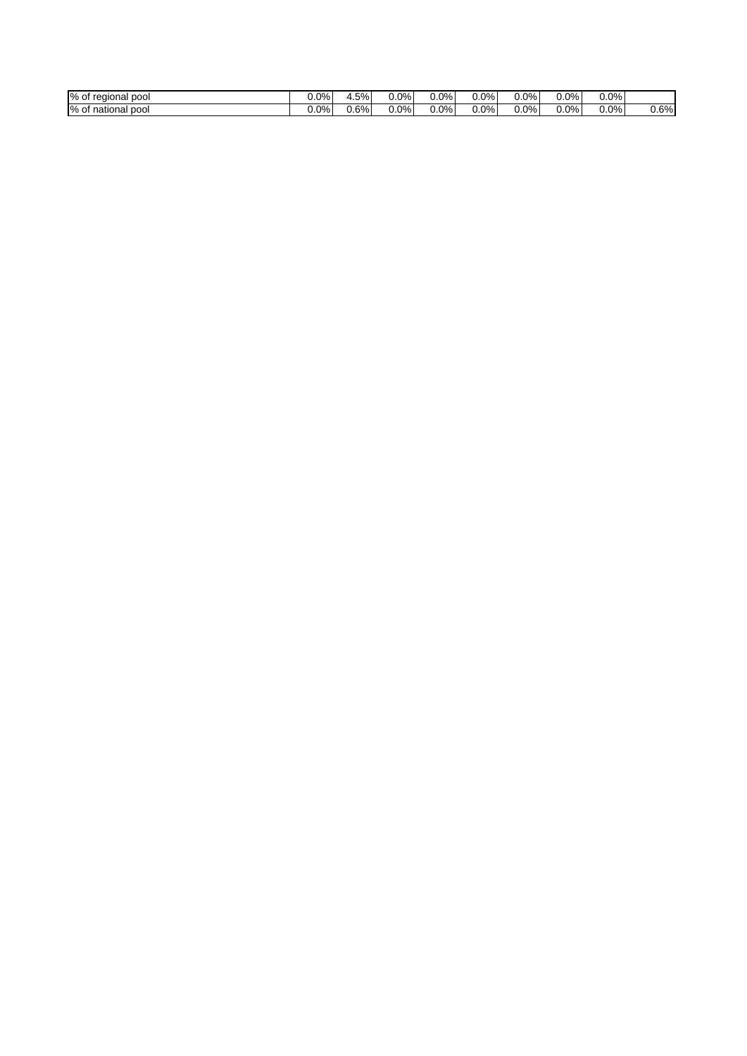|  |  |  |  |  |  |  |  |  |  |
|---|---|---|---|---|---|---|---|---|---|
| % of regional pool | 0.0% | 4.5% | 0.0% | 0.0% | 0.0% | 0.0% | 0.0% | 0.0% |  |
| % of national pool | 0.0% | 0.6% | 0.0% | 0.0% | 0.0% | 0.0% | 0.0% | 0.0% | 0.6% |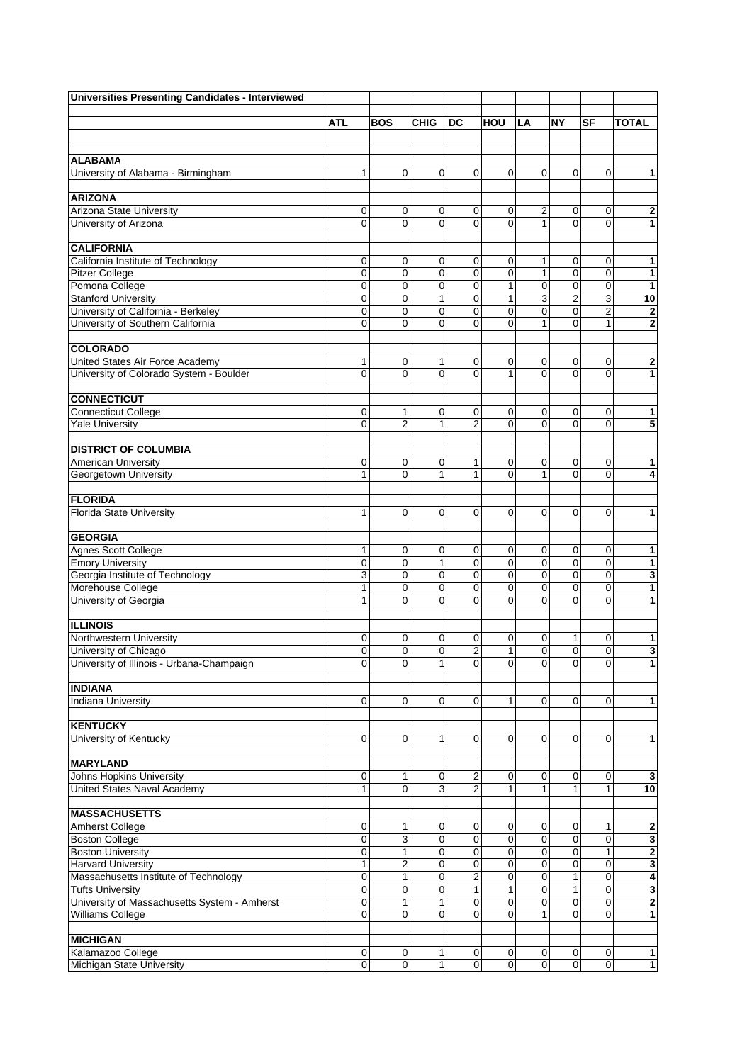| Universities Presenting Candidates - Interviewed | | | | | | | | | |
|---|---|---|---|---|---|---|---|---|---|
| | ATL | BOS | CHIG | DC | HOU | LA | NY | SF | TOTAL |
| **ALABAMA** | | | | | | | | | |
| University of Alabama - Birmingham | 1 | 0 | 0 | 0 | 0 | 0 | 0 | 0 | **1** |
| **ARIZONA** | | | | | | | | | |
| Arizona State University | 0 | 0 | 0 | 0 | 0 | 2 | 0 | 0 | **2** |
| University of Arizona | 0 | 0 | 0 | 0 | 0 | 1 | 0 | 0 | **1** |
| **CALIFORNIA** | | | | | | | | | |
| California Institute of Technology | 0 | 0 | 0 | 0 | 0 | 1 | 0 | 0 | **1** |
| Pitzer College | 0 | 0 | 0 | 0 | 0 | 1 | 0 | 0 | **1** |
| Pomona College | 0 | 0 | 0 | 0 | 1 | 0 | 0 | 0 | **1** |
| Stanford University | 0 | 0 | 1 | 0 | 1 | 3 | 2 | 3 | **10** |
| University of California - Berkeley | 0 | 0 | 0 | 0 | 0 | 0 | 0 | 2 | **2** |
| University of Southern California | 0 | 0 | 0 | 0 | 0 | 1 | 0 | 1 | **2** |
| **COLORADO** | | | | | | | | | |
| United States Air Force Academy | 1 | 0 | 1 | 0 | 0 | 0 | 0 | 0 | **2** |
| University of Colorado System - Boulder | 0 | 0 | 0 | 0 | 1 | 0 | 0 | 0 | **1** |
| **CONNECTICUT** | | | | | | | | | |
| Connecticut College | 0 | 1 | 0 | 0 | 0 | 0 | 0 | 0 | **1** |
| Yale University | 0 | 2 | 1 | 2 | 0 | 0 | 0 | 0 | **5** |
| **DISTRICT OF COLUMBIA** | | | | | | | | | |
| American University | 0 | 0 | 0 | 1 | 0 | 0 | 0 | 0 | **1** |
| Georgetown University | 1 | 0 | 1 | 1 | 0 | 1 | 0 | 0 | **4** |
| **FLORIDA** | | | | | | | | | |
| Florida State University | 1 | 0 | 0 | 0 | 0 | 0 | 0 | 0 | **1** |
| **GEORGIA** | | | | | | | | | |
| Agnes Scott College | 1 | 0 | 0 | 0 | 0 | 0 | 0 | 0 | **1** |
| Emory University | 0 | 0 | 1 | 0 | 0 | 0 | 0 | 0 | **1** |
| Georgia Institute of Technology | 3 | 0 | 0 | 0 | 0 | 0 | 0 | 0 | **3** |
| Morehouse College | 1 | 0 | 0 | 0 | 0 | 0 | 0 | 0 | **1** |
| University of Georgia | 1 | 0 | 0 | 0 | 0 | 0 | 0 | 0 | **1** |
| **ILLINOIS** | | | | | | | | | |
| Northwestern University | 0 | 0 | 0 | 0 | 0 | 0 | 1 | 0 | **1** |
| University of Chicago | 0 | 0 | 0 | 2 | 1 | 0 | 0 | 0 | **3** |
| University of Illinois - Urbana-Champaign | 0 | 0 | 1 | 0 | 0 | 0 | 0 | 0 | **1** |
| **INDIANA** | | | | | | | | | |
| Indiana University | 0 | 0 | 0 | 0 | 1 | 0 | 0 | 0 | **1** |
| **KENTUCKY** | | | | | | | | | |
| University of Kentucky | 0 | 0 | 1 | 0 | 0 | 0 | 0 | 0 | **1** |
| **MARYLAND** | | | | | | | | | |
| Johns Hopkins University | 0 | 1 | 0 | 2 | 0 | 0 | 0 | 0 | **3** |
| United States Naval Academy | 1 | 0 | 3 | 2 | 1 | 1 | 1 | 1 | **10** |
| **MASSACHUSETTS** | | | | | | | | | |
| Amherst College | 0 | 1 | 0 | 0 | 0 | 0 | 0 | 1 | **2** |
| Boston College | 0 | 3 | 0 | 0 | 0 | 0 | 0 | 0 | **3** |
| Boston University | 0 | 1 | 0 | 0 | 0 | 0 | 0 | 1 | **2** |
| Harvard University | 1 | 2 | 0 | 0 | 0 | 0 | 0 | 0 | **3** |
| Massachusetts Institute of Technology | 0 | 1 | 0 | 2 | 0 | 0 | 1 | 0 | **4** |
| Tufts University | 0 | 0 | 0 | 1 | 1 | 0 | 1 | 0 | **3** |
| University of Massachusetts System - Amherst | 0 | 1 | 1 | 0 | 0 | 0 | 0 | 0 | **2** |
| Williams College | 0 | 0 | 0 | 0 | 0 | 1 | 0 | 0 | **1** |
| **MICHIGAN** | | | | | | | | | |
| Kalamazoo College | 0 | 0 | 1 | 0 | 0 | 0 | 0 | 0 | **1** |
| Michigan State University | 0 | 0 | 1 | 0 | 0 | 0 | 0 | 0 | **1** |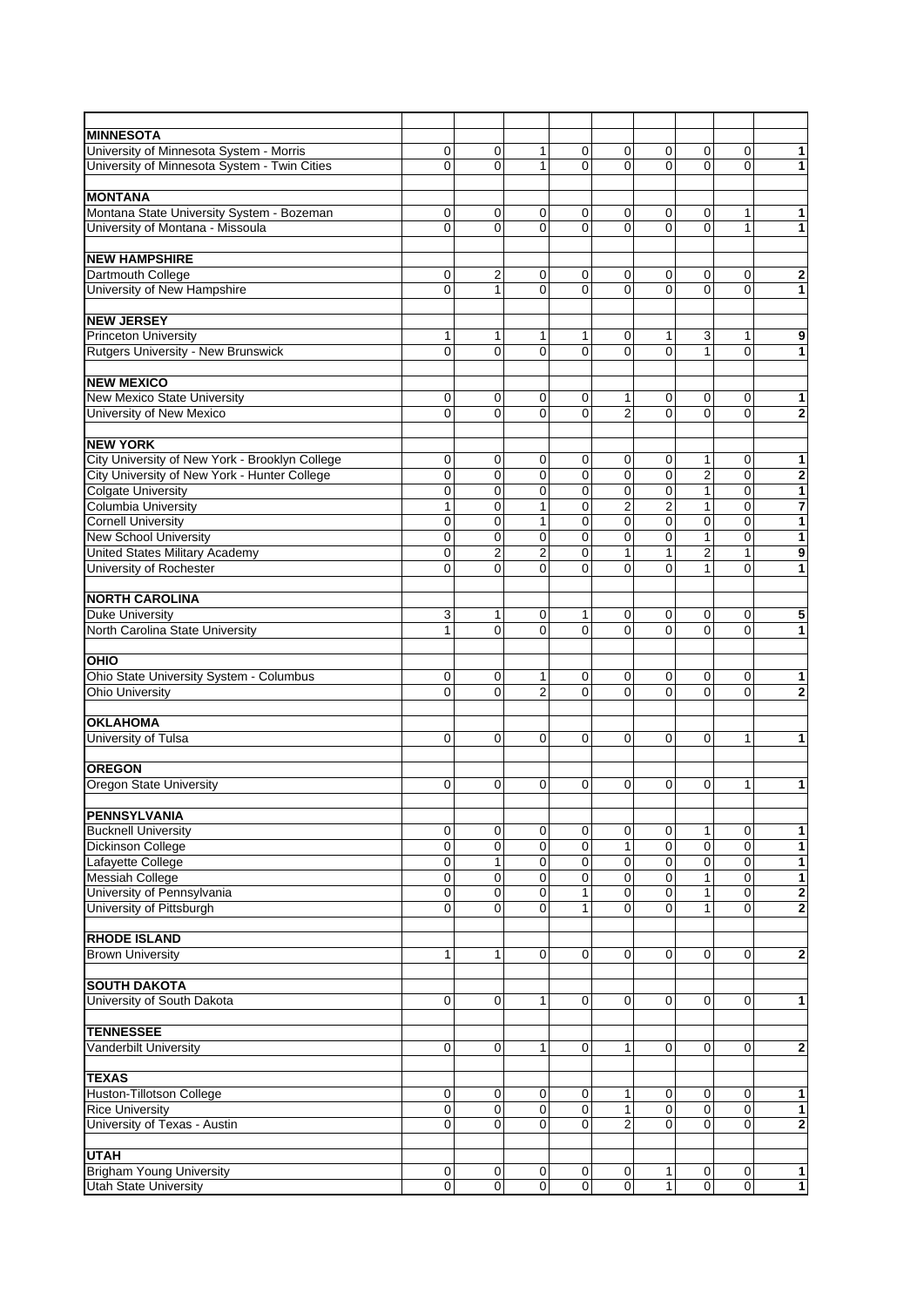| | | | | | | | | | |
|---|---|---|---|---|---|---|---|---|---|
| **MINNESOTA** | | | | | | | | | |
| University of Minnesota System - Morris | 0 | 0 | 1 | 0 | 0 | 0 | 0 | 0 | **1** |
| University of Minnesota System - Twin Cities | 0 | 0 | 1 | 0 | 0 | 0 | 0 | 0 | **1** |
| | | | | | | | | | |
| **MONTANA** | | | | | | | | | |
| Montana State University System - Bozeman | 0 | 0 | 0 | 0 | 0 | 0 | 0 | 1 | **1** |
| University of Montana - Missoula | 0 | 0 | 0 | 0 | 0 | 0 | 0 | 1 | **1** |
| | | | | | | | | | |
| **NEW HAMPSHIRE** | | | | | | | | | |
| Dartmouth College | 0 | 2 | 0 | 0 | 0 | 0 | 0 | 0 | **2** |
| University of New Hampshire | 0 | 1 | 0 | 0 | 0 | 0 | 0 | 0 | **1** |
| | | | | | | | | | |
| **NEW JERSEY** | | | | | | | | | |
| Princeton University | 1 | 1 | 1 | 1 | 0 | 1 | 3 | 1 | **9** |
| Rutgers University - New Brunswick | 0 | 0 | 0 | 0 | 0 | 0 | 1 | 0 | **1** |
| | | | | | | | | | |
| **NEW MEXICO** | | | | | | | | | |
| New Mexico State University | 0 | 0 | 0 | 0 | 1 | 0 | 0 | 0 | **1** |
| University of New Mexico | 0 | 0 | 0 | 0 | 2 | 0 | 0 | 0 | **2** |
| | | | | | | | | | |
| **NEW YORK** | | | | | | | | | |
| City University of New York - Brooklyn College | 0 | 0 | 0 | 0 | 0 | 0 | 1 | 0 | **1** |
| City University of New York - Hunter College | 0 | 0 | 0 | 0 | 0 | 0 | 2 | 0 | **2** |
| Colgate University | 0 | 0 | 0 | 0 | 0 | 0 | 1 | 0 | **1** |
| Columbia University | 1 | 0 | 1 | 0 | 2 | 2 | 1 | 0 | **7** |
| Cornell University | 0 | 0 | 1 | 0 | 0 | 0 | 0 | 0 | **1** |
| New School University | 0 | 0 | 0 | 0 | 0 | 0 | 1 | 0 | **1** |
| United States Military Academy | 0 | 2 | 2 | 0 | 1 | 1 | 2 | 1 | **9** |
| University of Rochester | 0 | 0 | 0 | 0 | 0 | 0 | 1 | 0 | **1** |
| | | | | | | | | | |
| **NORTH CAROLINA** | | | | | | | | | |
| Duke University | 3 | 1 | 0 | 1 | 0 | 0 | 0 | 0 | **5** |
| North Carolina State University | 1 | 0 | 0 | 0 | 0 | 0 | 0 | 0 | **1** |
| | | | | | | | | | |
| **OHIO** | | | | | | | | | |
| Ohio State University System - Columbus | 0 | 0 | 1 | 0 | 0 | 0 | 0 | 0 | **1** |
| Ohio University | 0 | 0 | 2 | 0 | 0 | 0 | 0 | 0 | **2** |
| | | | | | | | | | |
| **OKLAHOMA** | | | | | | | | | |
| University of Tulsa | 0 | 0 | 0 | 0 | 0 | 0 | 0 | 1 | **1** |
| | | | | | | | | | |
| **OREGON** | | | | | | | | | |
| Oregon State University | 0 | 0 | 0 | 0 | 0 | 0 | 0 | 1 | **1** |
| | | | | | | | | | |
| **PENNSYLVANIA** | | | | | | | | | |
| Bucknell University | 0 | 0 | 0 | 0 | 0 | 0 | 1 | 0 | **1** |
| Dickinson College | 0 | 0 | 0 | 0 | 1 | 0 | 0 | 0 | **1** |
| Lafayette College | 0 | 1 | 0 | 0 | 0 | 0 | 0 | 0 | **1** |
| Messiah College | 0 | 0 | 0 | 0 | 0 | 0 | 1 | 0 | **1** |
| University of Pennsylvania | 0 | 0 | 0 | 1 | 0 | 0 | 1 | 0 | **2** |
| University of Pittsburgh | 0 | 0 | 0 | 1 | 0 | 0 | 1 | 0 | **2** |
| | | | | | | | | | |
| **RHODE ISLAND** | | | | | | | | | |
| Brown University | 1 | 1 | 0 | 0 | 0 | 0 | 0 | 0 | **2** |
| | | | | | | | | | |
| **SOUTH DAKOTA** | | | | | | | | | |
| University of South Dakota | 0 | 0 | 1 | 0 | 0 | 0 | 0 | 0 | **1** |
| | | | | | | | | | |
| **TENNESSEE** | | | | | | | | | |
| Vanderbilt University | 0 | 0 | 1 | 0 | 1 | 0 | 0 | 0 | **2** |
| | | | | | | | | | |
| **TEXAS** | | | | | | | | | |
| Huston-Tillotson College | 0 | 0 | 0 | 0 | 1 | 0 | 0 | 0 | **1** |
| Rice University | 0 | 0 | 0 | 0 | 1 | 0 | 0 | 0 | **1** |
| University of Texas - Austin | 0 | 0 | 0 | 0 | 2 | 0 | 0 | 0 | **2** |
| | | | | | | | | | |
| **UTAH** | | | | | | | | | |
| Brigham Young University | 0 | 0 | 0 | 0 | 0 | 1 | 0 | 0 | **1** |
| Utah State University | 0 | 0 | 0 | 0 | 0 | 1 | 0 | 0 | **1** |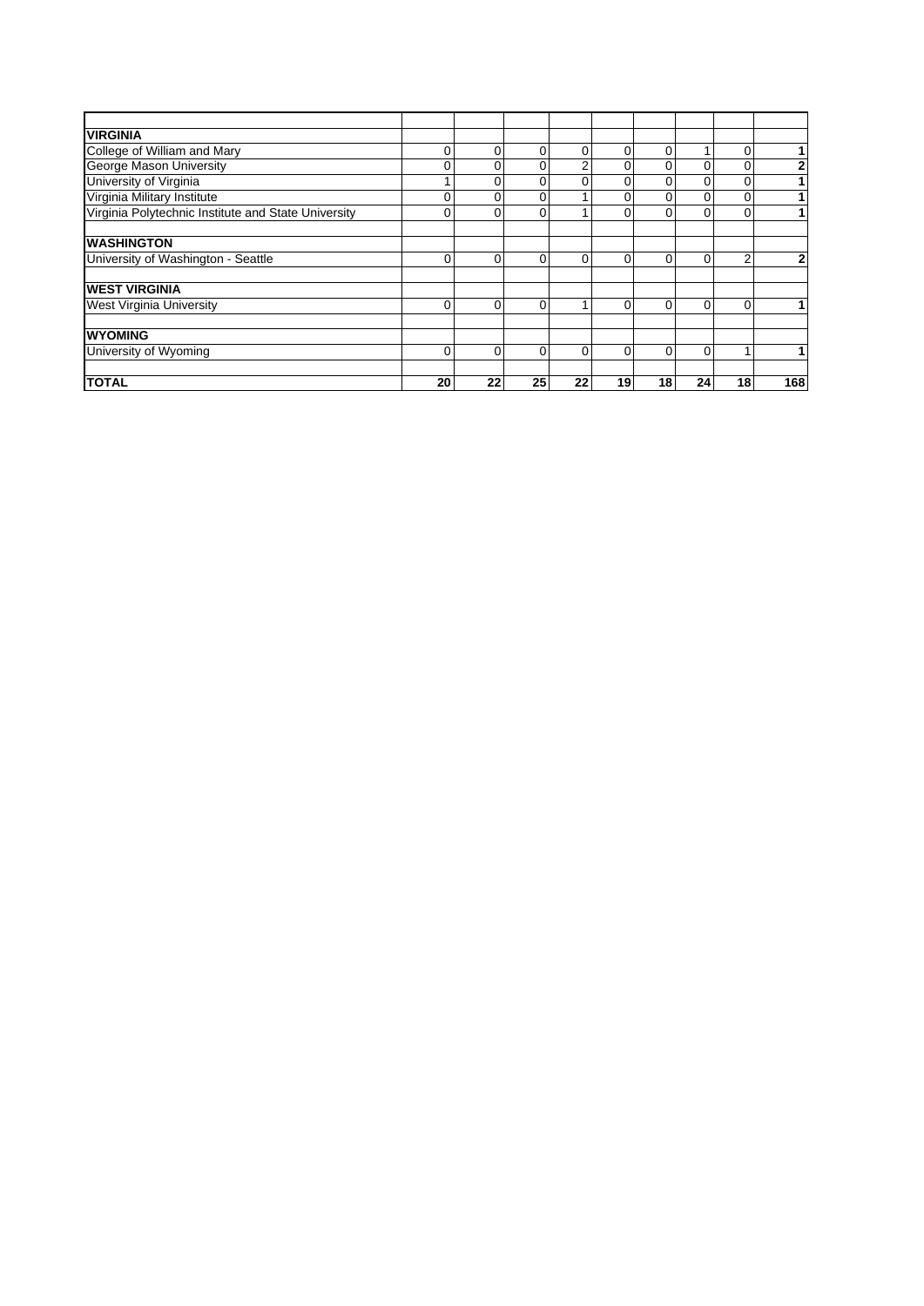| | | | | | | | | | |
|---|---|---|---|---|---|---|---|---|---|
| **VIRGINIA** | | | | | | | | | |
| College of William and Mary | 0 | 0 | 0 | 0 | 0 | 0 | 1 | 0 | **1** |
| George Mason University | 0 | 0 | 0 | 2 | 0 | 0 | 0 | 0 | **2** |
| University of Virginia | 1 | 0 | 0 | 0 | 0 | 0 | 0 | 0 | **1** |
| Virginia Military Institute | 0 | 0 | 0 | 1 | 0 | 0 | 0 | 0 | **1** |
| Virginia Polytechnic Institute and State University | 0 | 0 | 0 | 1 | 0 | 0 | 0 | 0 | **1** |
| | | | | | | | | | |
| **WASHINGTON** | | | | | | | | | |
| University of Washington - Seattle | 0 | 0 | 0 | 0 | 0 | 0 | 0 | 2 | **2** |
| | | | | | | | | | |
| **WEST VIRGINIA** | | | | | | | | | |
| West Virginia University | 0 | 0 | 0 | 1 | 0 | 0 | 0 | 0 | **1** |
| | | | | | | | | | |
| **WYOMING** | | | | | | | | | |
| University of Wyoming | 0 | 0 | 0 | 0 | 0 | 0 | 0 | 1 | **1** |
| | | | | | | | | | |
| **TOTAL** | **20** | **22** | **25** | **22** | **19** | **18** | **24** | **18** | **168** |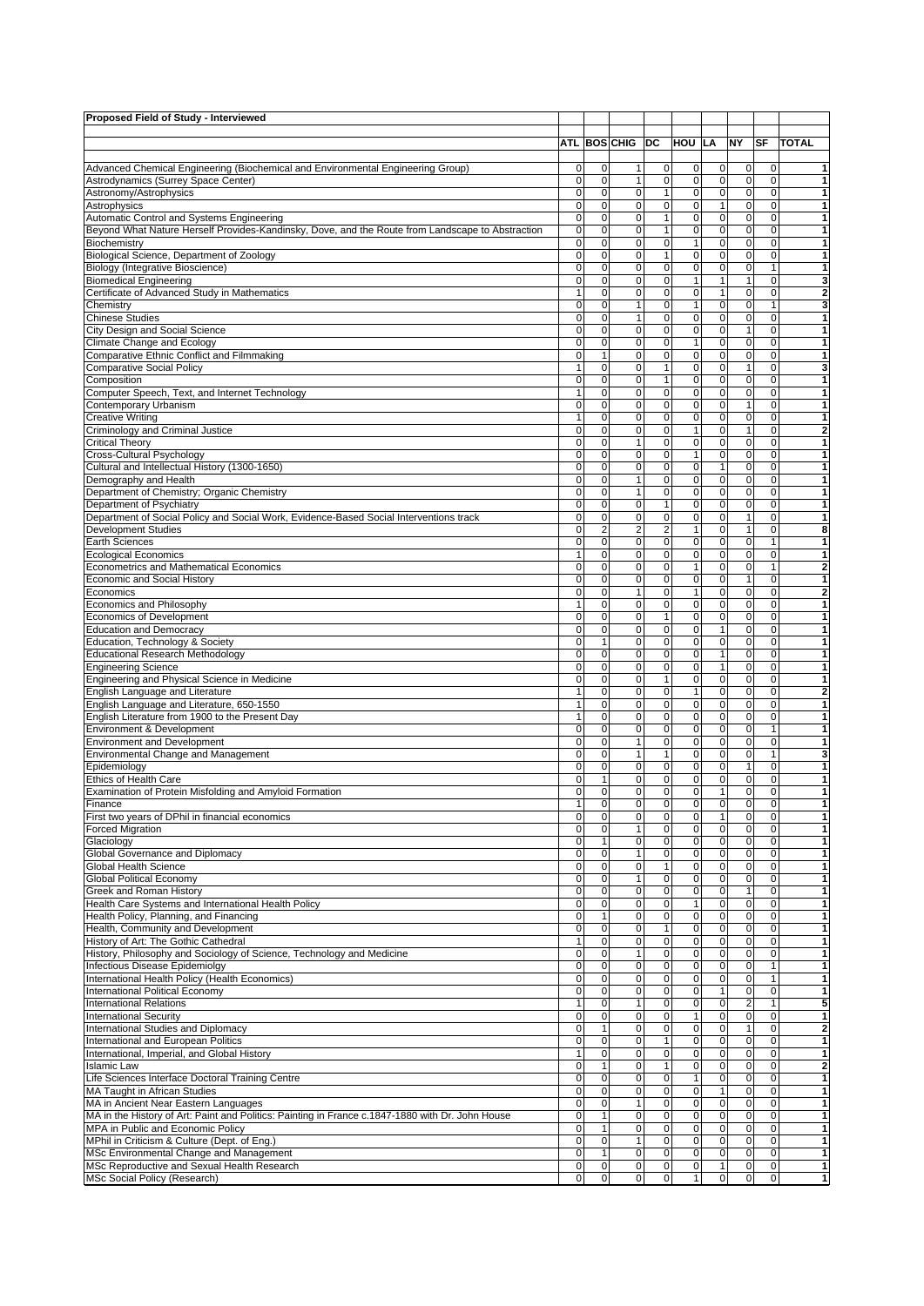| Proposed Field of Study - Interviewed | | | | | | | | | |
|---|---|---|---|---|---|---|---|---|---|
| | ATL | BOS | CHIG | DC | HOU | LA | NY | SF | TOTAL |
| Advanced Chemical Engineering (Biochemical and Environmental Engineering Group) | 0 | 0 | 1 | 0 | 0 | 0 | 0 | 0 | 1 |
| Astrodynamics (Surrey Space Center) | 0 | 0 | 1 | 0 | 0 | 0 | 0 | 0 | 1 |
| Astronomy/Astrophysics | 0 | 0 | 0 | 1 | 0 | 0 | 0 | 0 | 1 |
| Astrophysics | 0 | 0 | 0 | 0 | 0 | 1 | 0 | 0 | 1 |
| Automatic Control and Systems Engineering | 0 | 0 | 0 | 1 | 0 | 0 | 0 | 0 | 1 |
| Beyond What Nature Herself Provides-Kandinsky, Dove, and the Route from Landscape to Abstraction | 0 | 0 | 0 | 1 | 0 | 0 | 0 | 0 | 1 |
| Biochemistry | 0 | 0 | 0 | 0 | 1 | 0 | 0 | 0 | 1 |
| Biological Science, Department of Zoology | 0 | 0 | 0 | 1 | 0 | 0 | 0 | 0 | 1 |
| Biology (Integrative Bioscience) | 0 | 0 | 0 | 0 | 0 | 0 | 0 | 1 | 1 |
| Biomedical Engineering | 0 | 0 | 0 | 0 | 1 | 1 | 1 | 0 | 3 |
| Certificate of Advanced Study in Mathematics | 1 | 0 | 0 | 0 | 0 | 1 | 0 | 0 | 2 |
| Chemistry | 0 | 0 | 1 | 0 | 1 | 0 | 0 | 1 | 3 |
| Chinese Studies | 0 | 0 | 1 | 0 | 0 | 0 | 0 | 0 | 1 |
| City Design and Social Science | 0 | 0 | 0 | 0 | 0 | 0 | 1 | 0 | 1 |
| Climate Change and Ecology | 0 | 0 | 0 | 0 | 1 | 0 | 0 | 0 | 1 |
| Comparative Ethnic Conflict and Filmmaking | 0 | 1 | 0 | 0 | 0 | 0 | 0 | 0 | 1 |
| Comparative Social Policy | 1 | 0 | 0 | 1 | 0 | 0 | 1 | 0 | 3 |
| Composition | 0 | 0 | 0 | 1 | 0 | 0 | 0 | 0 | 1 |
| Computer Speech, Text, and Internet Technology | 1 | 0 | 0 | 0 | 0 | 0 | 0 | 0 | 1 |
| Contemporary Urbanism | 0 | 0 | 0 | 0 | 0 | 0 | 1 | 0 | 1 |
| Creative Writing | 1 | 0 | 0 | 0 | 0 | 0 | 0 | 0 | 1 |
| Criminology and Criminal Justice | 0 | 0 | 0 | 0 | 1 | 0 | 1 | 0 | 2 |
| Critical Theory | 0 | 0 | 1 | 0 | 0 | 0 | 0 | 0 | 1 |
| Cross-Cultural Psychology | 0 | 0 | 0 | 0 | 1 | 0 | 0 | 0 | 1 |
| Cultural and Intellectual History (1300-1650) | 0 | 0 | 0 | 0 | 0 | 1 | 0 | 0 | 1 |
| Demography and Health | 0 | 0 | 1 | 0 | 0 | 0 | 0 | 0 | 1 |
| Department of Chemistry; Organic Chemistry | 0 | 0 | 1 | 0 | 0 | 0 | 0 | 0 | 1 |
| Department of Psychiatry | 0 | 0 | 0 | 1 | 0 | 0 | 0 | 0 | 1 |
| Department of Social Policy and Social Work, Evidence-Based Social Interventions track | 0 | 0 | 0 | 0 | 0 | 0 | 1 | 0 | 1 |
| Development Studies | 0 | 2 | 2 | 2 | 1 | 0 | 1 | 0 | 8 |
| Earth Sciences | 0 | 0 | 0 | 0 | 0 | 0 | 0 | 1 | 1 |
| Ecological Economics | 1 | 0 | 0 | 0 | 0 | 0 | 0 | 0 | 1 |
| Econometrics and Mathematical Economics | 0 | 0 | 0 | 0 | 1 | 0 | 0 | 1 | 2 |
| Economic and Social History | 0 | 0 | 0 | 0 | 0 | 0 | 1 | 0 | 1 |
| Economics | 0 | 0 | 1 | 0 | 1 | 0 | 0 | 0 | 2 |
| Economics and Philosophy | 1 | 0 | 0 | 0 | 0 | 0 | 0 | 0 | 1 |
| Economics of Development | 0 | 0 | 0 | 1 | 0 | 0 | 0 | 0 | 1 |
| Education and Democracy | 0 | 0 | 0 | 0 | 0 | 1 | 0 | 0 | 1 |
| Education, Technology & Society | 0 | 1 | 0 | 0 | 0 | 0 | 0 | 0 | 1 |
| Educational Research Methodology | 0 | 0 | 0 | 0 | 0 | 1 | 0 | 0 | 1 |
| Engineering Science | 0 | 0 | 0 | 0 | 0 | 1 | 0 | 0 | 1 |
| Engineering and Physical Science in Medicine | 0 | 0 | 0 | 1 | 0 | 0 | 0 | 0 | 1 |
| English Language and Literature | 1 | 0 | 0 | 0 | 1 | 0 | 0 | 0 | 2 |
| English Language and Literature, 650-1550 | 1 | 0 | 0 | 0 | 0 | 0 | 0 | 0 | 1 |
| English Literature from 1900 to the Present Day | 1 | 0 | 0 | 0 | 0 | 0 | 0 | 0 | 1 |
| Environment & Development | 0 | 0 | 0 | 0 | 0 | 0 | 0 | 1 | 1 |
| Environment and Development | 0 | 0 | 1 | 0 | 0 | 0 | 0 | 0 | 1 |
| Environmental Change and Management | 0 | 0 | 1 | 1 | 0 | 0 | 0 | 1 | 3 |
| Epidemiology | 0 | 0 | 0 | 0 | 0 | 0 | 1 | 0 | 1 |
| Ethics of Health Care | 0 | 1 | 0 | 0 | 0 | 0 | 0 | 0 | 1 |
| Examination of Protein Misfolding and Amyloid Formation | 0 | 0 | 0 | 0 | 0 | 1 | 0 | 0 | 1 |
| Finance | 1 | 0 | 0 | 0 | 0 | 0 | 0 | 0 | 1 |
| First two years of DPhil in financial economics | 0 | 0 | 0 | 0 | 0 | 1 | 0 | 0 | 1 |
| Forced Migration | 0 | 0 | 1 | 0 | 0 | 0 | 0 | 0 | 1 |
| Glaciology | 0 | 1 | 0 | 0 | 0 | 0 | 0 | 0 | 1 |
| Global Governance and Diplomacy | 0 | 0 | 1 | 0 | 0 | 0 | 0 | 0 | 1 |
| Global Health Science | 0 | 0 | 0 | 1 | 0 | 0 | 0 | 0 | 1 |
| Global Political Economy | 0 | 0 | 1 | 0 | 0 | 0 | 0 | 0 | 1 |
| Greek and Roman History | 0 | 0 | 0 | 0 | 0 | 0 | 1 | 0 | 1 |
| Health Care Systems and International Health Policy | 0 | 0 | 0 | 0 | 1 | 0 | 0 | 0 | 1 |
| Health Policy, Planning, and Financing | 0 | 1 | 0 | 0 | 0 | 0 | 0 | 0 | 1 |
| Health, Community and Development | 0 | 0 | 0 | 1 | 0 | 0 | 0 | 0 | 1 |
| History of Art: The Gothic Cathedral | 1 | 0 | 0 | 0 | 0 | 0 | 0 | 0 | 1 |
| History, Philosophy and Sociology of Science, Technology and Medicine | 0 | 0 | 1 | 0 | 0 | 0 | 0 | 0 | 1 |
| Infectious Disease Epidemiolgy | 0 | 0 | 0 | 0 | 0 | 0 | 0 | 1 | 1 |
| International Health Policy (Health Economics) | 0 | 0 | 0 | 0 | 0 | 0 | 0 | 1 | 1 |
| International Political Economy | 0 | 0 | 0 | 0 | 0 | 1 | 0 | 0 | 1 |
| International Relations | 1 | 0 | 1 | 0 | 0 | 0 | 2 | 1 | 5 |
| International Security | 0 | 0 | 0 | 0 | 1 | 0 | 0 | 0 | 1 |
| International Studies and Diplomacy | 0 | 1 | 0 | 0 | 0 | 0 | 1 | 0 | 2 |
| International and European Politics | 0 | 0 | 0 | 1 | 0 | 0 | 0 | 0 | 1 |
| International, Imperial, and Global History | 1 | 0 | 0 | 0 | 0 | 0 | 0 | 0 | 1 |
| Islamic Law | 0 | 1 | 0 | 1 | 0 | 0 | 0 | 0 | 2 |
| Life Sciences Interface Doctoral Training Centre | 0 | 0 | 0 | 0 | 1 | 0 | 0 | 0 | 1 |
| MA Taught in African Studies | 0 | 0 | 0 | 0 | 0 | 1 | 0 | 0 | 1 |
| MA in Ancient Near Eastern Languages | 0 | 0 | 1 | 0 | 0 | 0 | 0 | 0 | 1 |
| MA in the History of Art: Paint and Politics: Painting in France c.1847-1880 with Dr. John House | 0 | 1 | 0 | 0 | 0 | 0 | 0 | 0 | 1 |
| MPA in Public and Economic Policy | 0 | 1 | 0 | 0 | 0 | 0 | 0 | 0 | 1 |
| MPhil in Criticism & Culture (Dept. of Eng.) | 0 | 0 | 1 | 0 | 0 | 0 | 0 | 0 | 1 |
| MSc Environmental Change and Management | 0 | 1 | 0 | 0 | 0 | 0 | 0 | 0 | 1 |
| MSc Reproductive and Sexual Health Research | 0 | 0 | 0 | 0 | 0 | 1 | 0 | 0 | 1 |
| MSc Social Policy (Research) | 0 | 0 | 0 | 0 | 1 | 0 | 0 | 0 | 1 |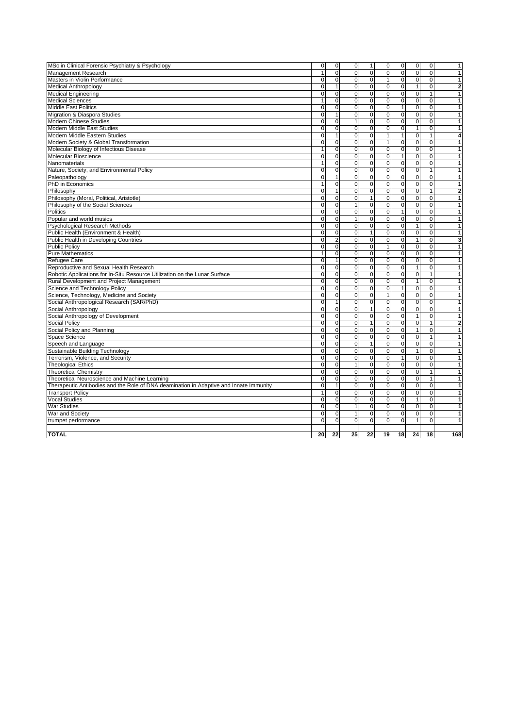| | | | | | | | | | |
|---|---|---|---|---|---|---|---|---|---|
| MSc in Clinical Forensic Psychiatry & Psychology | 0 | 0 | 0 | 1 | 0 | 0 | 0 | 0 | **1** |
| Management Research | 1 | 0 | 0 | 0 | 0 | 0 | 0 | 0 | **1** |
| Masters in Violin Performance | 0 | 0 | 0 | 0 | 1 | 0 | 0 | 0 | **1** |
| Medical Anthropology | 0 | 1 | 0 | 0 | 0 | 0 | 1 | 0 | **2** |
| Medical Engineering | 0 | 0 | 0 | 0 | 0 | 0 | 0 | 1 | **1** |
| Medical Sciences | 1 | 0 | 0 | 0 | 0 | 0 | 0 | 0 | **1** |
| Middle East Politics | 0 | 0 | 0 | 0 | 0 | 1 | 0 | 0 | **1** |
| Migration & Diaspora Studies | 0 | 1 | 0 | 0 | 0 | 0 | 0 | 0 | **1** |
| Modern Chinese Studies | 0 | 0 | 1 | 0 | 0 | 0 | 0 | 0 | **1** |
| Modern Middle East Studies | 0 | 0 | 0 | 0 | 0 | 0 | 1 | 0 | **1** |
| Modern Middle Eastern Studies | 0 | 1 | 0 | 0 | 1 | 1 | 0 | 1 | **4** |
| Modern Society & Global Transformation | 0 | 0 | 0 | 0 | 1 | 0 | 0 | 0 | **1** |
| Molecular Biology of Infectious Disease | 1 | 0 | 0 | 0 | 0 | 0 | 0 | 0 | **1** |
| Molecular Bioscience | 0 | 0 | 0 | 0 | 0 | 1 | 0 | 0 | **1** |
| Nanomaterials | 1 | 0 | 0 | 0 | 0 | 0 | 0 | 0 | **1** |
| Nature, Society, and Environmental Policy | 0 | 0 | 0 | 0 | 0 | 0 | 0 | 1 | **1** |
| Paleopathology | 0 | 1 | 0 | 0 | 0 | 0 | 0 | 0 | **1** |
| PhD in Economics | 1 | 0 | 0 | 0 | 0 | 0 | 0 | 0 | **1** |
| Philosophy | 0 | 1 | 0 | 0 | 0 | 0 | 0 | 1 | **2** |
| Philosophy (Moral, Political, Aristotle) | 0 | 0 | 0 | 1 | 0 | 0 | 0 | 0 | **1** |
| Philosophy of the Social Sciences | 0 | 0 | 1 | 0 | 0 | 0 | 0 | 0 | **1** |
| Politics | 0 | 0 | 0 | 0 | 0 | 1 | 0 | 0 | **1** |
| Popular and world musics | 0 | 0 | 1 | 0 | 0 | 0 | 0 | 0 | **1** |
| Psychological Research Methods | 0 | 0 | 0 | 0 | 0 | 0 | 1 | 0 | **1** |
| Public Health (Environment & Health) | 0 | 0 | 0 | 1 | 0 | 0 | 0 | 0 | **1** |
| Public Health in Developing Countries | 0 | 2 | 0 | 0 | 0 | 0 | 1 | 0 | **3** |
| Public Policy | 0 | 0 | 0 | 0 | 1 | 0 | 0 | 0 | **1** |
| Pure Mathematics | 1 | 0 | 0 | 0 | 0 | 0 | 0 | 0 | **1** |
| Refugee Care | 0 | 1 | 0 | 0 | 0 | 0 | 0 | 0 | **1** |
| Reproductive and Sexual Health Research | 0 | 0 | 0 | 0 | 0 | 0 | 1 | 0 | **1** |
| Robotic Applications for In-Situ Resource Utilization on the Lunar Surface | 0 | 0 | 0 | 0 | 0 | 0 | 0 | 1 | **1** |
| Rural Development and Project Management | 0 | 0 | 0 | 0 | 0 | 0 | 1 | 0 | **1** |
| Science and Technology Policy | 0 | 0 | 0 | 0 | 0 | 1 | 0 | 0 | **1** |
| Science, Technology, Medicine and Society | 0 | 0 | 0 | 0 | 1 | 0 | 0 | 0 | **1** |
| Social Anthropological Research (SAR/PhD) | 0 | 1 | 0 | 0 | 0 | 0 | 0 | 0 | **1** |
| Social Anthropology | 0 | 0 | 0 | 1 | 0 | 0 | 0 | 0 | **1** |
| Social Anthropology of Development | 0 | 0 | 0 | 0 | 0 | 0 | 1 | 0 | **1** |
| Social Policy | 0 | 0 | 0 | 1 | 0 | 0 | 0 | 1 | **2** |
| Social Policy and Planning | 0 | 0 | 0 | 0 | 0 | 0 | 1 | 0 | **1** |
| Space Science | 0 | 0 | 0 | 0 | 0 | 0 | 0 | 1 | **1** |
| Speech and Language | 0 | 0 | 0 | 1 | 0 | 0 | 0 | 0 | **1** |
| Sustainable Building Technology | 0 | 0 | 0 | 0 | 0 | 0 | 1 | 0 | **1** |
| Terrorism, Violence, and Security | 0 | 0 | 0 | 0 | 0 | 1 | 0 | 0 | **1** |
| Theological Ethics | 0 | 0 | 1 | 0 | 0 | 0 | 0 | 0 | **1** |
| Theoretical Chemistry | 0 | 0 | 0 | 0 | 0 | 0 | 0 | 1 | **1** |
| Theoretical Neuroscience and Machine Learning | 0 | 0 | 0 | 0 | 0 | 0 | 0 | 1 | **1** |
| Therapeutic Antibodies and the Role of DNA deamination in Adaptive and Innate Immunity | 0 | 1 | 0 | 0 | 0 | 0 | 0 | 0 | **1** |
| Transport Policy | 1 | 0 | 0 | 0 | 0 | 0 | 0 | 0 | **1** |
| Vocal Studies | 0 | 0 | 0 | 0 | 0 | 0 | 1 | 0 | **1** |
| War Studies | 0 | 0 | 1 | 0 | 0 | 0 | 0 | 0 | **1** |
| War and Society | 0 | 0 | 1 | 0 | 0 | 0 | 0 | 0 | **1** |
| trumpet performance | 0 | 0 | 0 | 0 | 0 | 0 | 1 | 0 | **1** |
| | | | | | | | | | |
| **TOTAL** | **20** | **22** | **25** | **22** | **19** | **18** | **24** | **18** | **168** |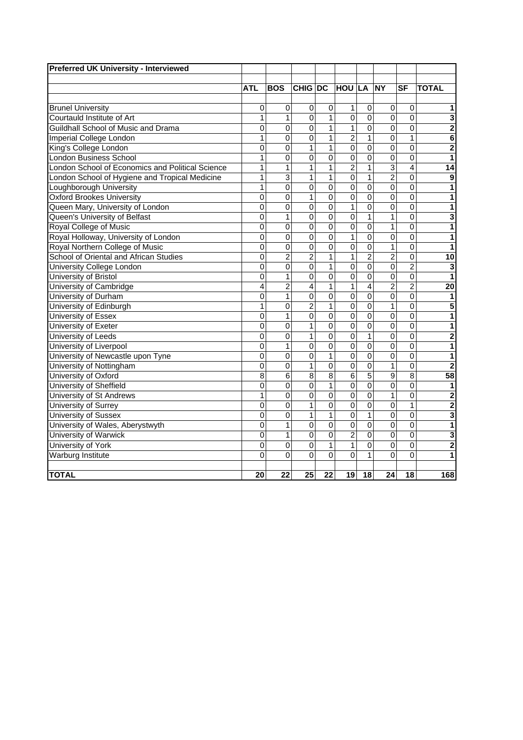| Preferred UK University - Interviewed | | | | | | | | | |
|---|---|---|---|---|---|---|---|---|---|
| | **ATL** | **BOS** | **CHIG** | **DC** | **HOU** | **LA** | **NY** | **SF** | **TOTAL** |
| Brunel University | 0 | 0 | 0 | 0 | 1 | 0 | 0 | 0 | **1** |
| Courtauld Institute of Art | 1 | 1 | 0 | 1 | 0 | 0 | 0 | 0 | **3** |
| Guildhall School of Music and Drama | 0 | 0 | 0 | 1 | 1 | 0 | 0 | 0 | **2** |
| Imperial College London | 1 | 0 | 0 | 1 | 2 | 1 | 0 | 1 | **6** |
| King's College London | 0 | 0 | 1 | 1 | 0 | 0 | 0 | 0 | **2** |
| London Business School | 1 | 0 | 0 | 0 | 0 | 0 | 0 | 0 | **1** |
| London School of Economics and Political Science | 1 | 1 | 1 | 1 | 2 | 1 | 3 | 4 | **14** |
| London School of Hygiene and Tropical Medicine | 1 | 3 | 1 | 1 | 0 | 1 | 2 | 0 | **9** |
| Loughborough University | 1 | 0 | 0 | 0 | 0 | 0 | 0 | 0 | **1** |
| Oxford Brookes University | 0 | 0 | 1 | 0 | 0 | 0 | 0 | 0 | **1** |
| Queen Mary, University of London | 0 | 0 | 0 | 0 | 1 | 0 | 0 | 0 | **1** |
| Queen's University of Belfast | 0 | 1 | 0 | 0 | 0 | 1 | 1 | 0 | **3** |
| Royal College of Music | 0 | 0 | 0 | 0 | 0 | 0 | 1 | 0 | **1** |
| Royal Holloway, University of London | 0 | 0 | 0 | 0 | 1 | 0 | 0 | 0 | **1** |
| Royal Northern College of Music | 0 | 0 | 0 | 0 | 0 | 0 | 1 | 0 | **1** |
| School of Oriental and African Studies | 0 | 2 | 2 | 1 | 1 | 2 | 2 | 0 | **10** |
| University College London | 0 | 0 | 0 | 1 | 0 | 0 | 0 | 2 | **3** |
| University of Bristol | 0 | 1 | 0 | 0 | 0 | 0 | 0 | 0 | **1** |
| University of Cambridge | 4 | 2 | 4 | 1 | 1 | 4 | 2 | 2 | **20** |
| University of Durham | 0 | 1 | 0 | 0 | 0 | 0 | 0 | 0 | **1** |
| University of Edinburgh | 1 | 0 | 2 | 1 | 0 | 0 | 1 | 0 | **5** |
| University of Essex | 0 | 1 | 0 | 0 | 0 | 0 | 0 | 0 | **1** |
| University of Exeter | 0 | 0 | 1 | 0 | 0 | 0 | 0 | 0 | **1** |
| University of Leeds | 0 | 0 | 1 | 0 | 0 | 1 | 0 | 0 | **2** |
| University of Liverpool | 0 | 1 | 0 | 0 | 0 | 0 | 0 | 0 | **1** |
| University of Newcastle upon Tyne | 0 | 0 | 0 | 1 | 0 | 0 | 0 | 0 | **1** |
| University of Nottingham | 0 | 0 | 1 | 0 | 0 | 0 | 1 | 0 | **2** |
| University of Oxford | 8 | 6 | 8 | 8 | 6 | 5 | 9 | 8 | **58** |
| University of Sheffield | 0 | 0 | 0 | 1 | 0 | 0 | 0 | 0 | **1** |
| University of St Andrews | 1 | 0 | 0 | 0 | 0 | 0 | 1 | 0 | **2** |
| University of Surrey | 0 | 0 | 1 | 0 | 0 | 0 | 0 | 1 | **2** |
| University of Sussex | 0 | 0 | 1 | 1 | 0 | 1 | 0 | 0 | **3** |
| University of Wales, Aberystwyth | 0 | 1 | 0 | 0 | 0 | 0 | 0 | 0 | **1** |
| University of Warwick | 0 | 1 | 0 | 0 | 2 | 0 | 0 | 0 | **3** |
| University of York | 0 | 0 | 0 | 1 | 1 | 0 | 0 | 0 | **2** |
| Warburg Institute | 0 | 0 | 0 | 0 | 0 | 1 | 0 | 0 | **1** |
| **TOTAL** | **20** | **22** | **25** | **22** | **19** | **18** | **24** | **18** | **168** |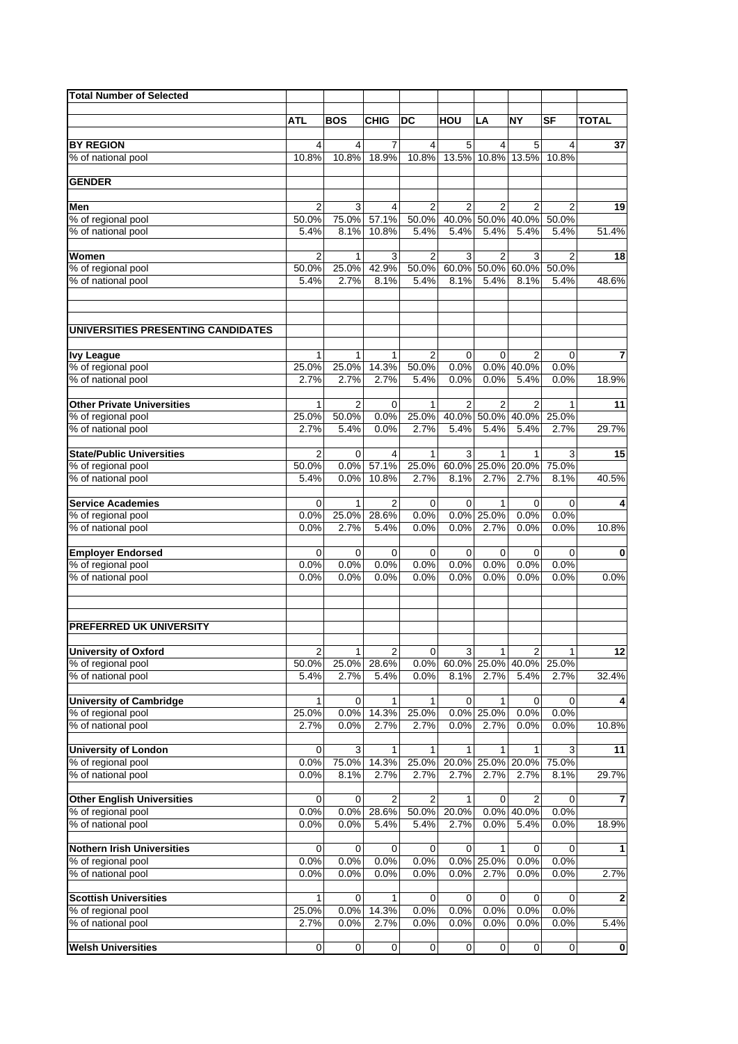| Total Number of Selected | | | | | | | | | |
|---|---|---|---|---|---|---|---|---|---|
| | ATL | BOS | CHIG | DC | HOU | LA | NY | SF | TOTAL |
| **BY REGION** | 4 | 4 | 7 | 4 | 5 | 4 | 5 | 4 | 37 |
| % of national pool | 10.8% | 10.8% | 18.9% | 10.8% | 13.5% | 10.8% | 13.5% | 10.8% | |
| **GENDER** | | | | | | | | | |
| **Men** | 2 | 3 | 4 | 2 | 2 | 2 | 2 | 2 | 19 |
| % of regional pool | 50.0% | 75.0% | 57.1% | 50.0% | 40.0% | 50.0% | 40.0% | 50.0% | |
| % of national pool | 5.4% | 8.1% | 10.8% | 5.4% | 5.4% | 5.4% | 5.4% | 5.4% | 51.4% |
| **Women** | 2 | 1 | 3 | 2 | 3 | 2 | 3 | 2 | 18 |
| % of regional pool | 50.0% | 25.0% | 42.9% | 50.0% | 60.0% | 50.0% | 60.0% | 50.0% | |
| % of national pool | 5.4% | 2.7% | 8.1% | 5.4% | 8.1% | 5.4% | 8.1% | 5.4% | 48.6% |
| **UNIVERSITIES PRESENTING CANDIDATES** | | | | | | | | | |
| **Ivy League** | 1 | 1 | 1 | 2 | 0 | 0 | 2 | 0 | 7 |
| % of regional pool | 25.0% | 25.0% | 14.3% | 50.0% | 0.0% | 0.0% | 40.0% | 0.0% | |
| % of national pool | 2.7% | 2.7% | 2.7% | 5.4% | 0.0% | 0.0% | 5.4% | 0.0% | 18.9% |
| **Other Private Universities** | 1 | 2 | 0 | 1 | 2 | 2 | 2 | 1 | 11 |
| % of regional pool | 25.0% | 50.0% | 0.0% | 25.0% | 40.0% | 50.0% | 40.0% | 25.0% | |
| % of national pool | 2.7% | 5.4% | 0.0% | 2.7% | 5.4% | 5.4% | 5.4% | 2.7% | 29.7% |
| **State/Public Universities** | 2 | 0 | 4 | 1 | 3 | 1 | 1 | 3 | 15 |
| % of regional pool | 50.0% | 0.0% | 57.1% | 25.0% | 60.0% | 25.0% | 20.0% | 75.0% | |
| % of national pool | 5.4% | 0.0% | 10.8% | 2.7% | 8.1% | 2.7% | 2.7% | 8.1% | 40.5% |
| **Service Academies** | 0 | 1 | 2 | 0 | 0 | 1 | 0 | 0 | 4 |
| % of regional pool | 0.0% | 25.0% | 28.6% | 0.0% | 0.0% | 25.0% | 0.0% | 0.0% | |
| % of national pool | 0.0% | 2.7% | 5.4% | 0.0% | 0.0% | 2.7% | 0.0% | 0.0% | 10.8% |
| **Employer Endorsed** | 0 | 0 | 0 | 0 | 0 | 0 | 0 | 0 | 0 |
| % of regional pool | 0.0% | 0.0% | 0.0% | 0.0% | 0.0% | 0.0% | 0.0% | 0.0% | |
| % of national pool | 0.0% | 0.0% | 0.0% | 0.0% | 0.0% | 0.0% | 0.0% | 0.0% | 0.0% |
| **PREFERRED UK UNIVERSITY** | | | | | | | | | |
| **University of Oxford** | 2 | 1 | 2 | 0 | 3 | 1 | 2 | 1 | 12 |
| % of regional pool | 50.0% | 25.0% | 28.6% | 0.0% | 60.0% | 25.0% | 40.0% | 25.0% | |
| % of national pool | 5.4% | 2.7% | 5.4% | 0.0% | 8.1% | 2.7% | 5.4% | 2.7% | 32.4% |
| **University of Cambridge** | 1 | 0 | 1 | 1 | 0 | 1 | 0 | 0 | 4 |
| % of regional pool | 25.0% | 0.0% | 14.3% | 25.0% | 0.0% | 25.0% | 0.0% | 0.0% | |
| % of national pool | 2.7% | 0.0% | 2.7% | 2.7% | 0.0% | 2.7% | 0.0% | 0.0% | 10.8% |
| **University of London** | 0 | 3 | 1 | 1 | 1 | 1 | 1 | 3 | 11 |
| % of regional pool | 0.0% | 75.0% | 14.3% | 25.0% | 20.0% | 25.0% | 20.0% | 75.0% | |
| % of national pool | 0.0% | 8.1% | 2.7% | 2.7% | 2.7% | 2.7% | 2.7% | 8.1% | 29.7% |
| **Other English Universities** | 0 | 0 | 2 | 2 | 1 | 0 | 2 | 0 | 7 |
| % of regional pool | 0.0% | 0.0% | 28.6% | 50.0% | 20.0% | 0.0% | 40.0% | 0.0% | |
| % of national pool | 0.0% | 0.0% | 5.4% | 5.4% | 2.7% | 0.0% | 5.4% | 0.0% | 18.9% |
| **Nothern Irish Universities** | 0 | 0 | 0 | 0 | 0 | 1 | 0 | 0 | 1 |
| % of regional pool | 0.0% | 0.0% | 0.0% | 0.0% | 0.0% | 25.0% | 0.0% | 0.0% | |
| % of national pool | 0.0% | 0.0% | 0.0% | 0.0% | 0.0% | 2.7% | 0.0% | 0.0% | 2.7% |
| **Scottish Universities** | 1 | 0 | 1 | 0 | 0 | 0 | 0 | 0 | 2 |
| % of regional pool | 25.0% | 0.0% | 14.3% | 0.0% | 0.0% | 0.0% | 0.0% | 0.0% | |
| % of national pool | 2.7% | 0.0% | 2.7% | 0.0% | 0.0% | 0.0% | 0.0% | 0.0% | 5.4% |
| **Welsh Universities** | 0 | 0 | 0 | 0 | 0 | 0 | 0 | 0 | 0 |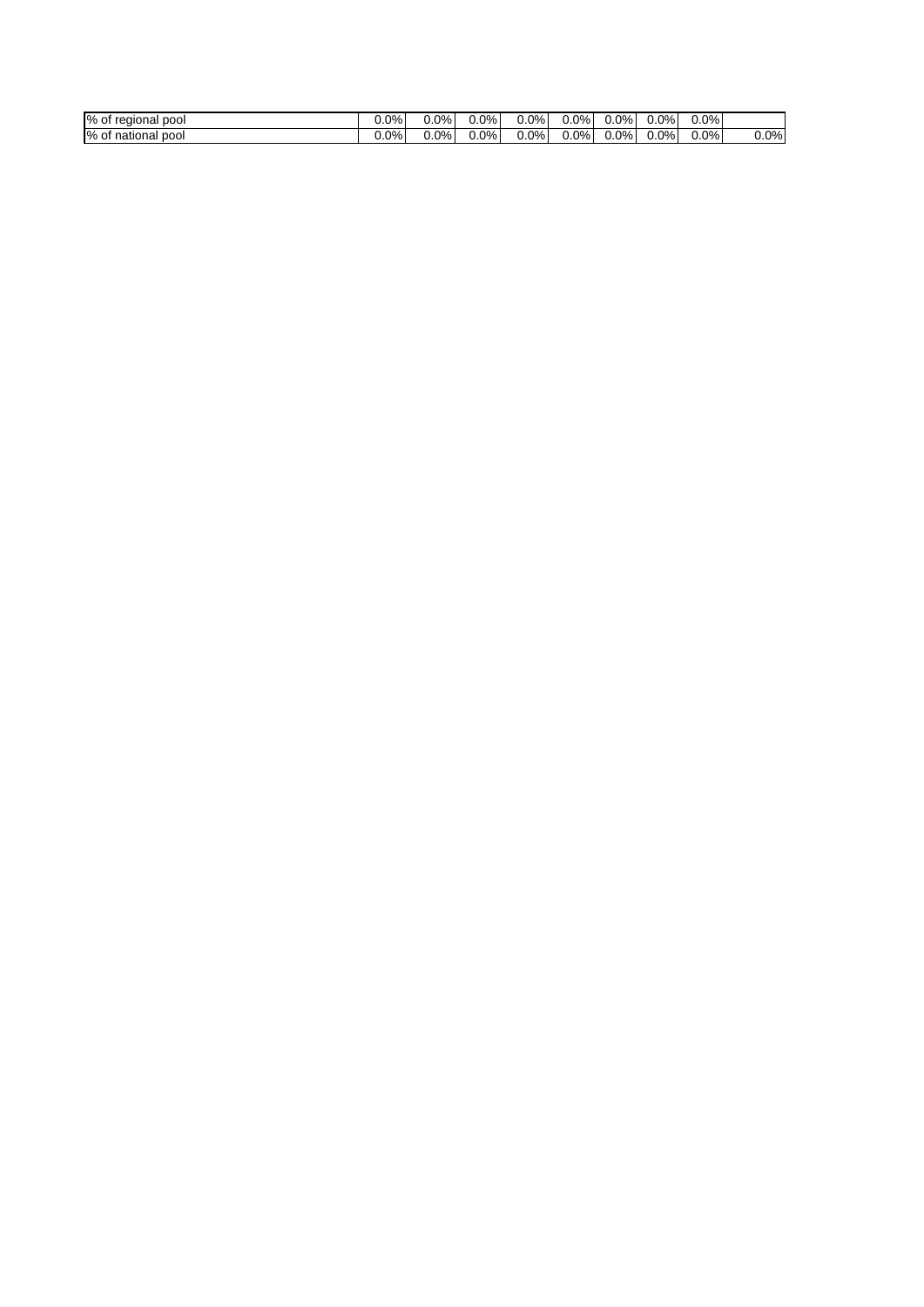| | | | | | | | | | |
|---|---|---|---|---|---|---|---|---|---|
| % of regional pool | 0.0% | 0.0% | 0.0% | 0.0% | 0.0% | 0.0% | 0.0% | 0.0% | |
| % of national pool | 0.0% | 0.0% | 0.0% | 0.0% | 0.0% | 0.0% | 0.0% | 0.0% | 0.0% |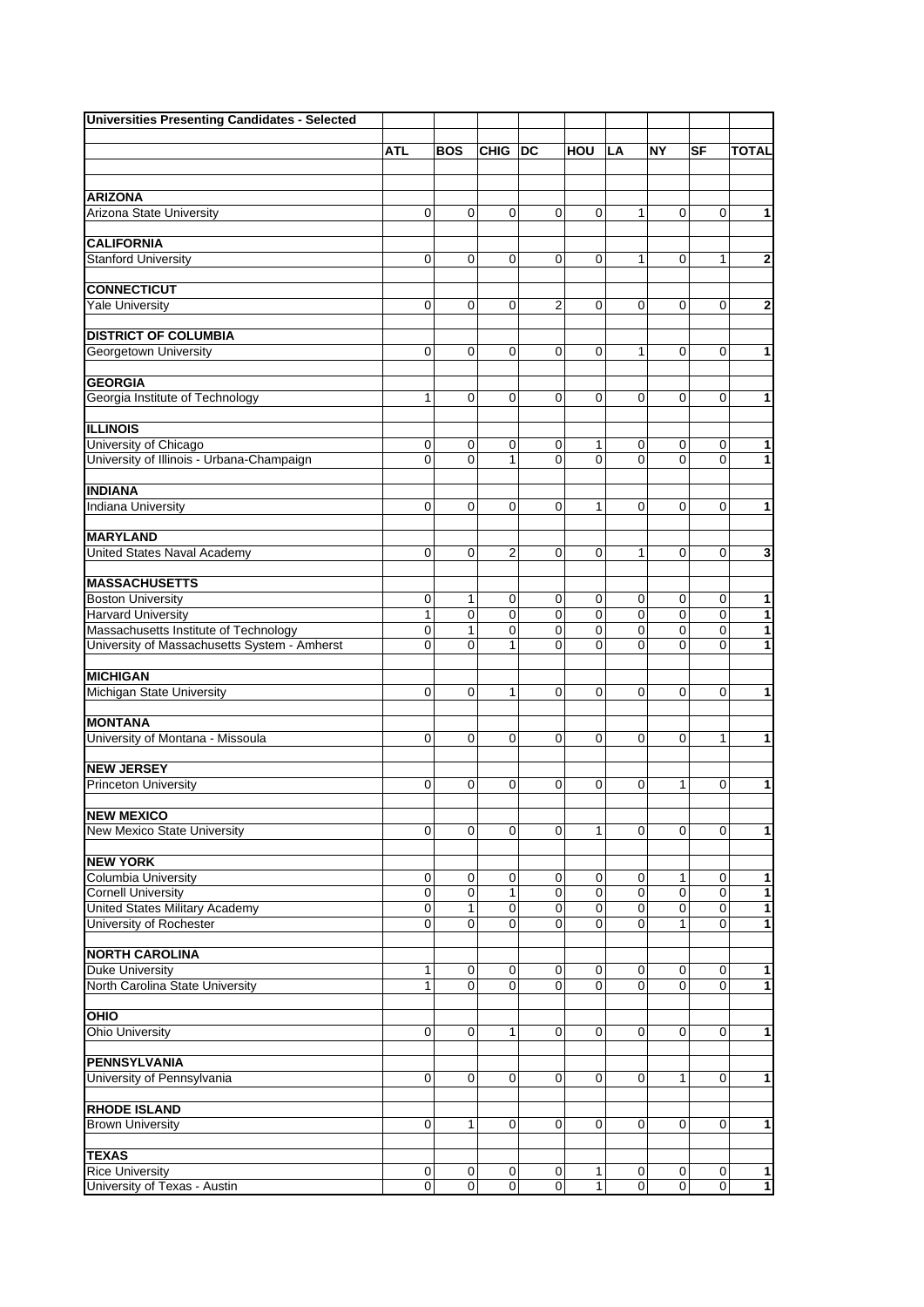**Universities Presenting Candidates - Selected**

| | ATL | BOS | CHIG | DC | HOU | LA | NY | SF | TOTAL |
|---|---|---|---|---|---|---|---|---|---|
| **ARIZONA** | | | | | | | | | |
| Arizona State University | 0 | 0 | 0 | 0 | 0 | 1 | 0 | 0 | 1 |
| **CALIFORNIA** | | | | | | | | | |
| Stanford University | 0 | 0 | 0 | 0 | 0 | 1 | 0 | 1 | 2 |
| **CONNECTICUT** | | | | | | | | | |
| Yale University | 0 | 0 | 0 | 2 | 0 | 0 | 0 | 0 | 2 |
| **DISTRICT OF COLUMBIA** | | | | | | | | | |
| Georgetown University | 0 | 0 | 0 | 0 | 0 | 1 | 0 | 0 | 1 |
| **GEORGIA** | | | | | | | | | |
| Georgia Institute of Technology | 1 | 0 | 0 | 0 | 0 | 0 | 0 | 0 | 1 |
| **ILLINOIS** | | | | | | | | | |
| University of Chicago | 0 | 0 | 0 | 0 | 1 | 0 | 0 | 0 | 1 |
| University of Illinois - Urbana-Champaign | 0 | 0 | 1 | 0 | 0 | 0 | 0 | 0 | 1 |
| **INDIANA** | | | | | | | | | |
| Indiana University | 0 | 0 | 0 | 0 | 1 | 0 | 0 | 0 | 1 |
| **MARYLAND** | | | | | | | | | |
| United States Naval Academy | 0 | 0 | 2 | 0 | 0 | 1 | 0 | 0 | 3 |
| **MASSACHUSETTS** | | | | | | | | | |
| Boston University | 0 | 1 | 0 | 0 | 0 | 0 | 0 | 0 | 1 |
| Harvard University | 1 | 0 | 0 | 0 | 0 | 0 | 0 | 0 | 1 |
| Massachusetts Institute of Technology | 0 | 1 | 0 | 0 | 0 | 0 | 0 | 0 | 1 |
| University of Massachusetts System - Amherst | 0 | 0 | 1 | 0 | 0 | 0 | 0 | 0 | 1 |
| **MICHIGAN** | | | | | | | | | |
| Michigan State University | 0 | 0 | 1 | 0 | 0 | 0 | 0 | 0 | 1 |
| **MONTANA** | | | | | | | | | |
| University of Montana - Missoula | 0 | 0 | 0 | 0 | 0 | 0 | 0 | 1 | 1 |
| **NEW JERSEY** | | | | | | | | | |
| Princeton University | 0 | 0 | 0 | 0 | 0 | 0 | 1 | 0 | 1 |
| **NEW MEXICO** | | | | | | | | | |
| New Mexico State University | 0 | 0 | 0 | 0 | 1 | 0 | 0 | 0 | 1 |
| **NEW YORK** | | | | | | | | | |
| Columbia University | 0 | 0 | 0 | 0 | 0 | 0 | 1 | 0 | 1 |
| Cornell University | 0 | 0 | 1 | 0 | 0 | 0 | 0 | 0 | 1 |
| United States Military Academy | 0 | 1 | 0 | 0 | 0 | 0 | 0 | 0 | 1 |
| University of Rochester | 0 | 0 | 0 | 0 | 0 | 0 | 1 | 0 | 1 |
| **NORTH CAROLINA** | | | | | | | | | |
| Duke University | 1 | 0 | 0 | 0 | 0 | 0 | 0 | 0 | 1 |
| North Carolina State University | 1 | 0 | 0 | 0 | 0 | 0 | 0 | 0 | 1 |
| **OHIO** | | | | | | | | | |
| Ohio University | 0 | 0 | 1 | 0 | 0 | 0 | 0 | 0 | 1 |
| **PENNSYLVANIA** | | | | | | | | | |
| University of Pennsylvania | 0 | 0 | 0 | 0 | 0 | 0 | 1 | 0 | 1 |
| **RHODE ISLAND** | | | | | | | | | |
| Brown University | 0 | 1 | 0 | 0 | 0 | 0 | 0 | 0 | 1 |
| **TEXAS** | | | | | | | | | |
| Rice University | 0 | 0 | 0 | 0 | 1 | 0 | 0 | 0 | 1 |
| University of Texas - Austin | 0 | 0 | 0 | 0 | 1 | 0 | 0 | 0 | 1 |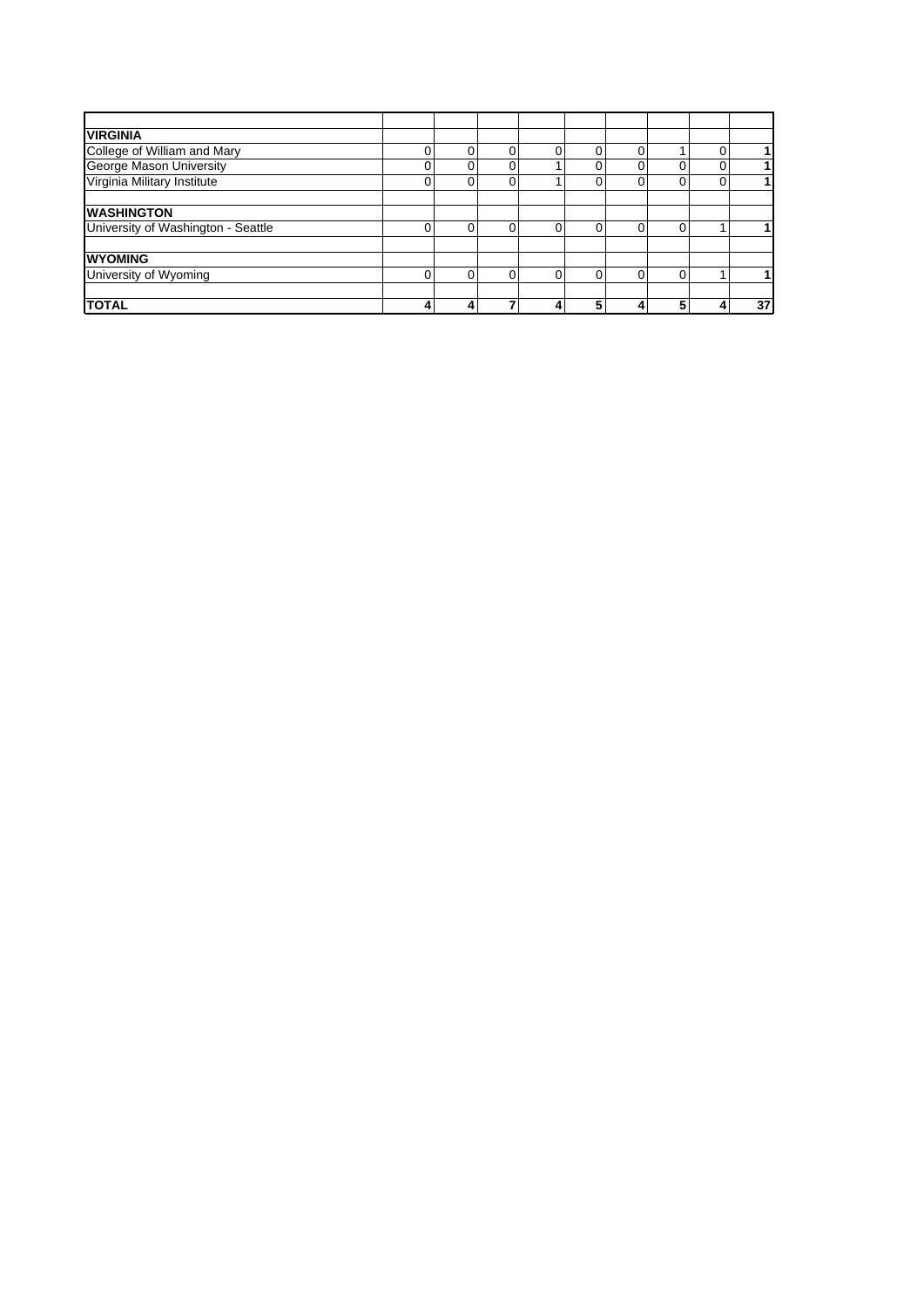| | | | | | | | | | |
|---|---|---|---|---|---|---|---|---|---|
| **VIRGINIA** | | | | | | | | | |
| College of William and Mary | 0 | 0 | 0 | 0 | 0 | 0 | 1 | 0 | **1** |
| George Mason University | 0 | 0 | 0 | 1 | 0 | 0 | 0 | 0 | **1** |
| Virginia Military Institute | 0 | 0 | 0 | 1 | 0 | 0 | 0 | 0 | **1** |
| | | | | | | | | | |
| **WASHINGTON** | | | | | | | | | |
| University of Washington - Seattle | 0 | 0 | 0 | 0 | 0 | 0 | 0 | 1 | **1** |
| | | | | | | | | | |
| **WYOMING** | | | | | | | | | |
| University of Wyoming | 0 | 0 | 0 | 0 | 0 | 0 | 0 | 1 | **1** |
| | | | | | | | | | |
| **TOTAL** | **4** | **4** | **7** | **4** | **5** | **4** | **5** | **4** | **37** |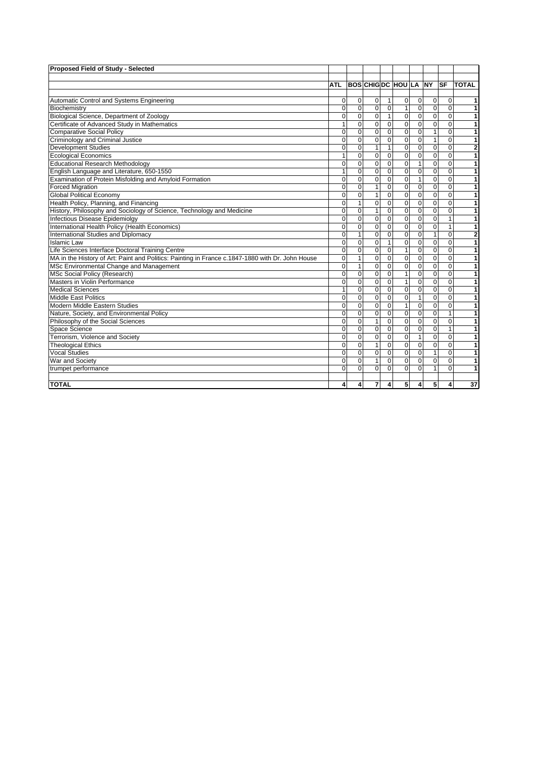| Proposed Field of Study - Selected | | | | | | | | | |
|---|---|---|---|---|---|---|---|---|---|
| | ATL | BOS | CHIG | DC | HOU | LA | NY | SF | TOTAL |
| Automatic Control and Systems Engineering | 0 | 0 | 0 | 1 | 0 | 0 | 0 | 0 | 1 |
| Biochemistry | 0 | 0 | 0 | 0 | 1 | 0 | 0 | 0 | 1 |
| Biological Science, Department of Zoology | 0 | 0 | 0 | 1 | 0 | 0 | 0 | 0 | 1 |
| Certificate of Advanced Study in Mathematics | 1 | 0 | 0 | 0 | 0 | 0 | 0 | 0 | 1 |
| Comparative Social Policy | 0 | 0 | 0 | 0 | 0 | 0 | 1 | 0 | 1 |
| Criminology and Criminal Justice | 0 | 0 | 0 | 0 | 0 | 0 | 1 | 0 | 1 |
| Development Studies | 0 | 0 | 1 | 1 | 0 | 0 | 0 | 0 | 2 |
| Ecological Economics | 1 | 0 | 0 | 0 | 0 | 0 | 0 | 0 | 1 |
| Educational Research Methodology | 0 | 0 | 0 | 0 | 0 | 1 | 0 | 0 | 1 |
| English Language and Literature, 650-1550 | 1 | 0 | 0 | 0 | 0 | 0 | 0 | 0 | 1 |
| Examination of Protein Misfolding and Amyloid Formation | 0 | 0 | 0 | 0 | 0 | 1 | 0 | 0 | 1 |
| Forced Migration | 0 | 0 | 1 | 0 | 0 | 0 | 0 | 0 | 1 |
| Global Political Economy | 0 | 0 | 1 | 0 | 0 | 0 | 0 | 0 | 1 |
| Health Policy, Planning, and Financing | 0 | 1 | 0 | 0 | 0 | 0 | 0 | 0 | 1 |
| History, Philosophy and Sociology of Science, Technology and Medicine | 0 | 0 | 1 | 0 | 0 | 0 | 0 | 0 | 1 |
| Infectious Disease Epidemiolgy | 0 | 0 | 0 | 0 | 0 | 0 | 0 | 1 | 1 |
| International Health Policy (Health Economics) | 0 | 0 | 0 | 0 | 0 | 0 | 0 | 1 | 1 |
| International Studies and Diplomacy | 0 | 1 | 0 | 0 | 0 | 0 | 1 | 0 | 2 |
| Islamic Law | 0 | 0 | 0 | 1 | 0 | 0 | 0 | 0 | 1 |
| Life Sciences Interface Doctoral Training Centre | 0 | 0 | 0 | 0 | 1 | 0 | 0 | 0 | 1 |
| MA in the History of Art: Paint and Politics: Painting in France c.1847-1880 with Dr. John House | 0 | 1 | 0 | 0 | 0 | 0 | 0 | 0 | 1 |
| MSc Environmental Change and Management | 0 | 1 | 0 | 0 | 0 | 0 | 0 | 0 | 1 |
| MSc Social Policy (Research) | 0 | 0 | 0 | 0 | 1 | 0 | 0 | 0 | 1 |
| Masters in Violin Performance | 0 | 0 | 0 | 0 | 1 | 0 | 0 | 0 | 1 |
| Medical Sciences | 1 | 0 | 0 | 0 | 0 | 0 | 0 | 0 | 1 |
| Middle East Politics | 0 | 0 | 0 | 0 | 0 | 1 | 0 | 0 | 1 |
| Modern Middle Eastern Studies | 0 | 0 | 0 | 0 | 1 | 0 | 0 | 0 | 1 |
| Nature, Society, and Environmental Policy | 0 | 0 | 0 | 0 | 0 | 0 | 0 | 1 | 1 |
| Philosophy of the Social Sciences | 0 | 0 | 1 | 0 | 0 | 0 | 0 | 0 | 1 |
| Space Science | 0 | 0 | 0 | 0 | 0 | 0 | 0 | 1 | 1 |
| Terrorism, Violence and Society | 0 | 0 | 0 | 0 | 0 | 1 | 0 | 0 | 1 |
| Theological Ethics | 0 | 0 | 1 | 0 | 0 | 0 | 0 | 0 | 1 |
| Vocal Studies | 0 | 0 | 0 | 0 | 0 | 0 | 1 | 0 | 1 |
| War and Society | 0 | 0 | 1 | 0 | 0 | 0 | 0 | 0 | 1 |
| trumpet performance | 0 | 0 | 0 | 0 | 0 | 0 | 1 | 0 | 1 |
| **TOTAL** | 4 | 4 | 7 | 4 | 5 | 4 | 5 | 4 | 37 |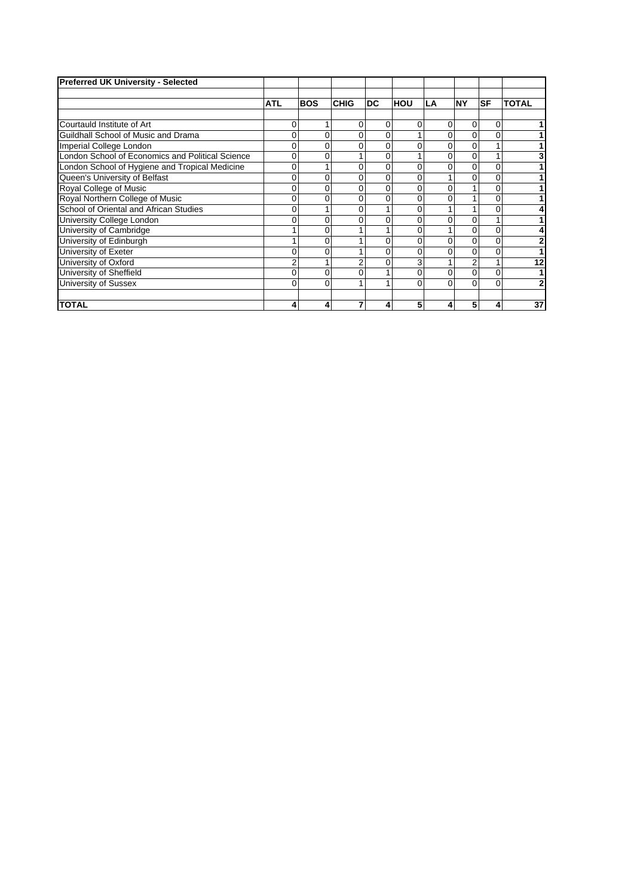| Preferred UK University - Selected | | | | | | | | | |
|---|---|---|---|---|---|---|---|---|---|
| | ATL | BOS | CHIG | DC | HOU | LA | NY | SF | TOTAL |
| Courtauld Institute of Art | 0 | 1 | 0 | 0 | 0 | 0 | 0 | 0 | 1 |
| Guildhall School of Music and Drama | 0 | 0 | 0 | 0 | 1 | 0 | 0 | 0 | 1 |
| Imperial College London | 0 | 0 | 0 | 0 | 0 | 0 | 0 | 1 | 1 |
| London School of Economics and Political Science | 0 | 0 | 1 | 0 | 1 | 0 | 0 | 1 | 3 |
| London School of Hygiene and Tropical Medicine | 0 | 1 | 0 | 0 | 0 | 0 | 0 | 0 | 1 |
| Queen's University of Belfast | 0 | 0 | 0 | 0 | 0 | 1 | 0 | 0 | 1 |
| Royal College of Music | 0 | 0 | 0 | 0 | 0 | 0 | 1 | 0 | 1 |
| Royal Northern College of Music | 0 | 0 | 0 | 0 | 0 | 0 | 1 | 0 | 1 |
| School of Oriental and African Studies | 0 | 1 | 0 | 1 | 0 | 1 | 1 | 0 | 4 |
| University College London | 0 | 0 | 0 | 0 | 0 | 0 | 0 | 1 | 1 |
| University of Cambridge | 1 | 0 | 1 | 1 | 0 | 1 | 0 | 0 | 4 |
| University of Edinburgh | 1 | 0 | 1 | 0 | 0 | 0 | 0 | 0 | 2 |
| University of Exeter | 0 | 0 | 1 | 0 | 0 | 0 | 0 | 0 | 1 |
| University of Oxford | 2 | 1 | 2 | 0 | 3 | 1 | 2 | 1 | 12 |
| University of Sheffield | 0 | 0 | 0 | 1 | 0 | 0 | 0 | 0 | 1 |
| University of Sussex | 0 | 0 | 1 | 1 | 0 | 0 | 0 | 0 | 2 |
| **TOTAL** | 4 | 4 | 7 | 4 | 5 | 4 | 5 | 4 | 37 |